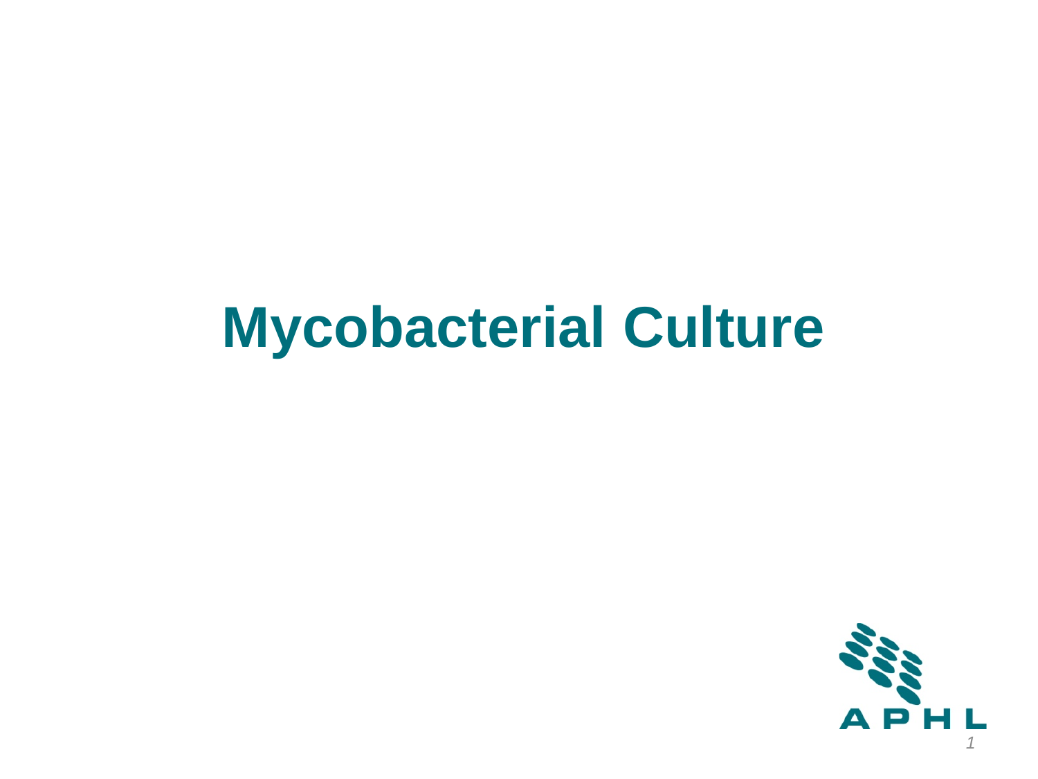# Mycobacterial Culture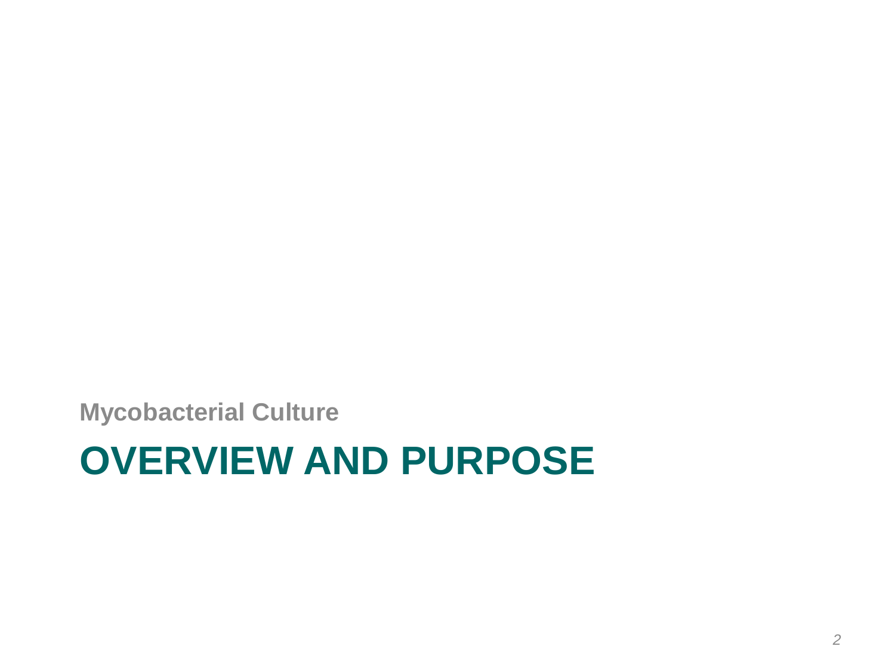Mycobacterial Culture

# OVERVIEW AND PURPOSE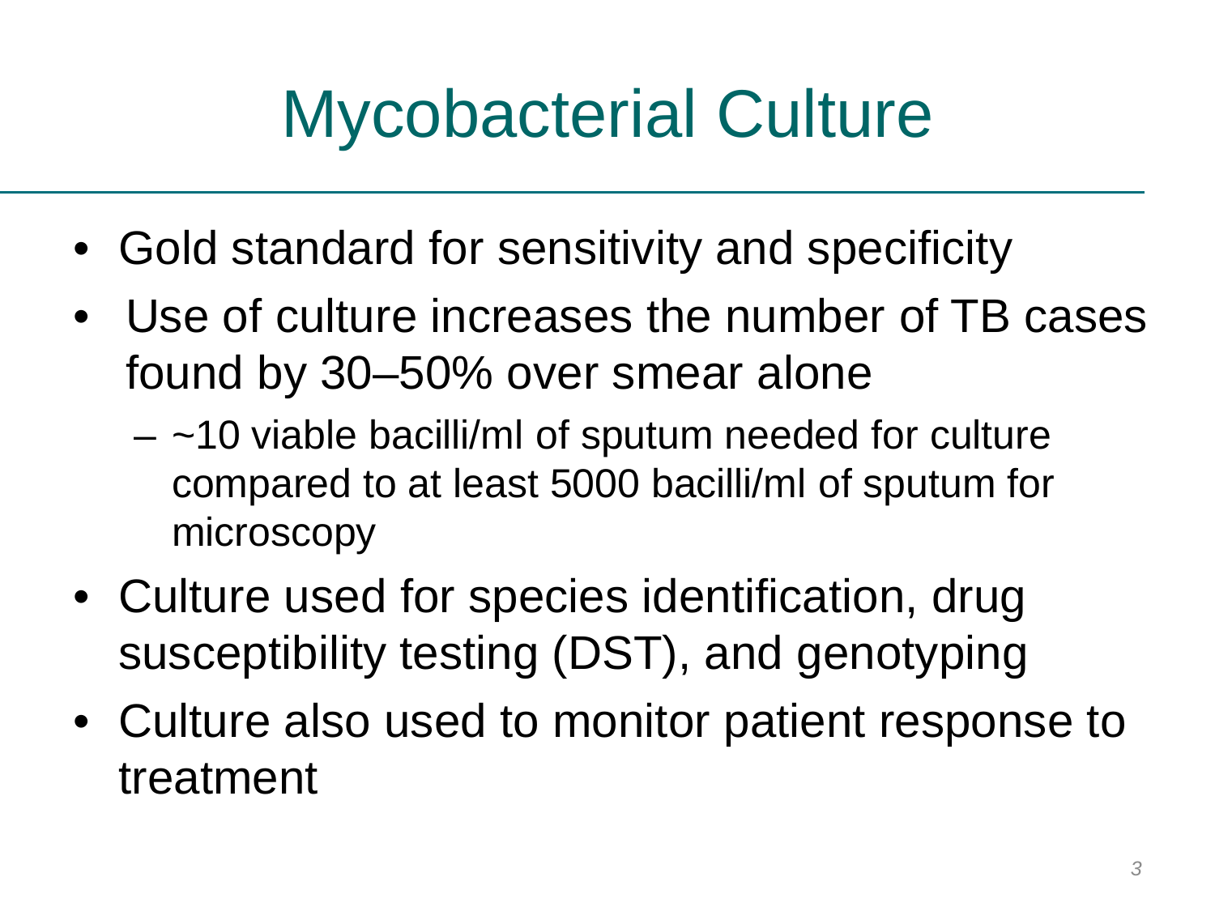# Mycobacterial Culture

- Gold standard for sensitivity and specificity
- Use of culture increases the number of TB cases found by 30–50% over smear alone
  - ~10 viable bacilli/ml of sputum needed for culture compared to at least 5000 bacilli/ml of sputum for microscopy
- Culture used for species identification, drug susceptibility testing (DST), and genotyping
- Culture also used to monitor patient response to treatment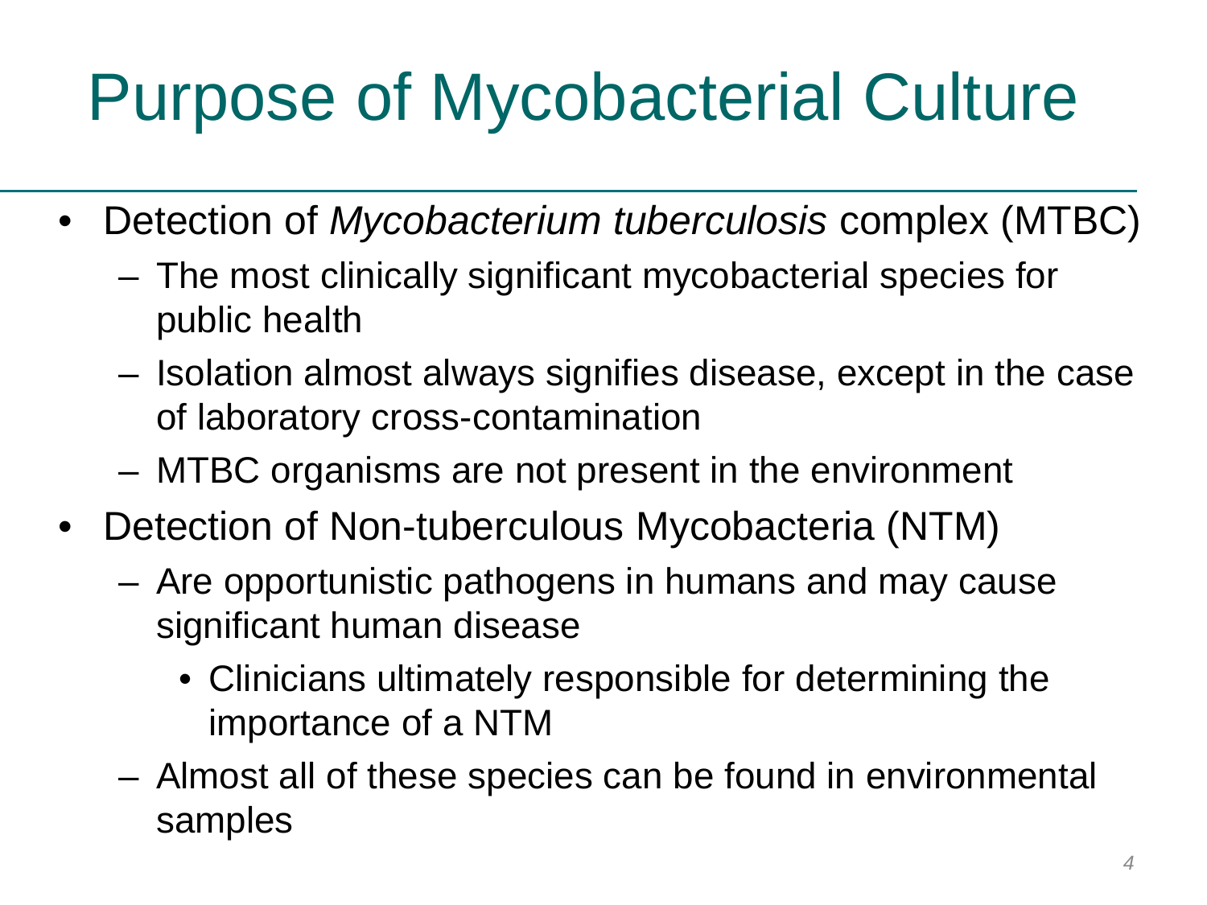# Purpose of Mycobacterial Culture

- Detection of *Mycobacterium tuberculosis* complex (MTBC)
  - The most clinically significant mycobacterial species for public health
  - Isolation almost always signifies disease, except in the case of laboratory cross-contamination
  - MTBC organisms are not present in the environment
- Detection of Non-tuberculous Mycobacteria (NTM)
  - Are opportunistic pathogens in humans and may cause significant human disease
    - Clinicians ultimately responsible for determining the importance of a NTM
  - Almost all of these species can be found in environmental samples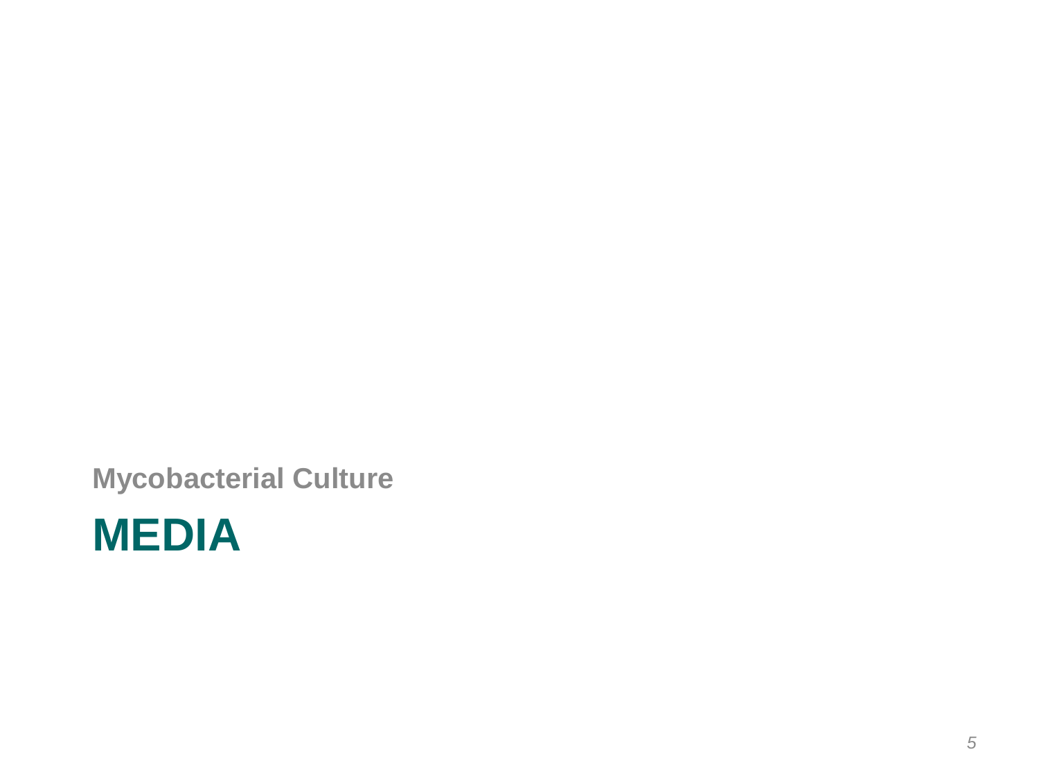Mycobacterial Culture

# MEDIA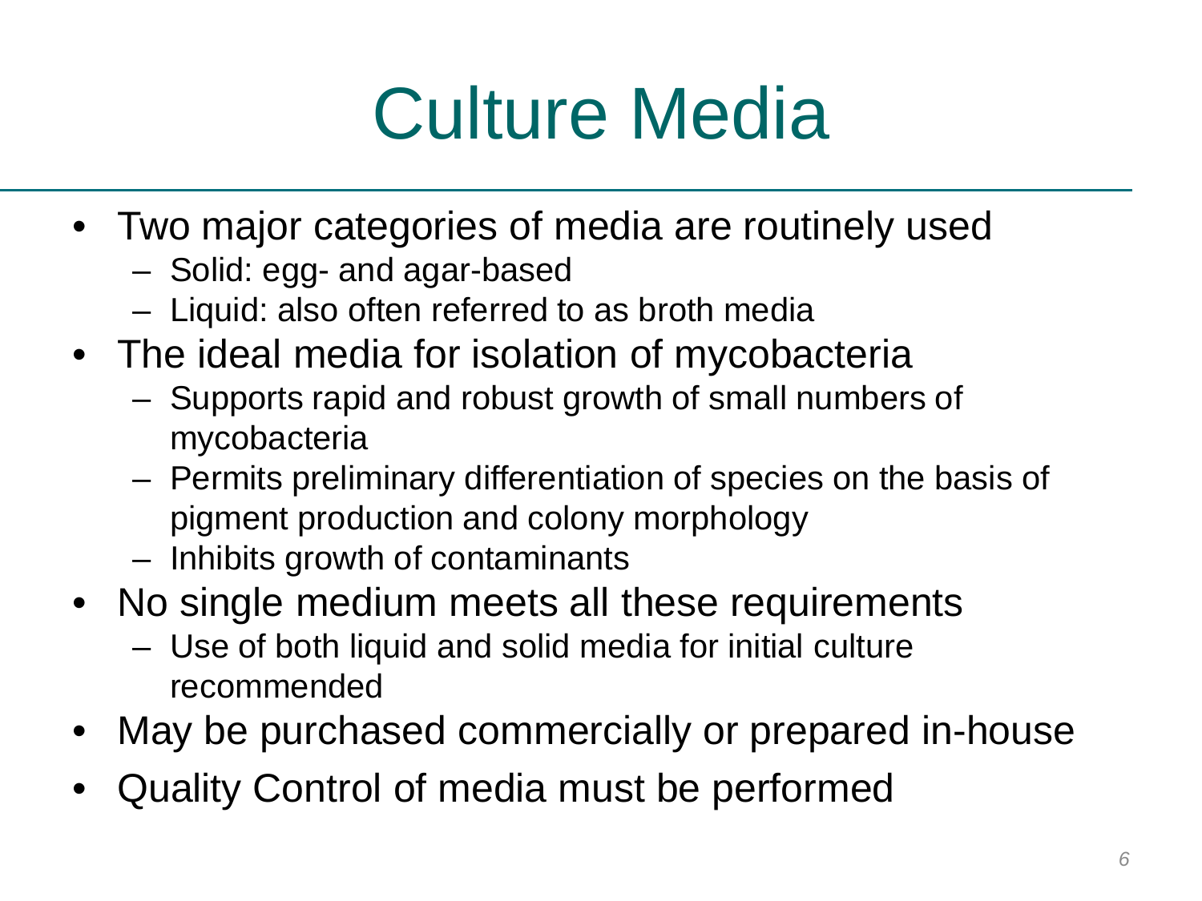# Culture Media

- Two major categories of media are routinely used
  - Solid: egg- and agar-based
  - Liquid: also often referred to as broth media
- The ideal media for isolation of mycobacteria
  - Supports rapid and robust growth of small numbers of mycobacteria
  - Permits preliminary differentiation of species on the basis of pigment production and colony morphology
  - Inhibits growth of contaminants
- No single medium meets all these requirements
  - Use of both liquid and solid media for initial culture recommended
- May be purchased commercially or prepared in-house
- Quality Control of media must be performed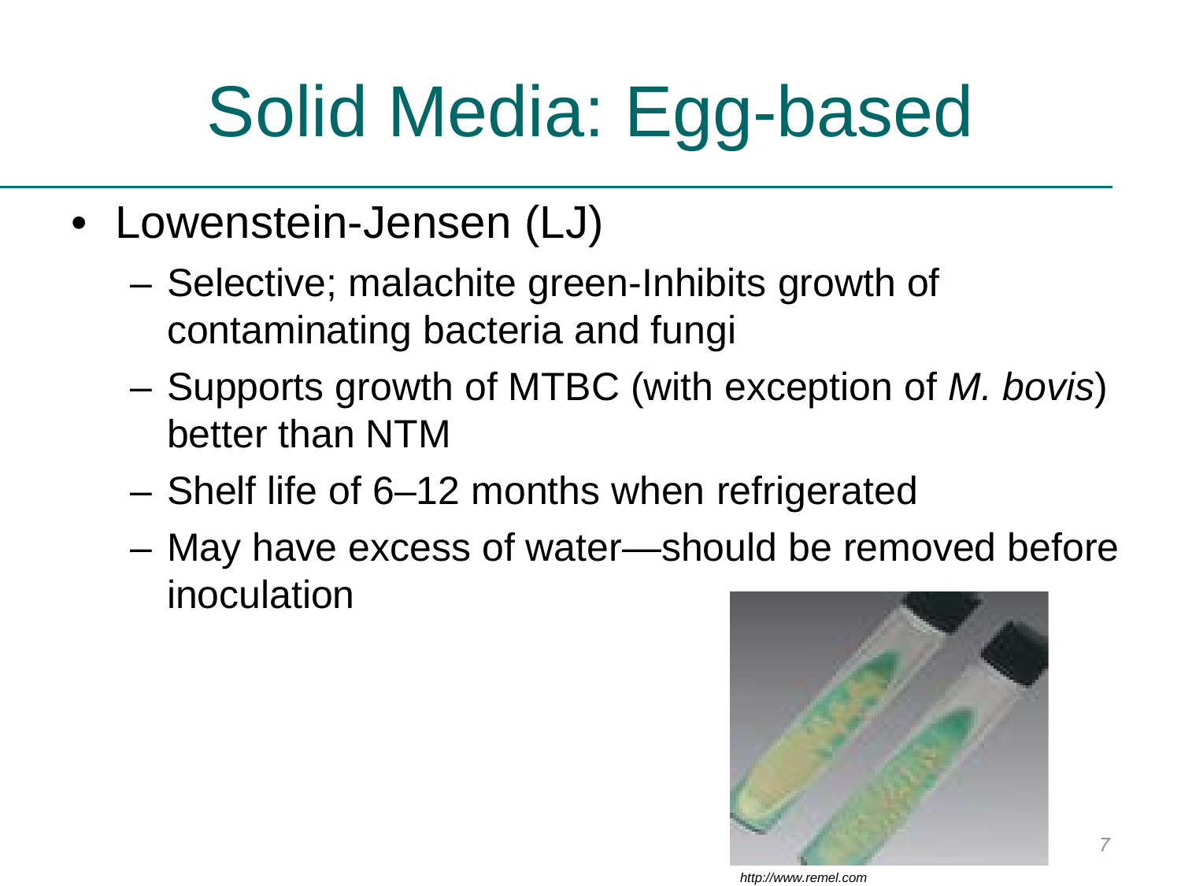# Solid Media: Egg-based

- Lowenstein-Jensen (LJ)
  - Selective; malachite green-Inhibits growth of contaminating bacteria and fungi
  - Supports growth of MTBC (with exception of *M. bovis*) better than NTM
  - Shelf life of 6–12 months when refrigerated
  - May have excess of water—should be removed before inoculation

*http://www.remel.com*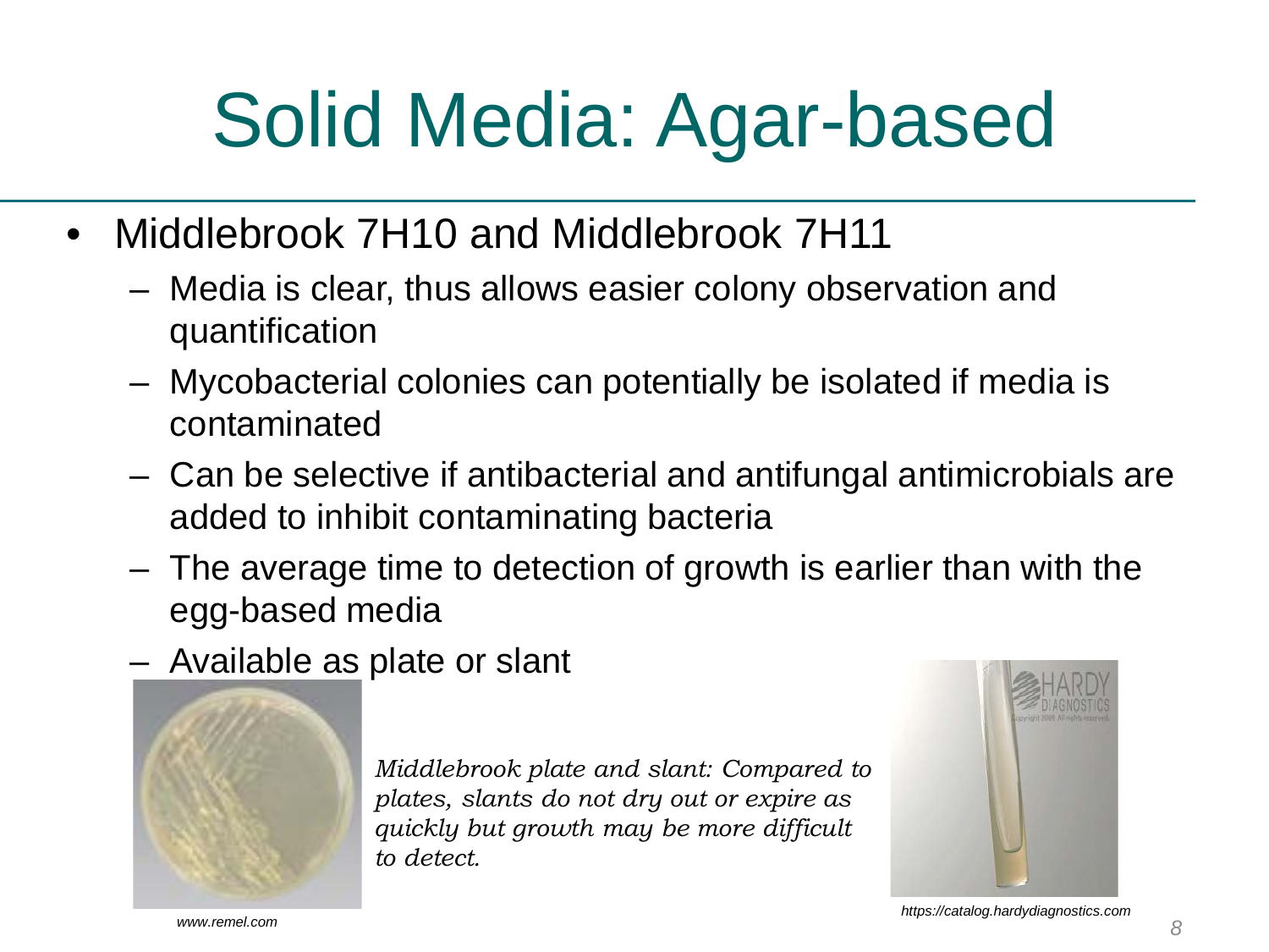# Solid Media: Agar-based

- Middlebrook 7H10 and Middlebrook 7H11
  - Media is clear, thus allows easier colony observation and quantification
  - Mycobacterial colonies can potentially be isolated if media is contaminated
  - Can be selective if antibacterial and antifungal antimicrobials are added to inhibit contaminating bacteria
  - The average time to detection of growth is earlier than with the egg-based media
  - Available as plate or slant

*Middlebrook plate and slant: Compared to plates, slants do not dry out or expire as quickly but growth may be more difficult to detect.*

*www.remel.com*

*https://catalog.hardydiagnostics.com*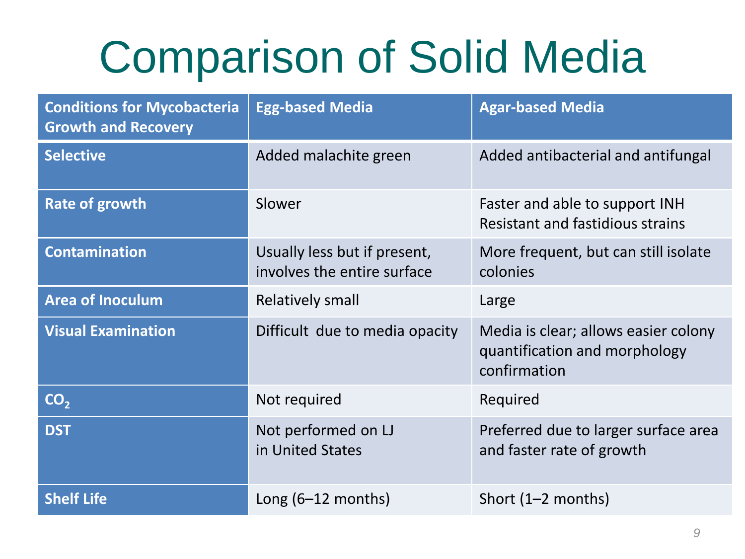# Comparison of Solid Media

| Conditions for Mycobacteria Growth and Recovery | Egg-based Media | Agar-based Media |
|---|---|---|
| **Selective** | Added malachite green | Added antibacterial and antifungal |
| **Rate of growth** | Slower | Faster and able to support INH Resistant and fastidious strains |
| **Contamination** | Usually less but if present, involves the entire surface | More frequent, but can still isolate colonies |
| **Area of Inoculum** | Relatively small | Large |
| **Visual Examination** | Difficult due to media opacity | Media is clear; allows easier colony quantification and morphology confirmation |
| **$CO_2$** | Not required | Required |
| **DST** | Not performed on LJ in United States | Preferred due to larger surface area and faster rate of growth |
| **Shelf Life** | Long (6–12 months) | Short (1–2 months) |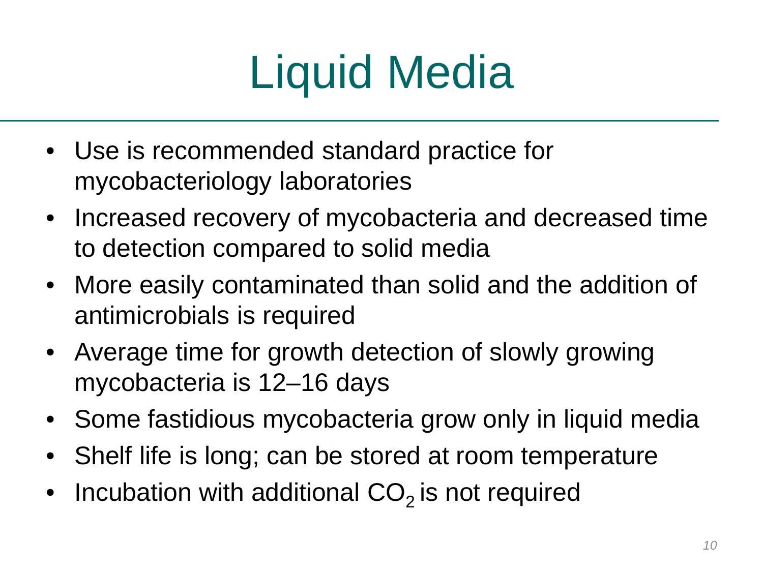# Liquid Media

- Use is recommended standard practice for mycobacteriology laboratories
- Increased recovery of mycobacteria and decreased time to detection compared to solid media
- More easily contaminated than solid and the addition of antimicrobials is required
- Average time for growth detection of slowly growing mycobacteria is 12–16 days
- Some fastidious mycobacteria grow only in liquid media
- Shelf life is long; can be stored at room temperature
- Incubation with additional $CO_2$ is not required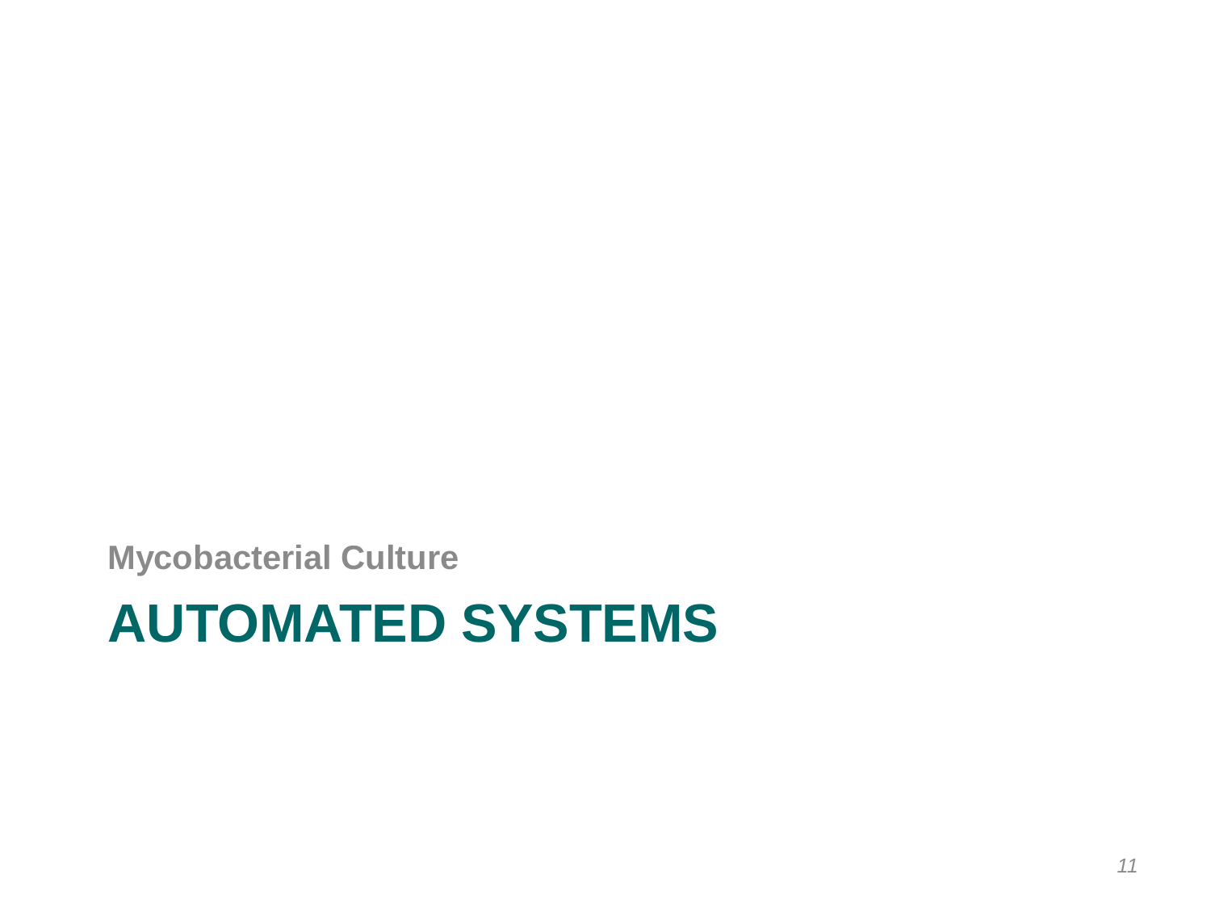Mycobacterial Culture

# AUTOMATED SYSTEMS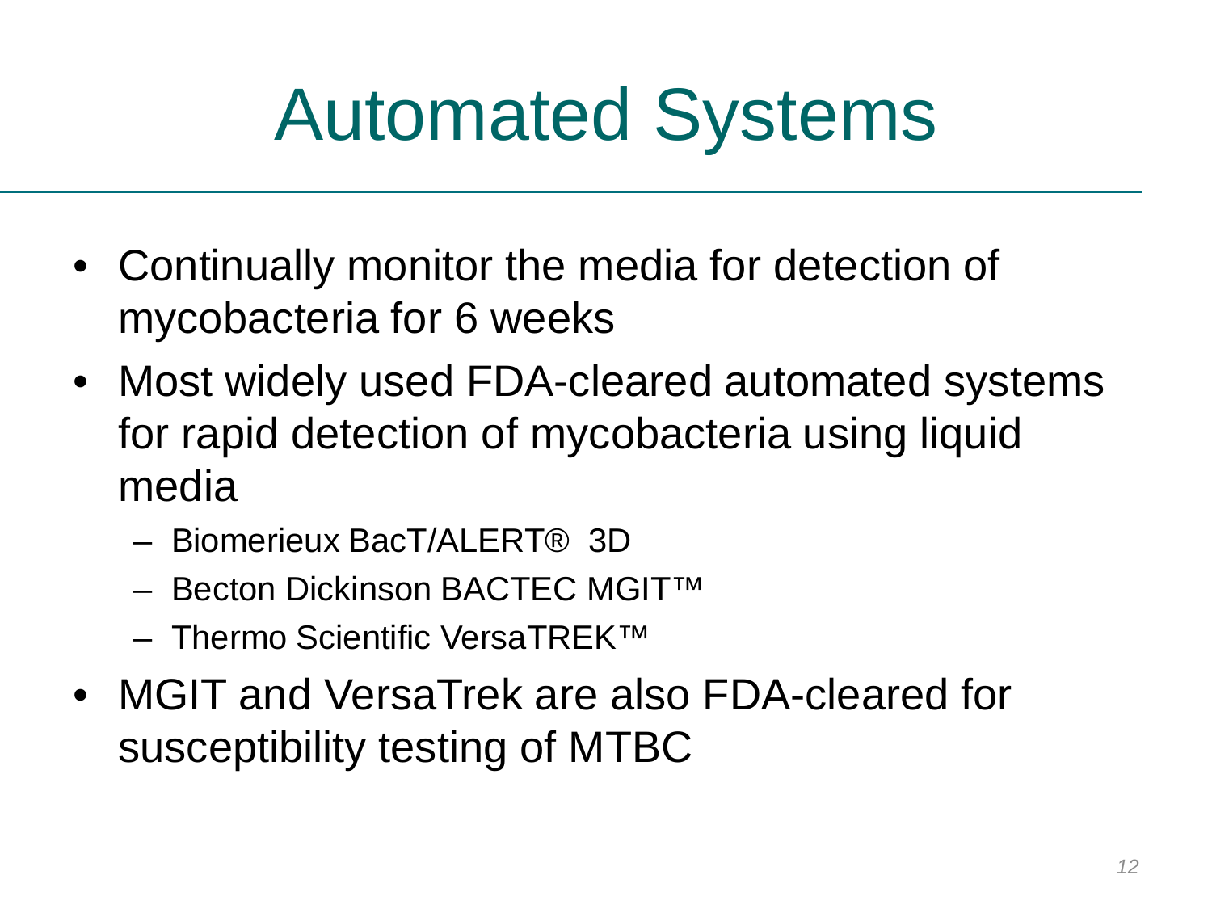# Automated Systems

- Continually monitor the media for detection of mycobacteria for 6 weeks
- Most widely used FDA-cleared automated systems for rapid detection of mycobacteria using liquid media
  - Biomerieux BacT/ALERT® 3D
  - Becton Dickinson BACTEC MGIT™
  - Thermo Scientific VersaTREK™
- MGIT and VersaTrek are also FDA-cleared for susceptibility testing of MTBC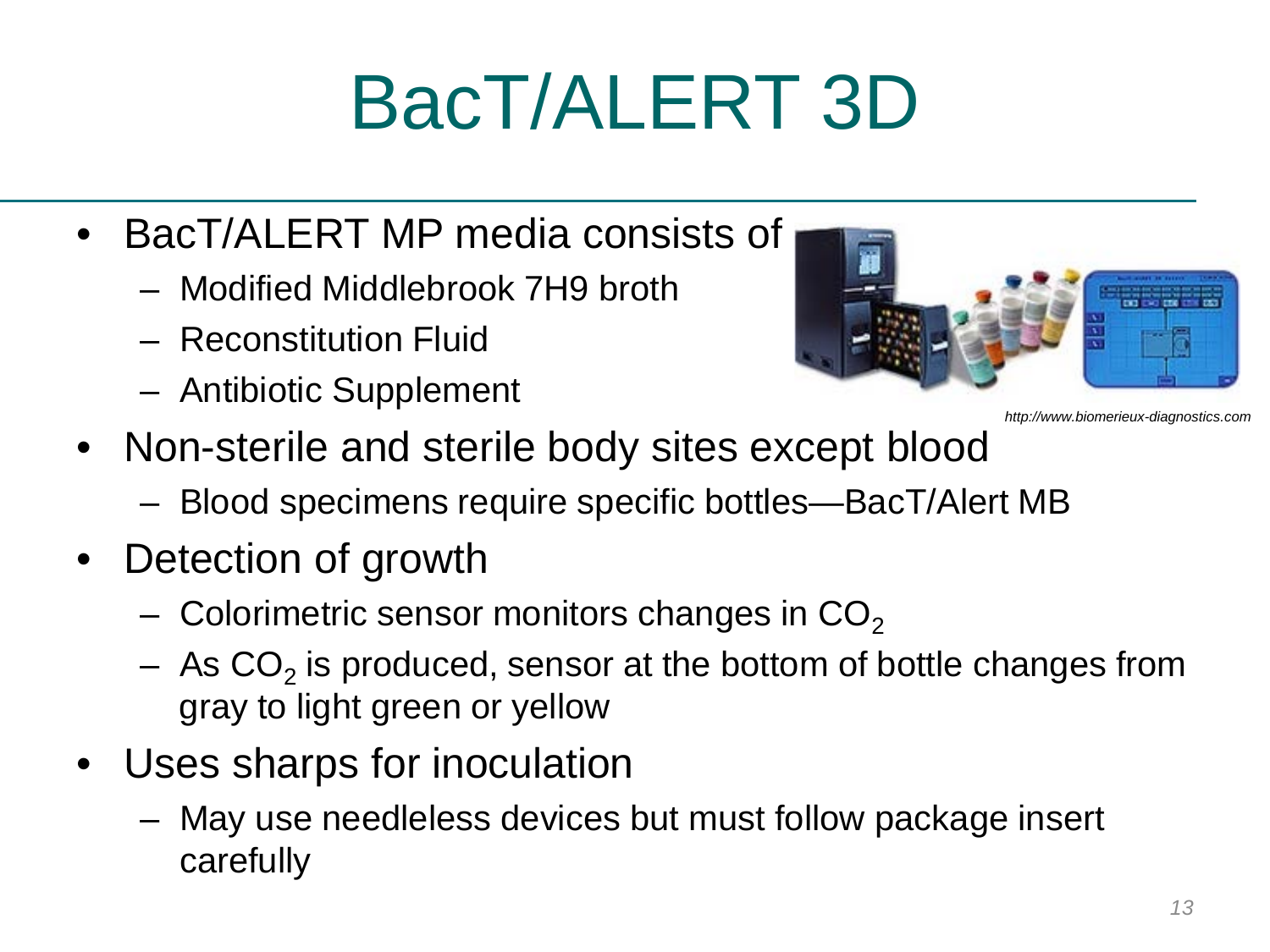# BacT/ALERT 3D

- BacT/ALERT MP media consists of
  - Modified Middlebrook 7H9 broth
  - Reconstitution Fluid
  - Antibiotic Supplement

*http://www.biomerieux-diagnostics.com*

- Non-sterile and sterile body sites except blood
  - Blood specimens require specific bottles—BacT/Alert MB
- Detection of growth
  - Colorimetric sensor monitors changes in $CO_2$
  - As $CO_2$ is produced, sensor at the bottom of bottle changes from gray to light green or yellow
- Uses sharps for inoculation
  - May use needleless devices but must follow package insert carefully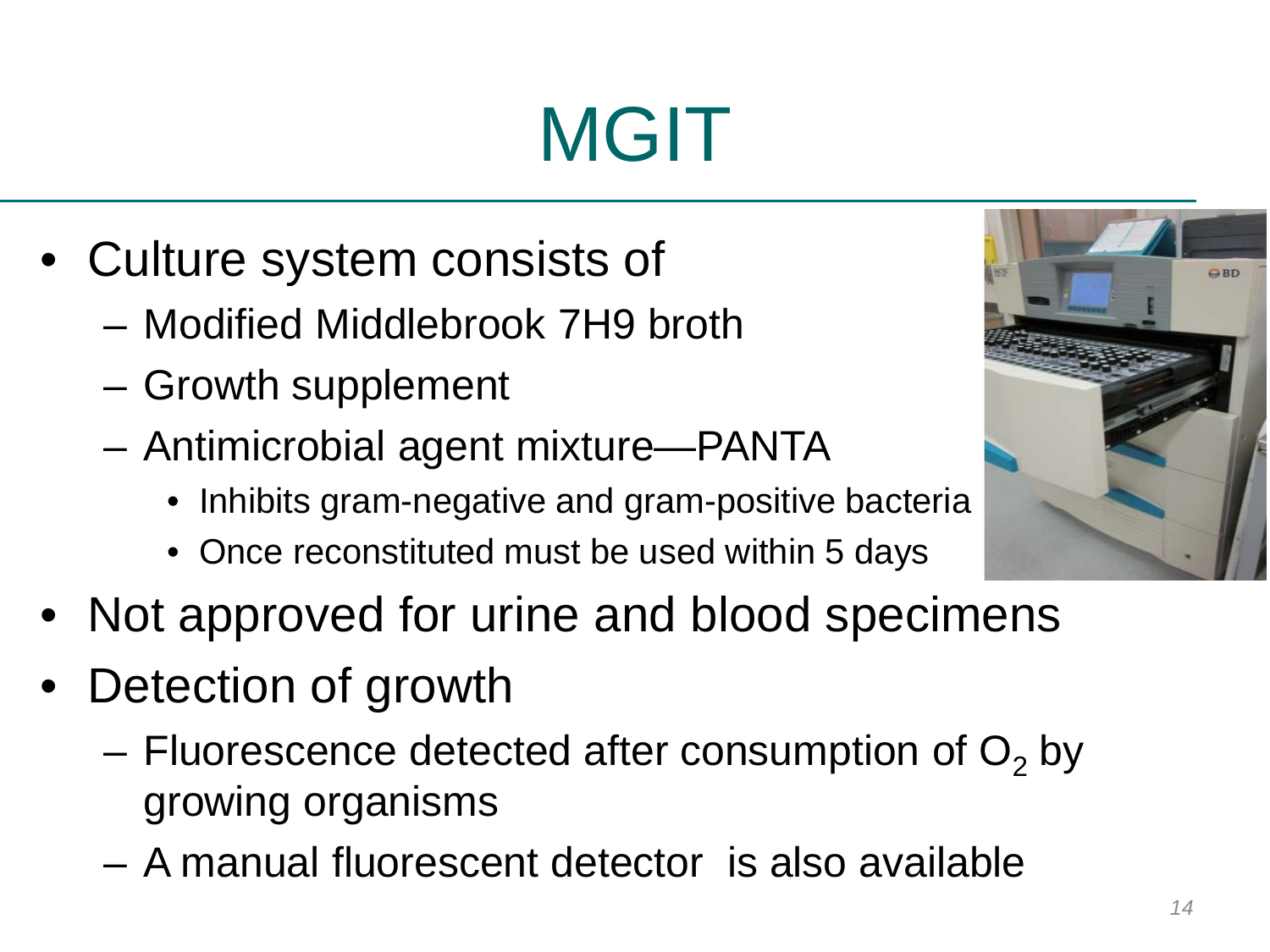# MGIT

- Culture system consists of
  - Modified Middlebrook 7H9 broth
  - Growth supplement
  - Antimicrobial agent mixture—PANTA
    - Inhibits gram-negative and gram-positive bacteria
    - Once reconstituted must be used within 5 days
- Not approved for urine and blood specimens
- Detection of growth
  - Fluorescence detected after consumption of $O_2$ by growing organisms
  - A manual fluorescent detector is also available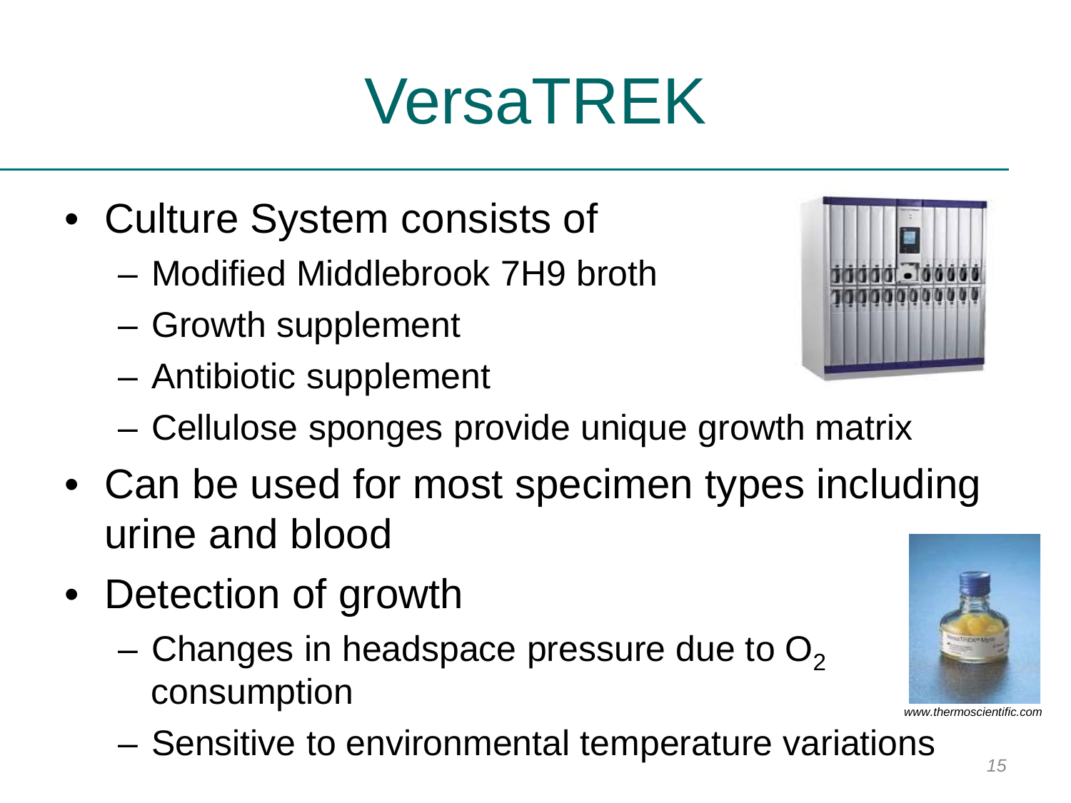# VersaTREK

- Culture System consists of
  - Modified Middlebrook 7H9 broth
  - Growth supplement
  - Antibiotic supplement
  - Cellulose sponges provide unique growth matrix
- Can be used for most specimen types including urine and blood
- Detection of growth
  - Changes in headspace pressure due to $O_2$ consumption
  - Sensitive to environmental temperature variations

*www.thermoscientific.com*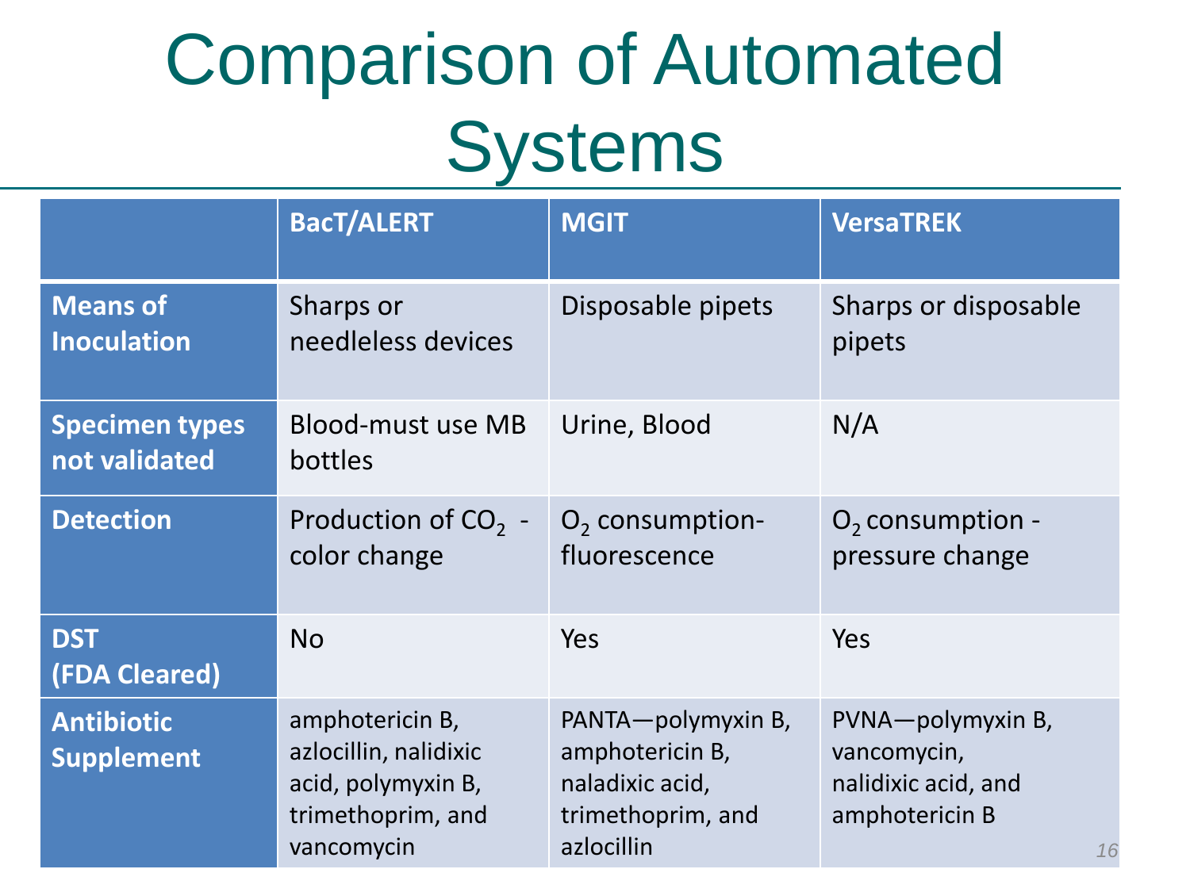# Comparison of Automated Systems

| | BacT/ALERT | MGIT | VersaTREK |
|---|---|---|---|
| **Means of Inoculation** | Sharps or needleless devices | Disposable pipets | Sharps or disposable pipets |
| **Specimen types not validated** | Blood-must use MB bottles | Urine, Blood | N/A |
| **Detection** | Production of $CO_2$ - color change | $O_2$ consumption-fluorescence | $O_2$ consumption - pressure change |
| **DST (FDA Cleared)** | No | Yes | Yes |
| **Antibiotic Supplement** | amphotericin B, azlocillin, nalidixic acid, polymyxin B, trimethoprim, and vancomycin | PANTA—polymyxin B, amphotericin B, naladixic acid, trimethoprim, and azlocillin | PVNA—polymyxin B, vancomycin, nalidixic acid, and amphotericin B |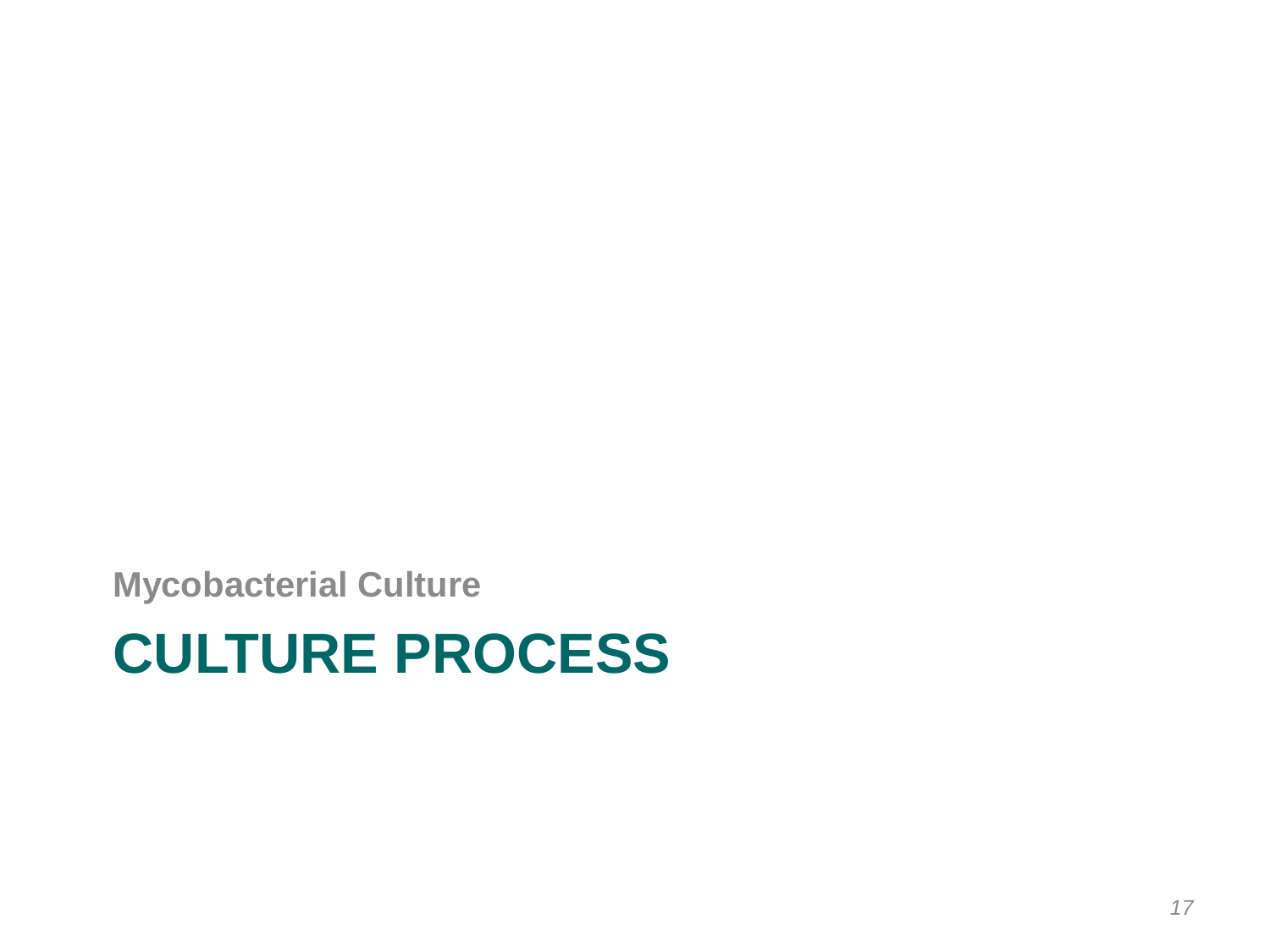Mycobacterial Culture

# CULTURE PROCESS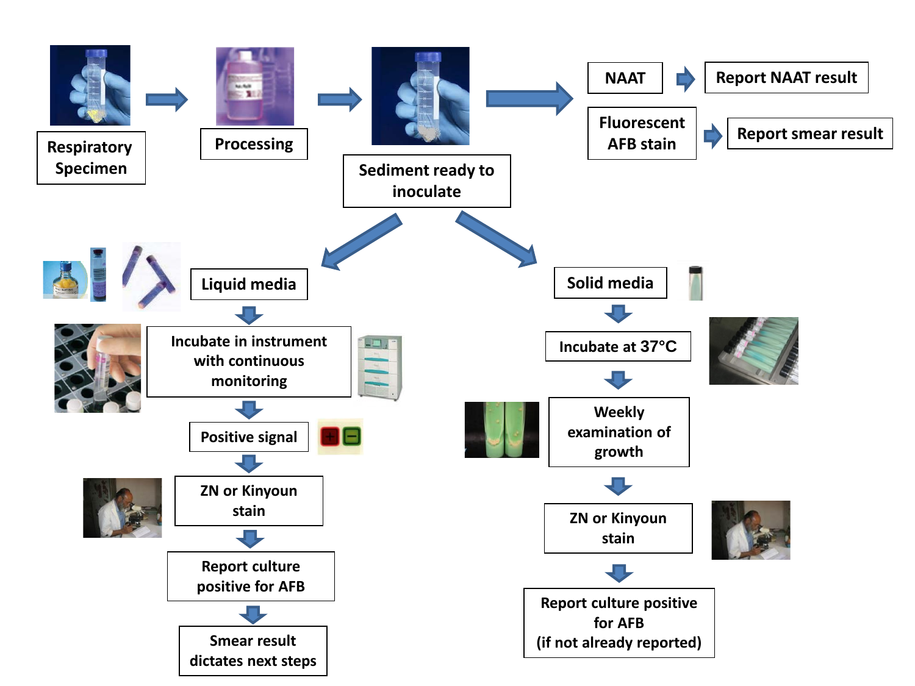Respiratory Specimen

Processing

Sediment ready to inoculate

NAAT

Report NAAT result

Fluorescent AFB stain

Report smear result

Liquid media

Incubate in instrument with continuous monitoring

Positive signal

ZN or Kinyoun stain

Report culture positive for AFB

Smear result dictates next steps

Solid media

Incubate at 37°C

Weekly examination of growth

ZN or Kinyoun stain

Report culture positive for AFB (if not already reported)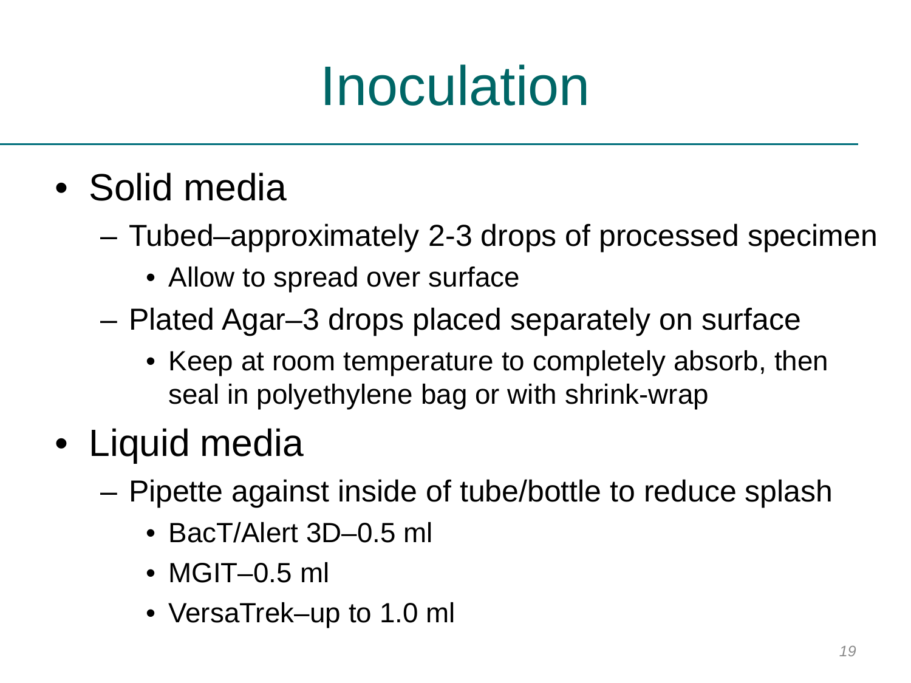# Inoculation

- Solid media
  - Tubed–approximately 2-3 drops of processed specimen
    - Allow to spread over surface
  - Plated Agar–3 drops placed separately on surface
    - Keep at room temperature to completely absorb, then seal in polyethylene bag or with shrink-wrap
- Liquid media
  - Pipette against inside of tube/bottle to reduce splash
    - BacT/Alert 3D–0.5 ml
    - MGIT–0.5 ml
    - VersaTrek–up to 1.0 ml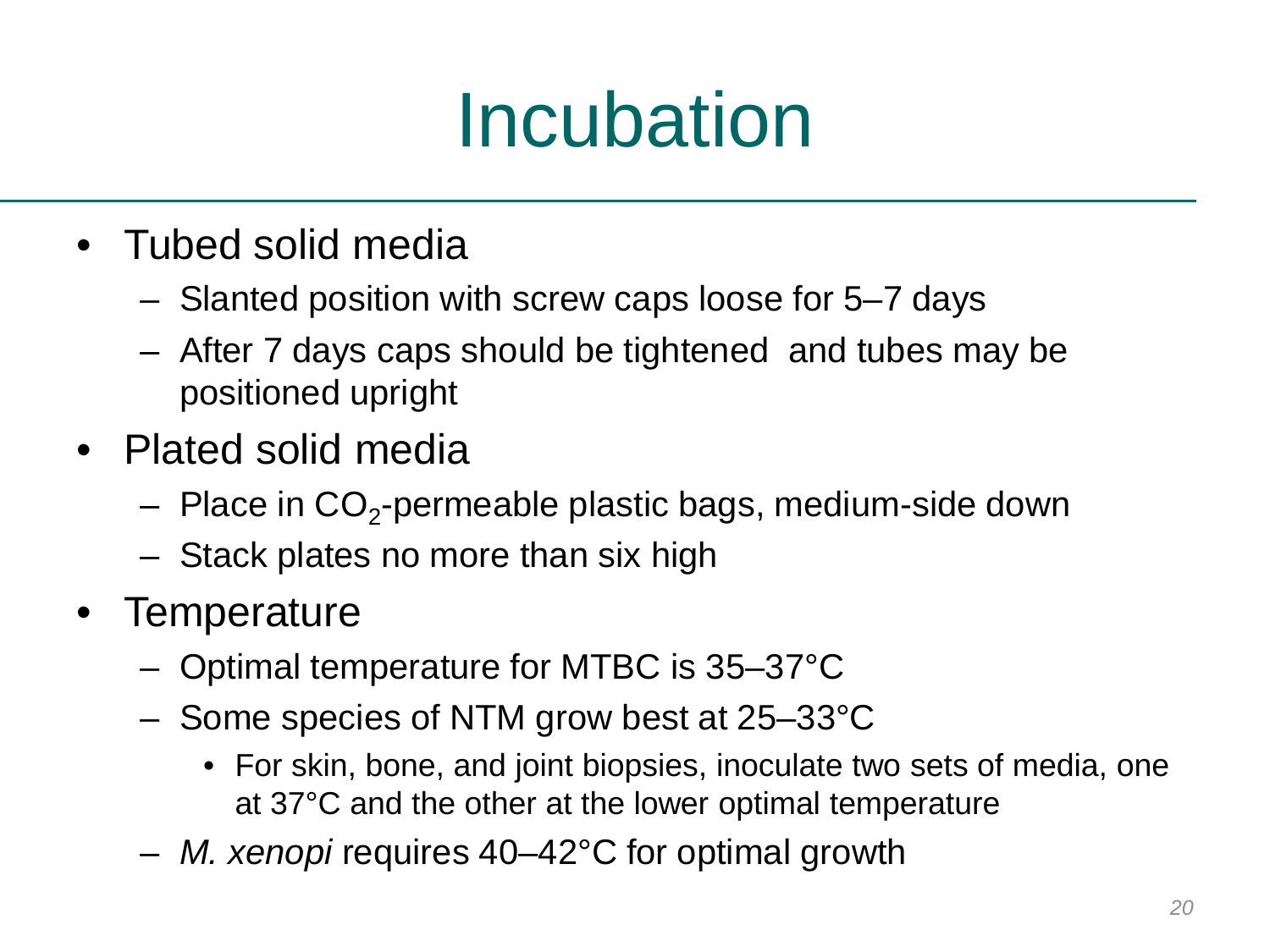# Incubation

- Tubed solid media
  - Slanted position with screw caps loose for 5–7 days
  - After 7 days caps should be tightened and tubes may be positioned upright
- Plated solid media
  - Place in $CO_2$-permeable plastic bags, medium-side down
  - Stack plates no more than six high
- Temperature
  - Optimal temperature for MTBC is 35–37°C
  - Some species of NTM grow best at 25–33°C
    - For skin, bone, and joint biopsies, inoculate two sets of media, one at 37°C and the other at the lower optimal temperature
  - *M. xenopi* requires 40–42°C for optimal growth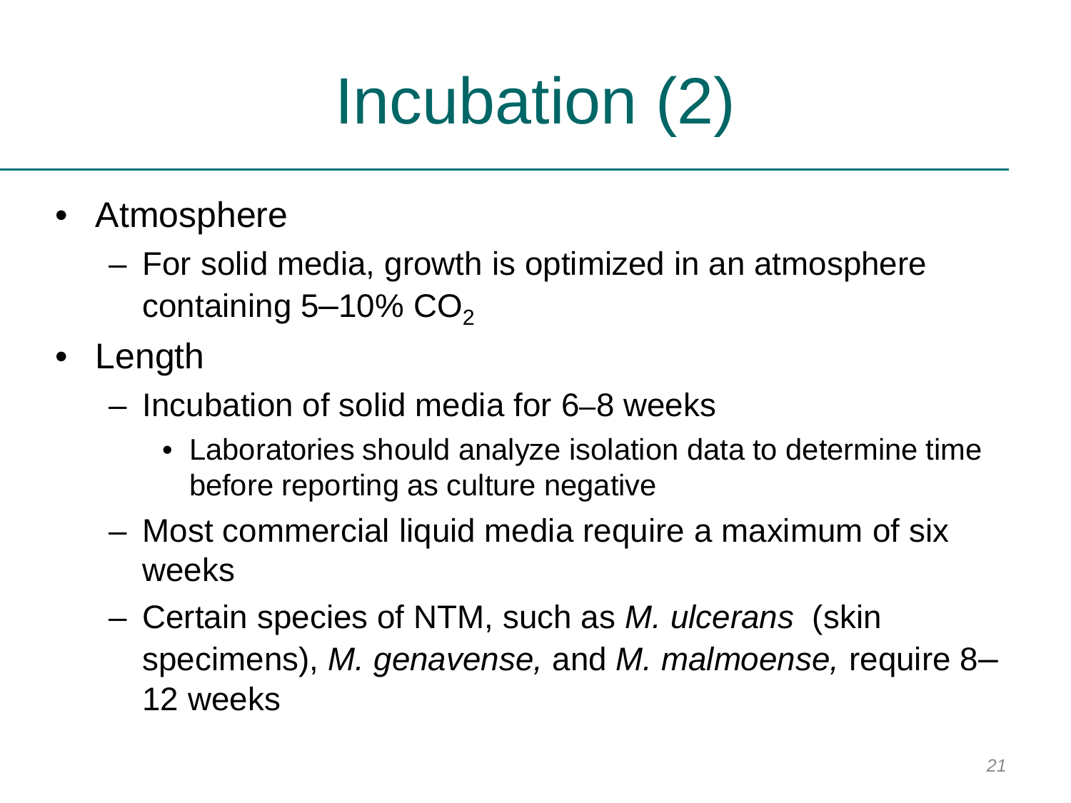# Incubation (2)

- Atmosphere
  - For solid media, growth is optimized in an atmosphere containing 5–10% $CO_2$
- Length
  - Incubation of solid media for 6–8 weeks
    - Laboratories should analyze isolation data to determine time before reporting as culture negative
  - Most commercial liquid media require a maximum of six weeks
  - Certain species of NTM, such as *M. ulcerans* (skin specimens), *M. genavense,* and *M. malmoense,* require 8–12 weeks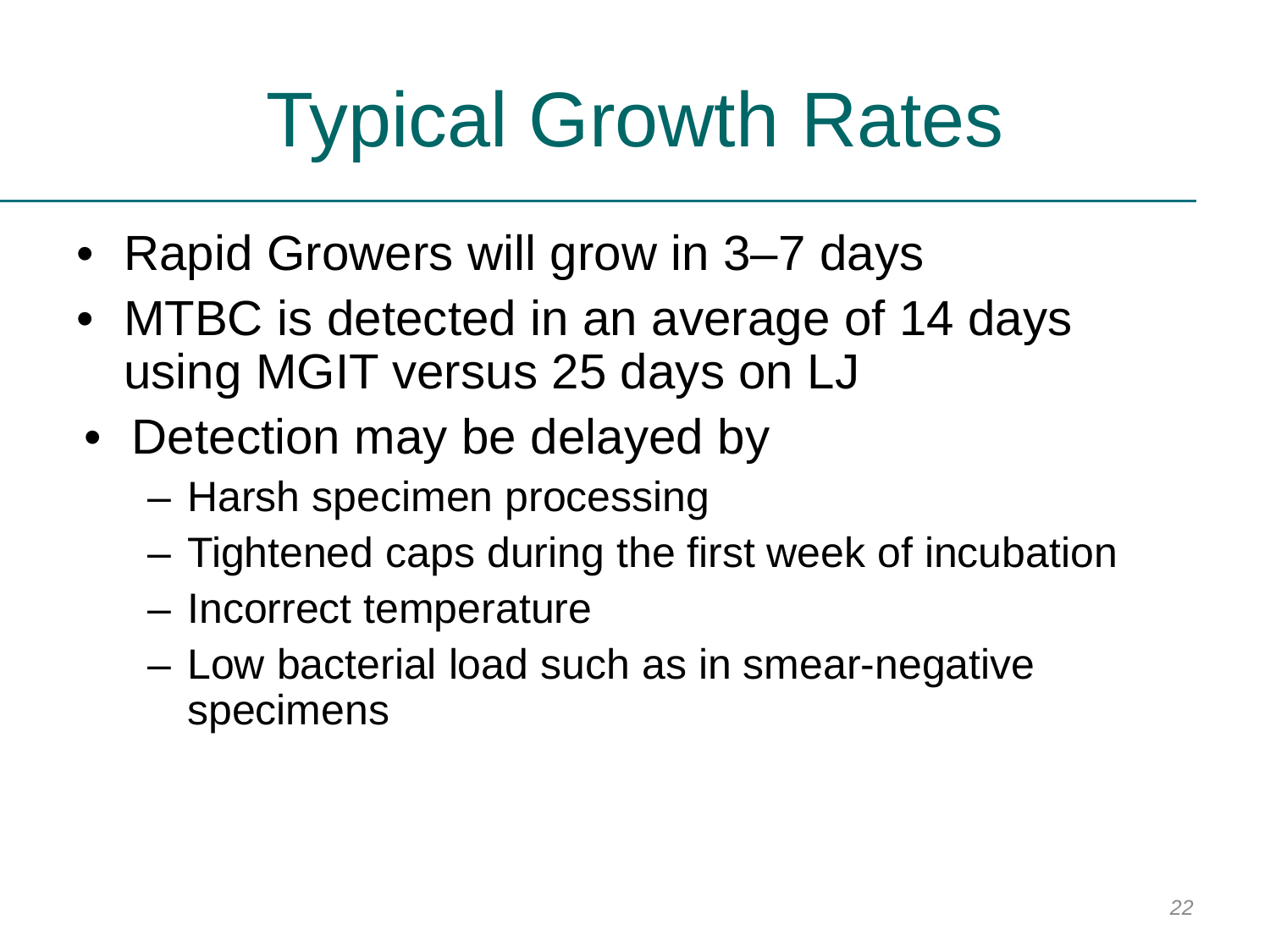# Typical Growth Rates

- Rapid Growers will grow in 3–7 days
- MTBC is detected in an average of 14 days using MGIT versus 25 days on LJ
- Detection may be delayed by
  - Harsh specimen processing
  - Tightened caps during the first week of incubation
  - Incorrect temperature
  - Low bacterial load such as in smear-negative specimens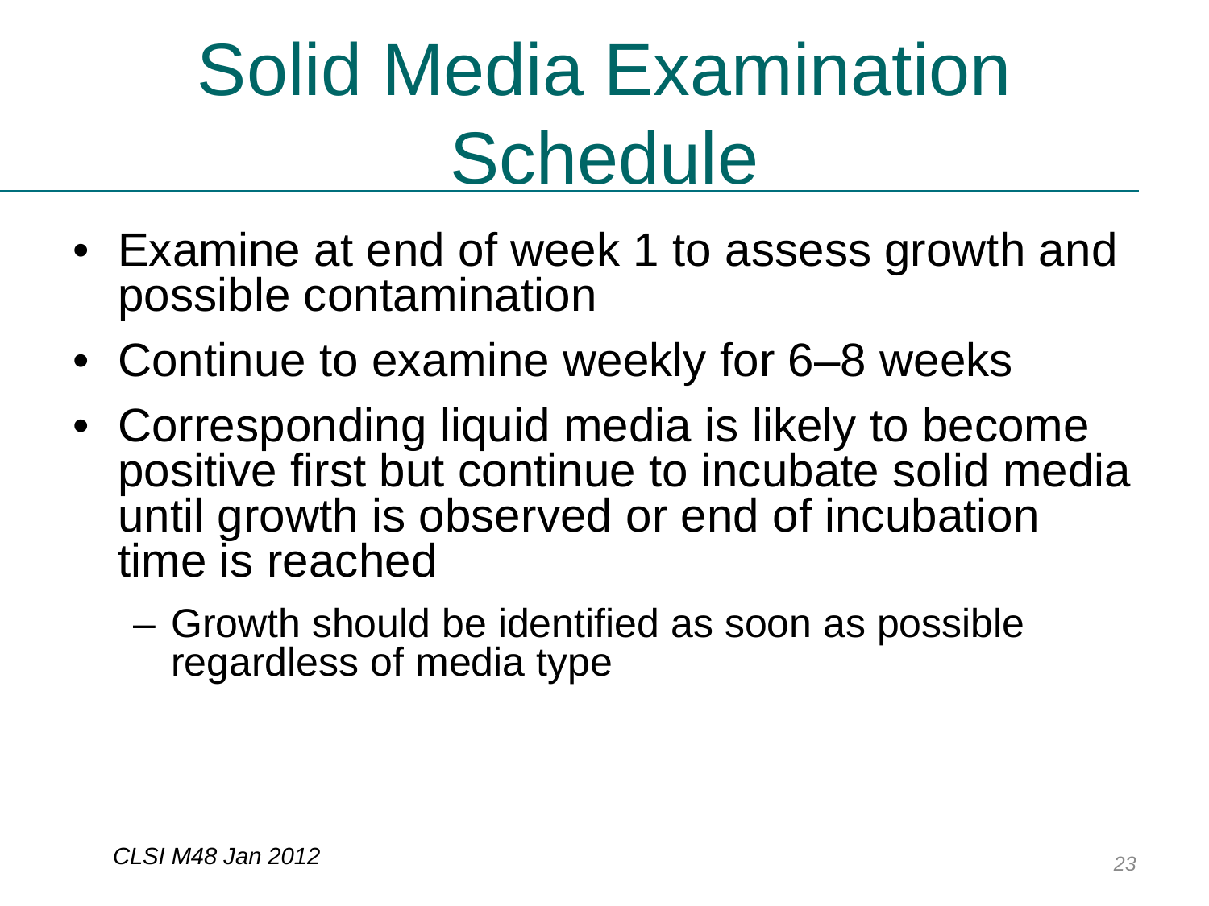# Solid Media Examination Schedule

- Examine at end of week 1 to assess growth and possible contamination
- Continue to examine weekly for 6–8 weeks
- Corresponding liquid media is likely to become positive first but continue to incubate solid media until growth is observed or end of incubation time is reached
  - Growth should be identified as soon as possible regardless of media type

*CLSI M48 Jan 2012*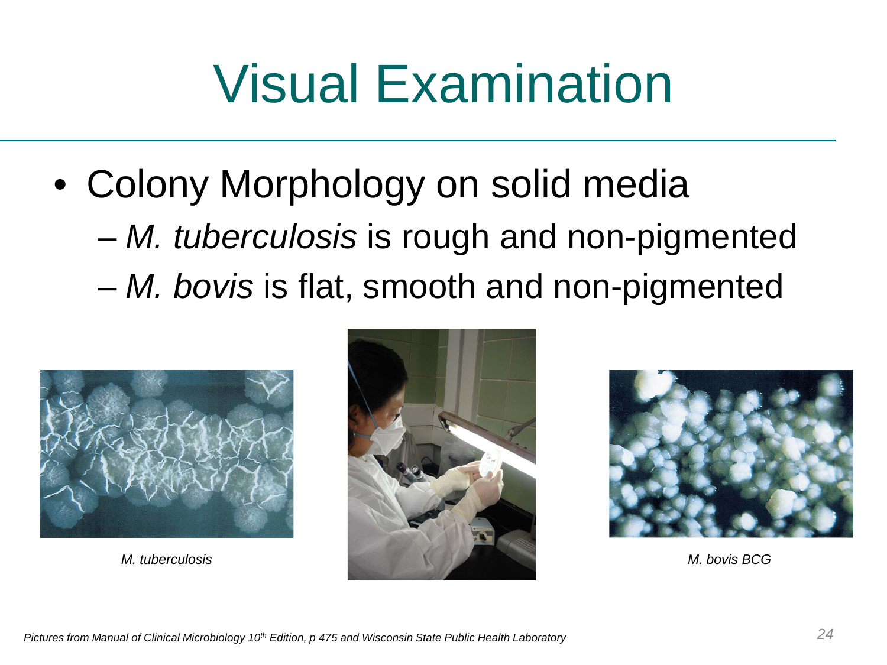# Visual Examination

- Colony Morphology on solid media
  - *M. tuberculosis* is rough and non-pigmented
  - *M. bovis* is flat, smooth and non-pigmented

*M. tuberculosis*

*M. bovis BCG*

*Pictures from Manual of Clinical Microbiology 10th Edition, p 475 and Wisconsin State Public Health Laboratory*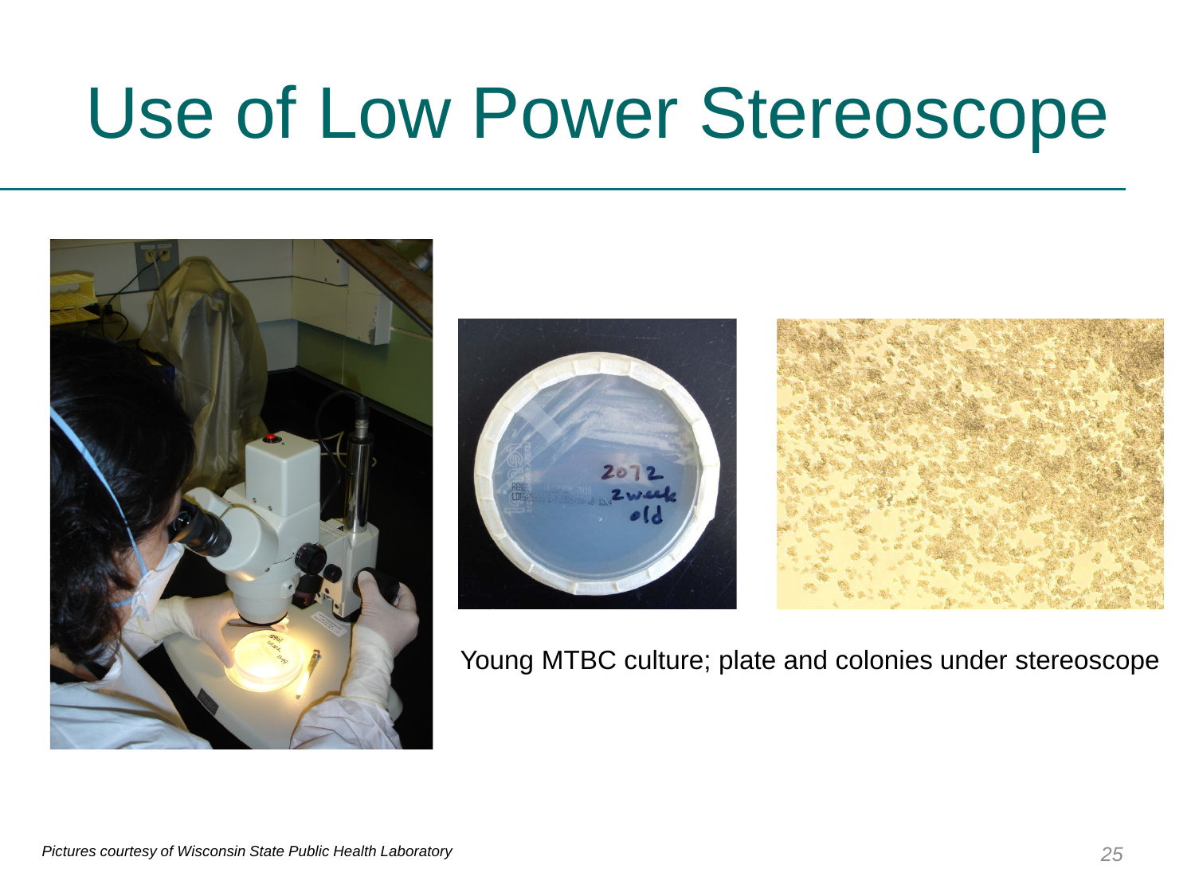# Use of Low Power Stereoscope

Young MTBC culture; plate and colonies under stereoscope

*Pictures courtesy of Wisconsin State Public Health Laboratory*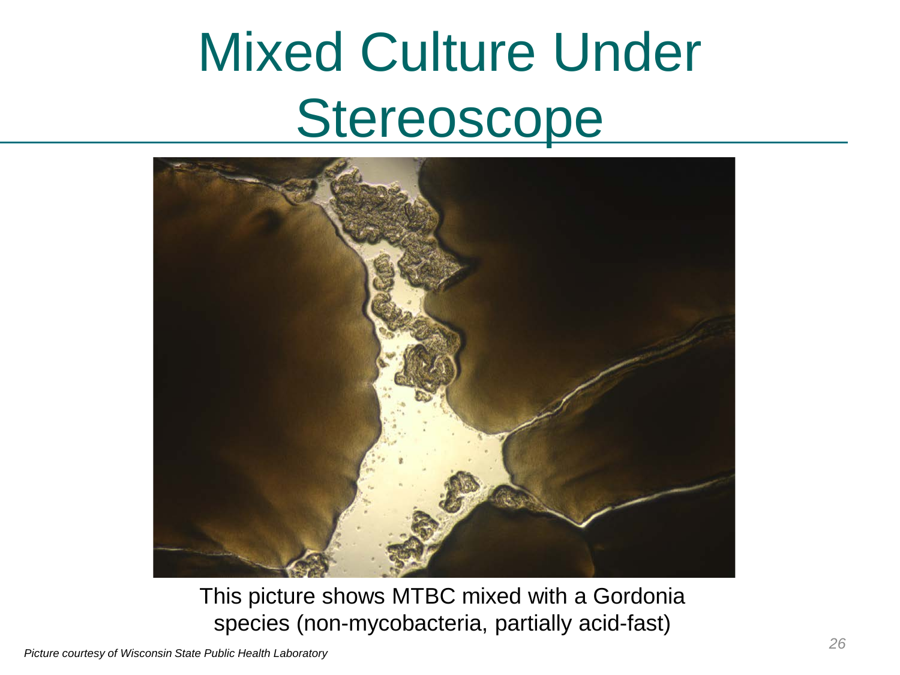# Mixed Culture Under Stereoscope

This picture shows MTBC mixed with a Gordonia species (non-mycobacteria, partially acid-fast)

*Picture courtesy of Wisconsin State Public Health Laboratory*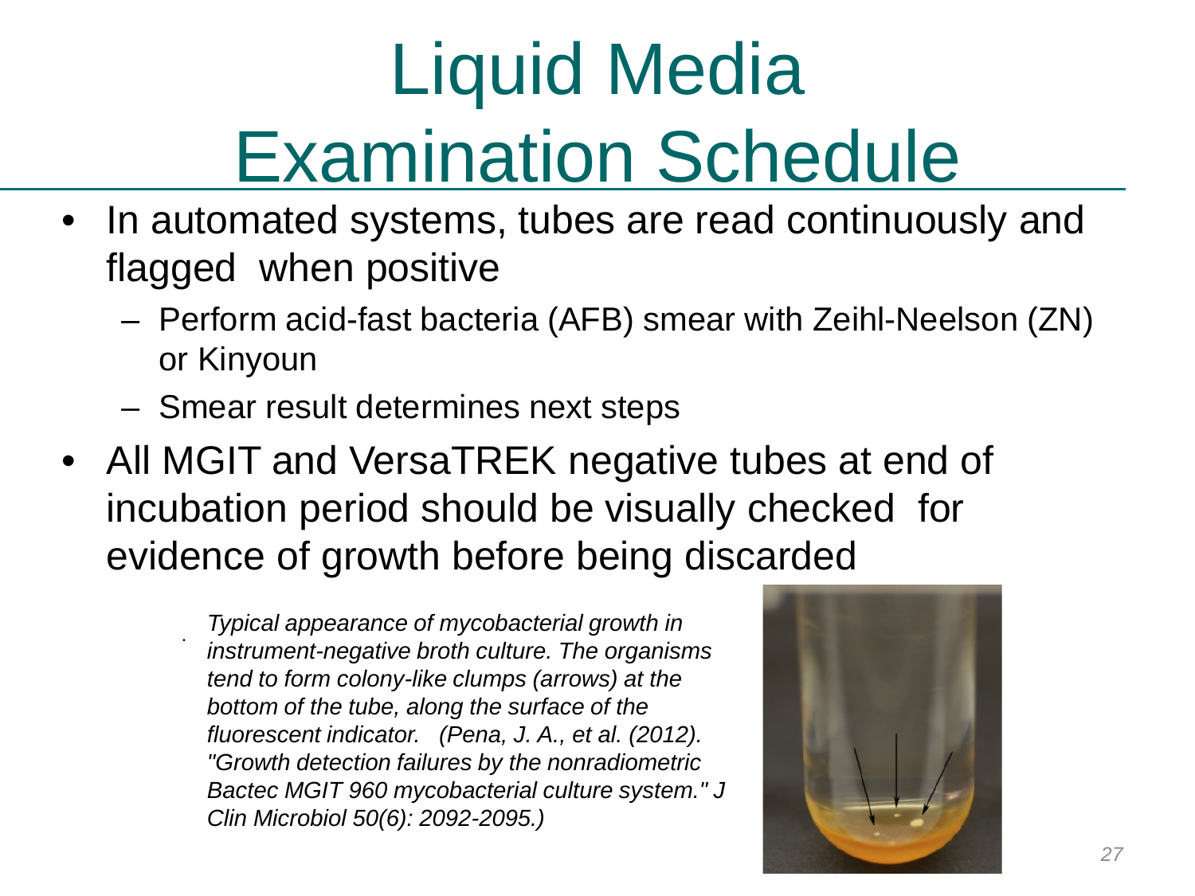# Liquid Media Examination Schedule

- In automated systems, tubes are read continuously and flagged when positive
  - Perform acid-fast bacteria (AFB) smear with Zeihl-Neelson (ZN) or Kinyoun
  - Smear result determines next steps
- All MGIT and VersaTREK negative tubes at end of incubation period should be visually checked for evidence of growth before being discarded

*Typical appearance of mycobacterial growth in instrument-negative broth culture. The organisms tend to form colony-like clumps (arrows) at the bottom of the tube, along the surface of the fluorescent indicator. (Pena, J. A., et al. (2012). "Growth detection failures by the nonradiometric Bactec MGIT 960 mycobacterial culture system." J Clin Microbiol 50(6): 2092-2095.)*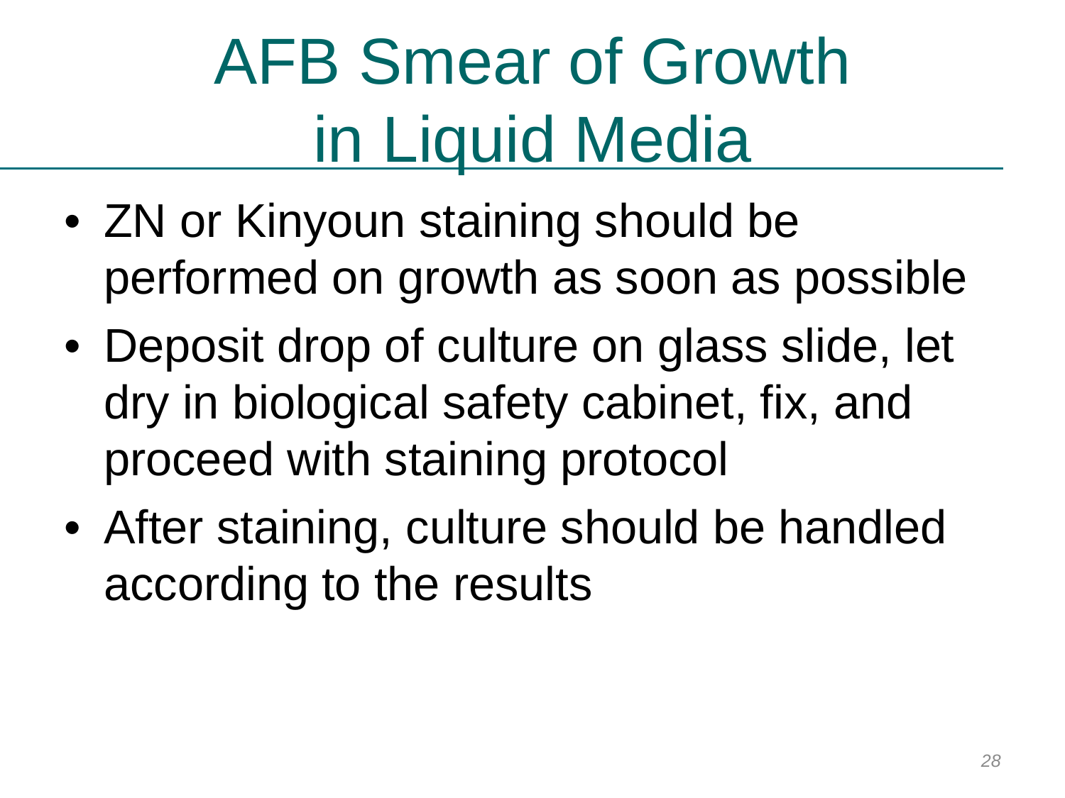# AFB Smear of Growth in Liquid Media

- ZN or Kinyoun staining should be performed on growth as soon as possible
- Deposit drop of culture on glass slide, let dry in biological safety cabinet, fix, and proceed with staining protocol
- After staining, culture should be handled according to the results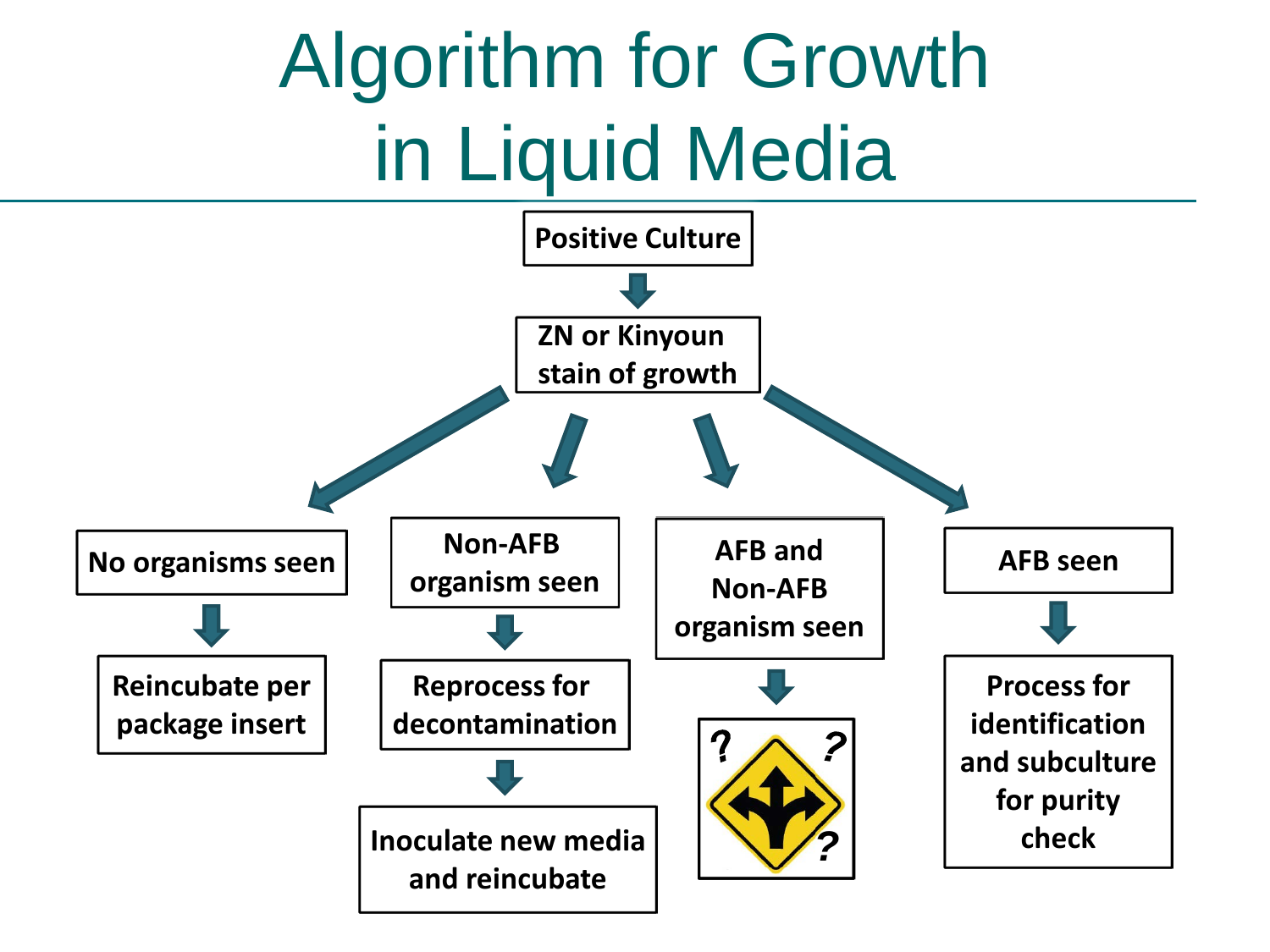# Algorithm for Growth in Liquid Media

Positive Culture

ZN or Kinyoun stain of growth

No organisms seen

Reincubate per package insert

Non-AFB organism seen

Reprocess for decontamination

Inoculate new media and reincubate

AFB and Non-AFB organism seen

AFB seen

Process for identification and subculture for purity check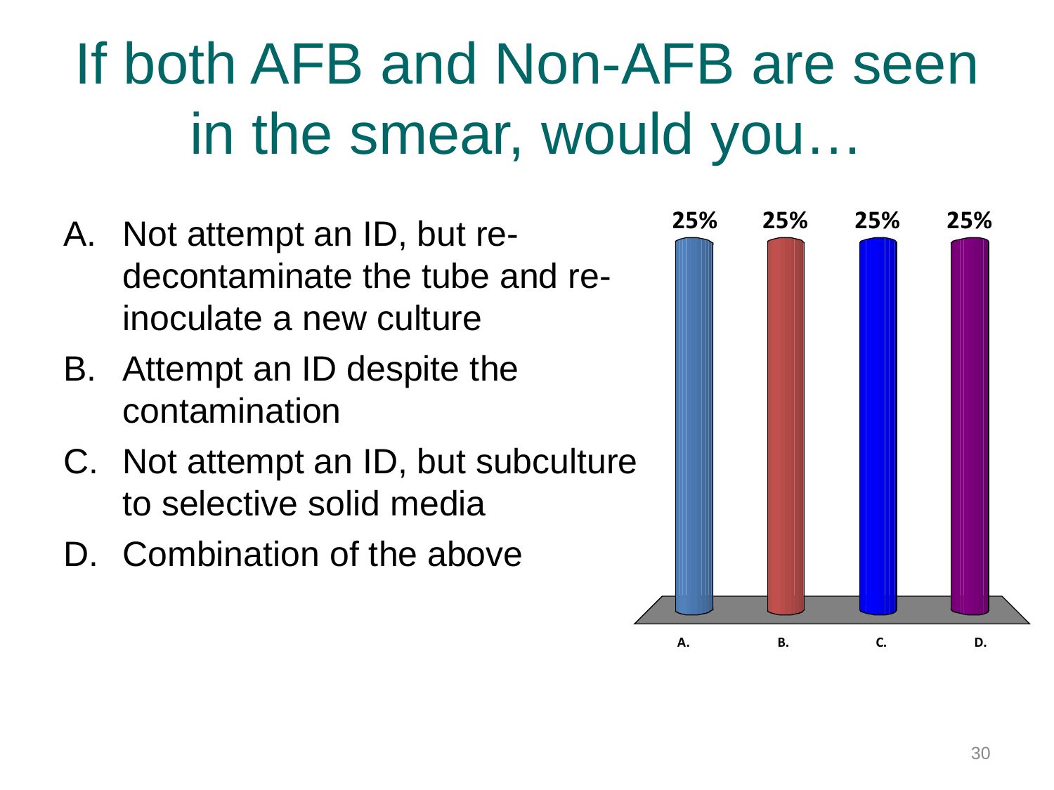# If both AFB and Non-AFB are seen in the smear, would you…

A. Not attempt an ID, but re-decontaminate the tube and re-inoculate a new culture
B. Attempt an ID despite the contamination
C. Not attempt an ID, but subculture to selective solid media
D. Combination of the above

25%
25%
25%
25%

A.
B.
C.
D.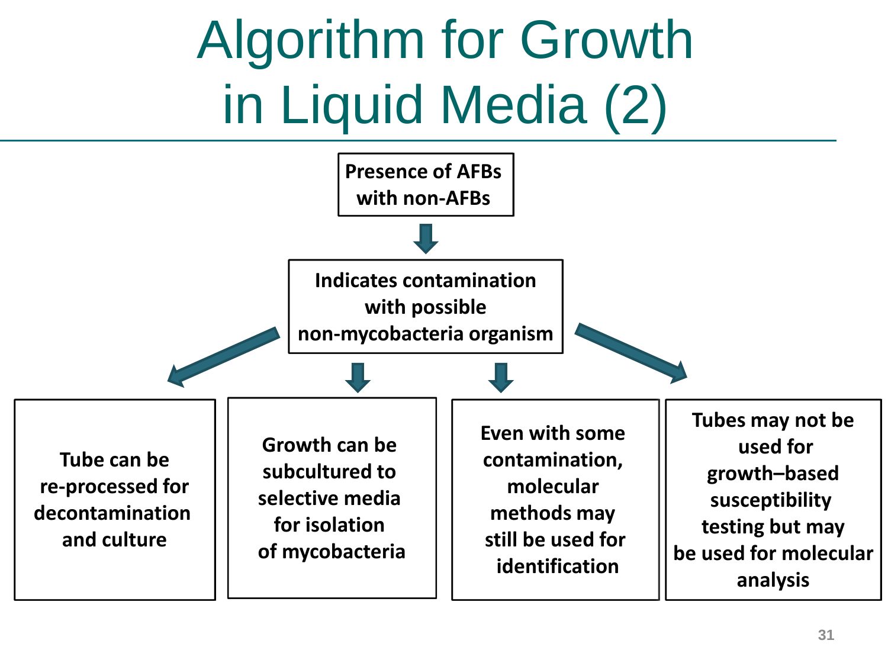# Algorithm for Growth in Liquid Media (2)

Presence of AFBs with non-AFBs

↓

Indicates contamination with possible non-mycobacteria organism

- Tube can be re-processed for decontamination and culture
- Growth can be subcultured to selective media for isolation of mycobacteria
- Even with some contamination, molecular methods may still be used for identification
- Tubes may not be used for growth–based susceptibility testing but may be used for molecular analysis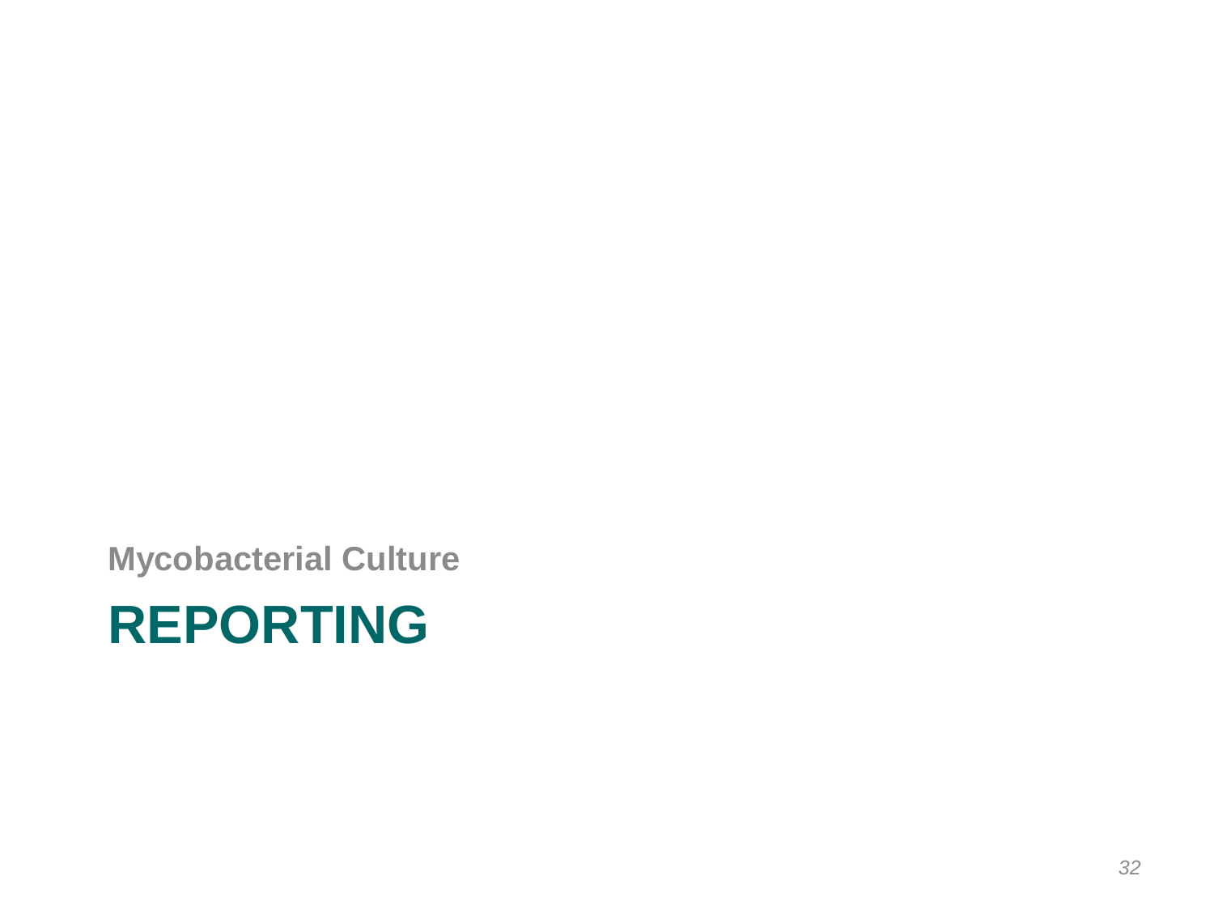Mycobacterial Culture

# REPORTING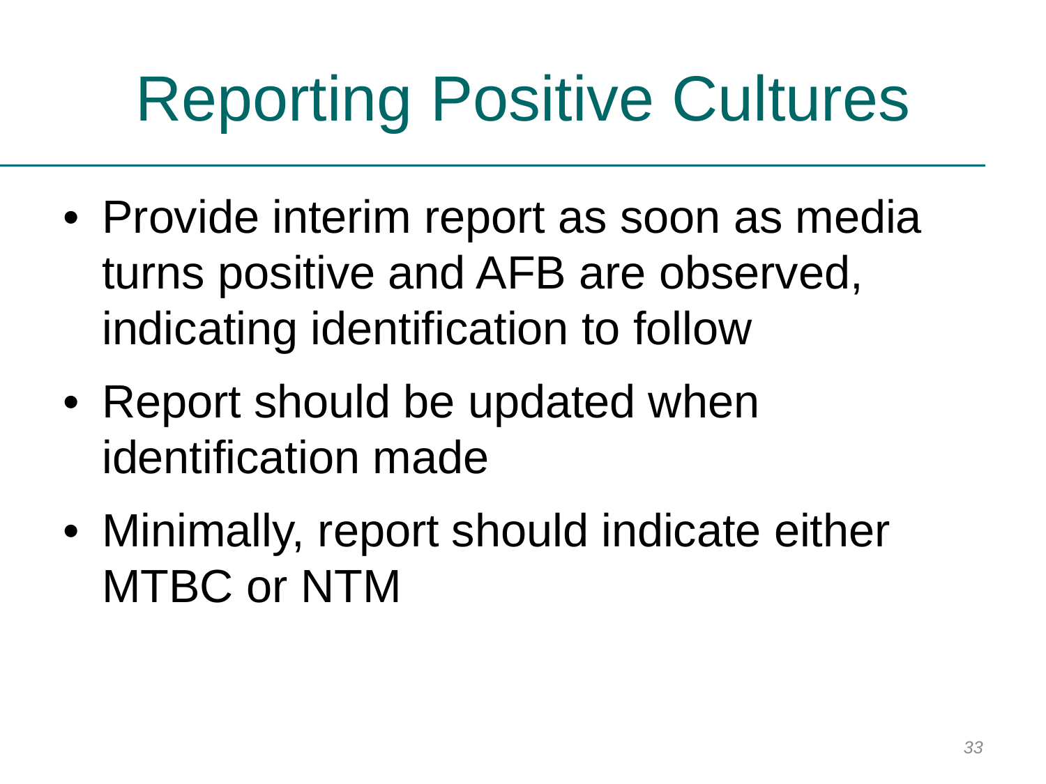# Reporting Positive Cultures

- Provide interim report as soon as media turns positive and AFB are observed, indicating identification to follow
- Report should be updated when identification made
- Minimally, report should indicate either MTBC or NTM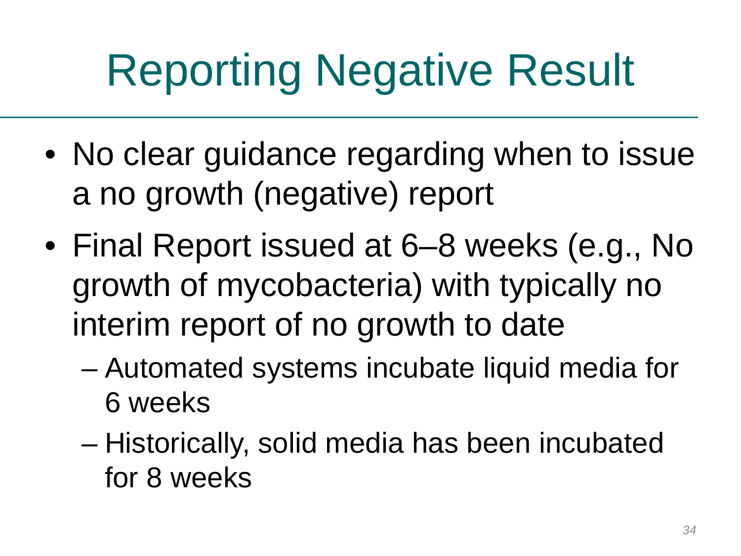# Reporting Negative Result

- No clear guidance regarding when to issue a no growth (negative) report
- Final Report issued at 6–8 weeks (e.g., No growth of mycobacteria) with typically no interim report of no growth to date
  - Automated systems incubate liquid media for 6 weeks
  - Historically, solid media has been incubated for 8 weeks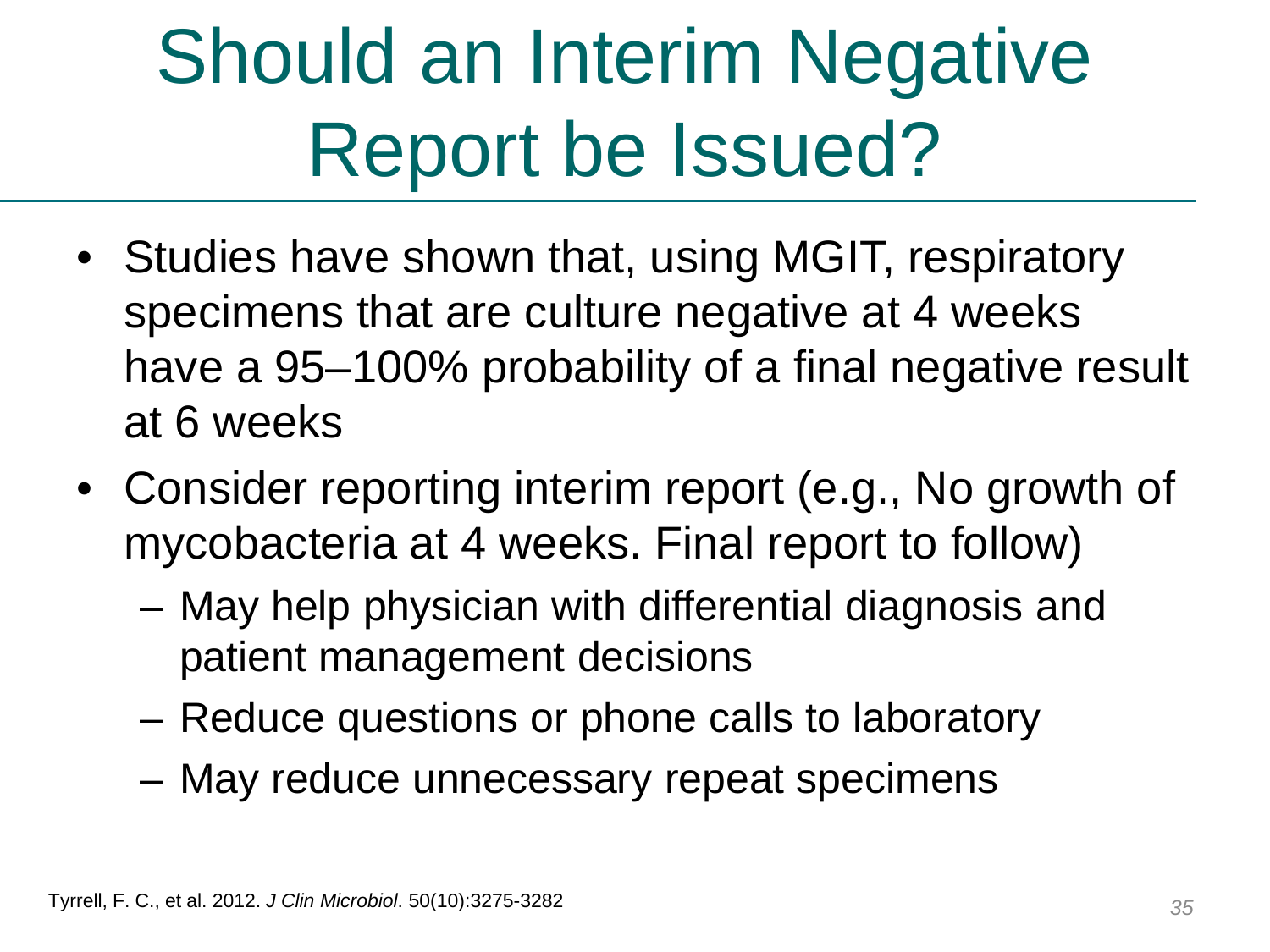# Should an Interim Negative Report be Issued?

- Studies have shown that, using MGIT, respiratory specimens that are culture negative at 4 weeks have a 95–100% probability of a final negative result at 6 weeks
- Consider reporting interim report (e.g., No growth of mycobacteria at 4 weeks. Final report to follow)
  - May help physician with differential diagnosis and patient management decisions
  - Reduce questions or phone calls to laboratory
  - May reduce unnecessary repeat specimens

Tyrrell, F. C., et al. 2012. *J Clin Microbiol*. 50(10):3275-3282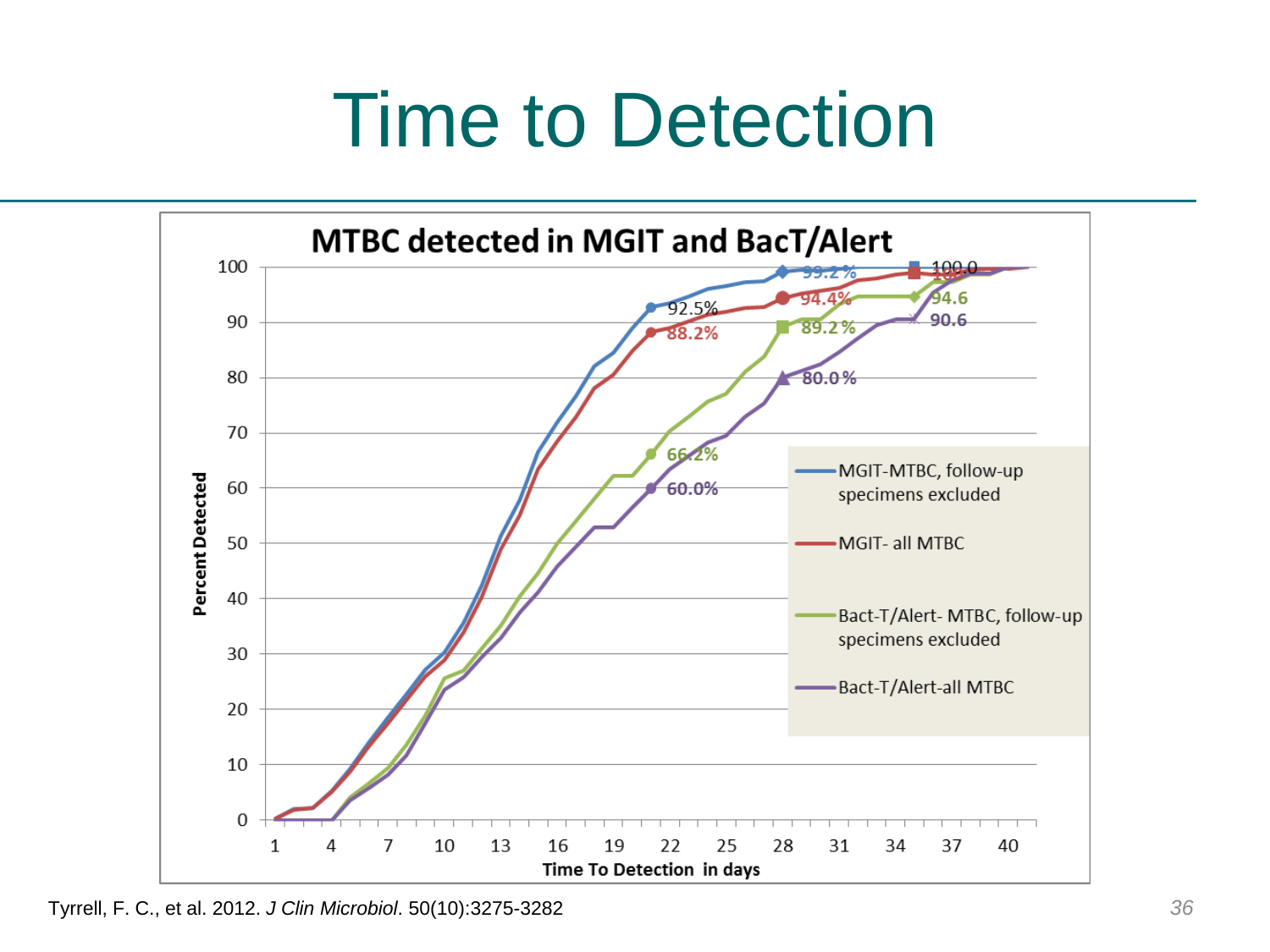# Time to Detection

**MTBC detected in MGIT and BacT/Alert**

Legend:
- MGIT-MTBC, follow-up specimens excluded
- MGIT- all MTBC
- Bact-T/Alert- MTBC, follow-up specimens excluded
- Bact-T/Alert-all MTBC

Percent Detected (y-axis, 0–100); Time To Detection in days (x-axis, 1–40)

Labeled values: 92.5%, 88.2%, 66.2%, 60.0%, 99.2%, 94.4%, 89.2%, 80.0%, 100.0, 94.6, 90.6

Tyrrell, F. C., et al. 2012. *J Clin Microbiol*. 50(10):3275-3282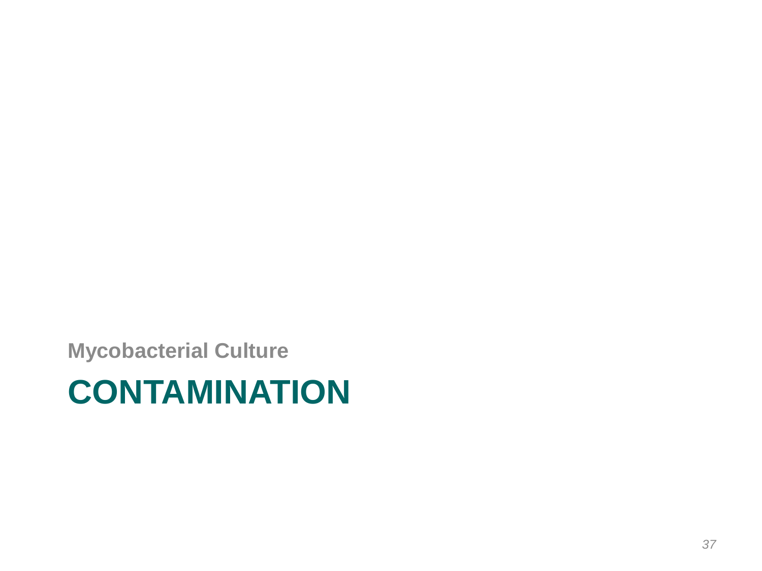Mycobacterial Culture

# CONTAMINATION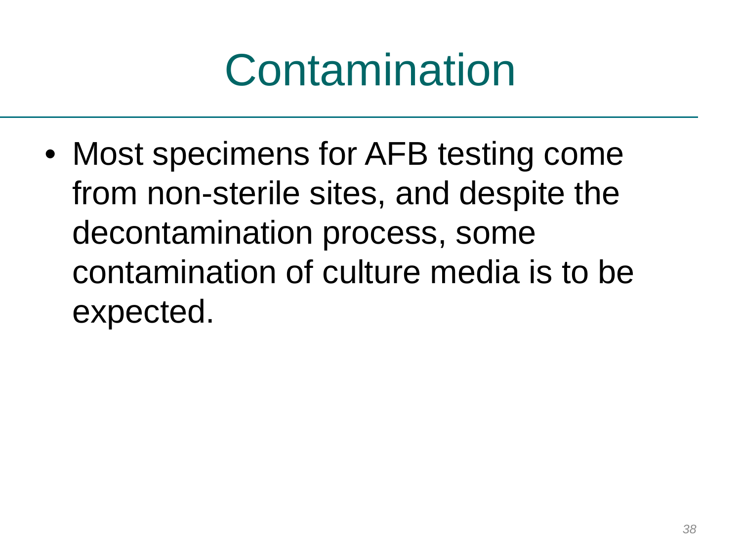# Contamination

- Most specimens for AFB testing come from non-sterile sites, and despite the decontamination process, some contamination of culture media is to be expected.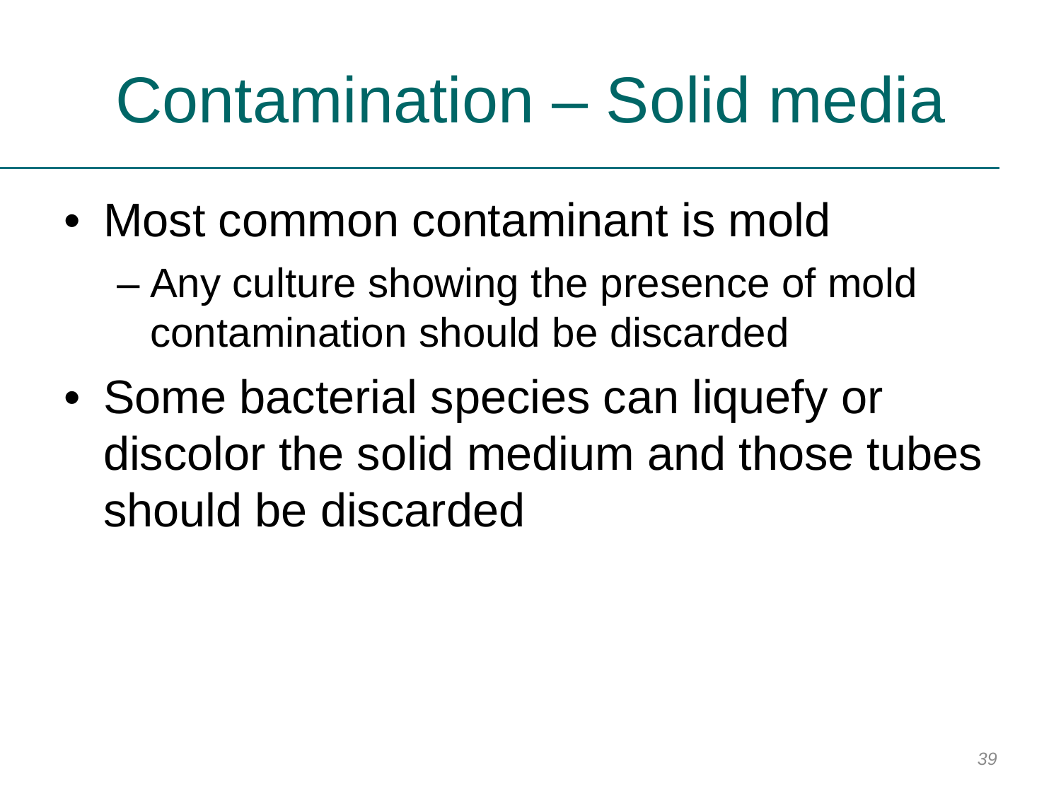# Contamination – Solid media

- Most common contaminant is mold
  - Any culture showing the presence of mold contamination should be discarded
- Some bacterial species can liquefy or discolor the solid medium and those tubes should be discarded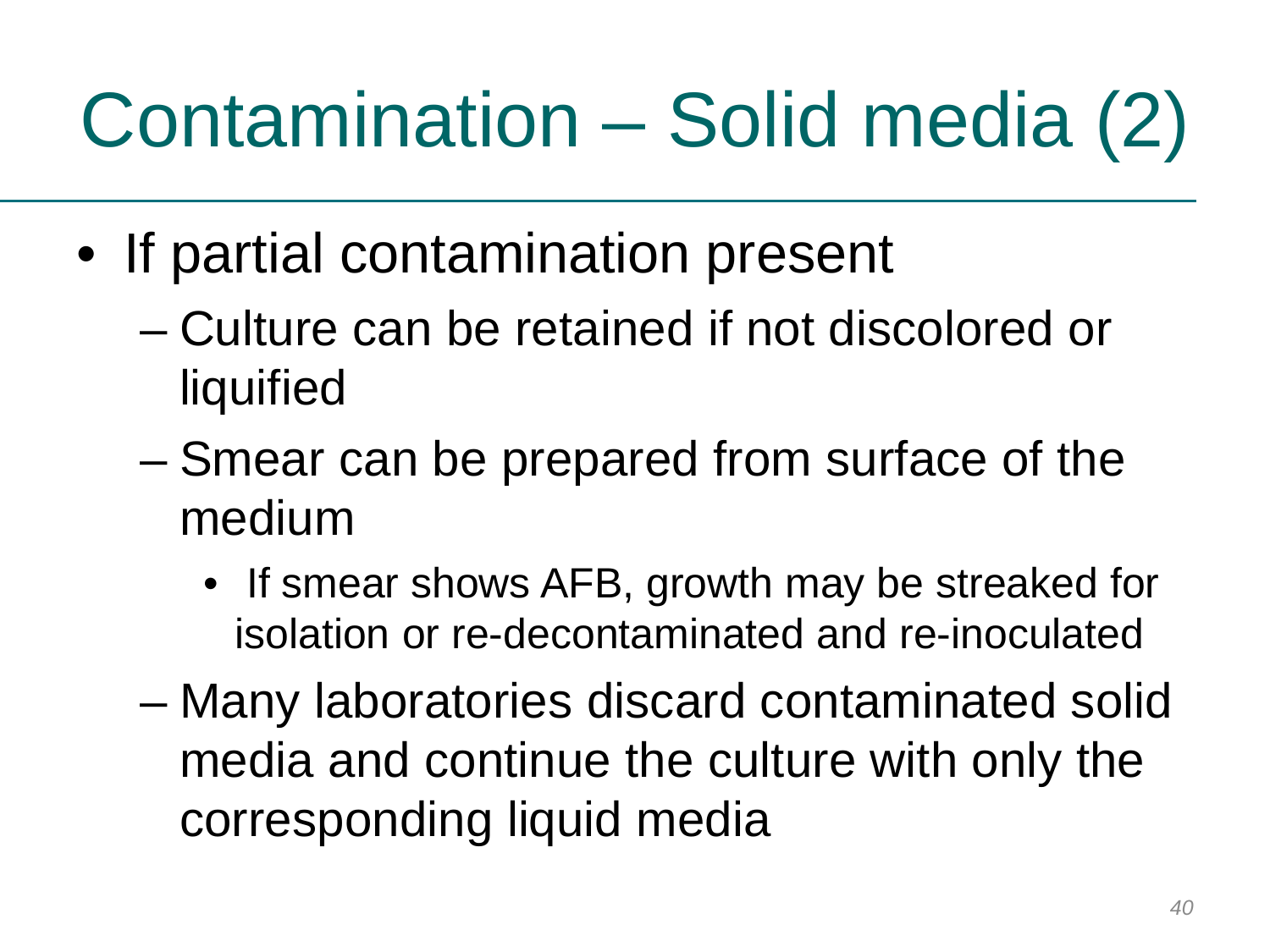# Contamination – Solid media (2)

- If partial contamination present
  - Culture can be retained if not discolored or liquified
  - Smear can be prepared from surface of the medium
    - If smear shows AFB, growth may be streaked for isolation or re-decontaminated and re-inoculated
  - Many laboratories discard contaminated solid media and continue the culture with only the corresponding liquid media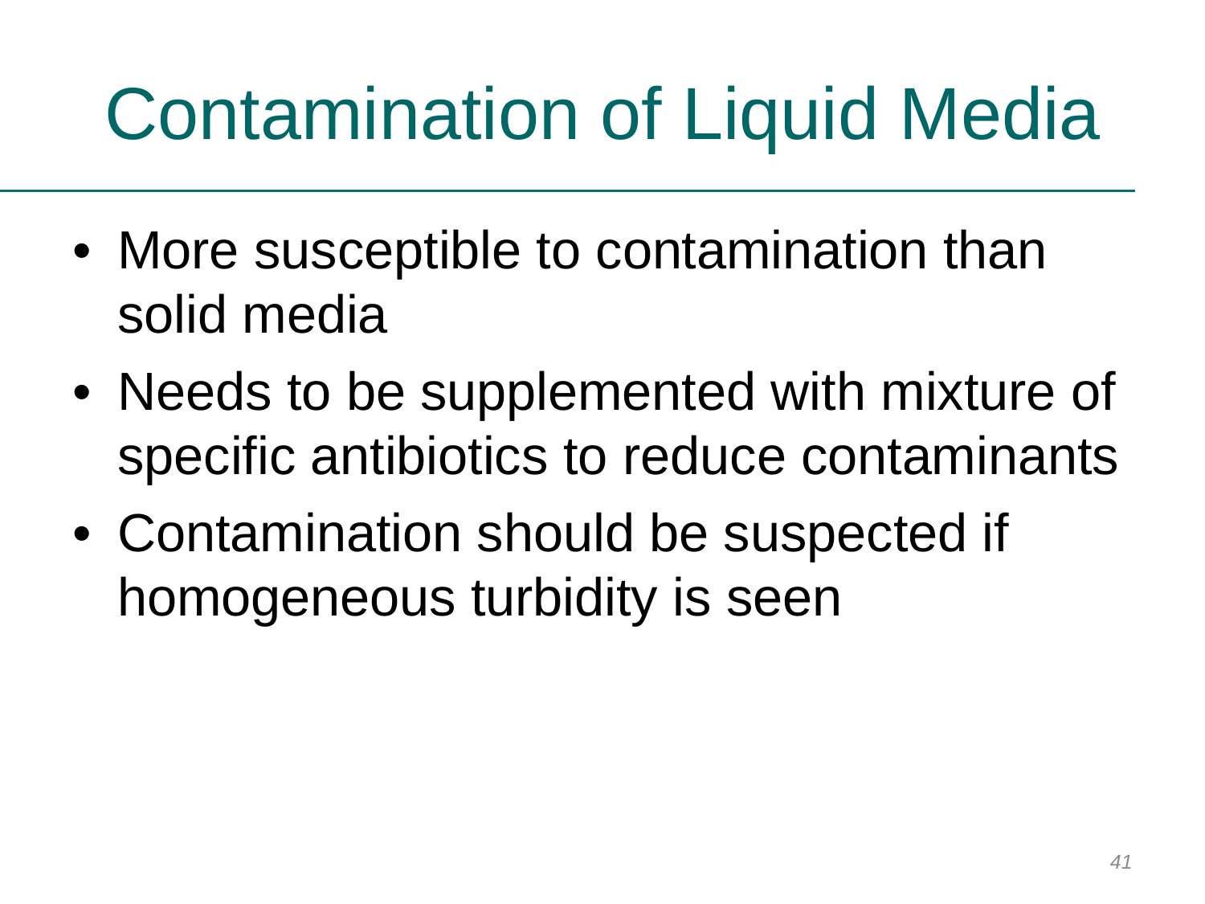# Contamination of Liquid Media

- More susceptible to contamination than solid media
- Needs to be supplemented with mixture of specific antibiotics to reduce contaminants
- Contamination should be suspected if homogeneous turbidity is seen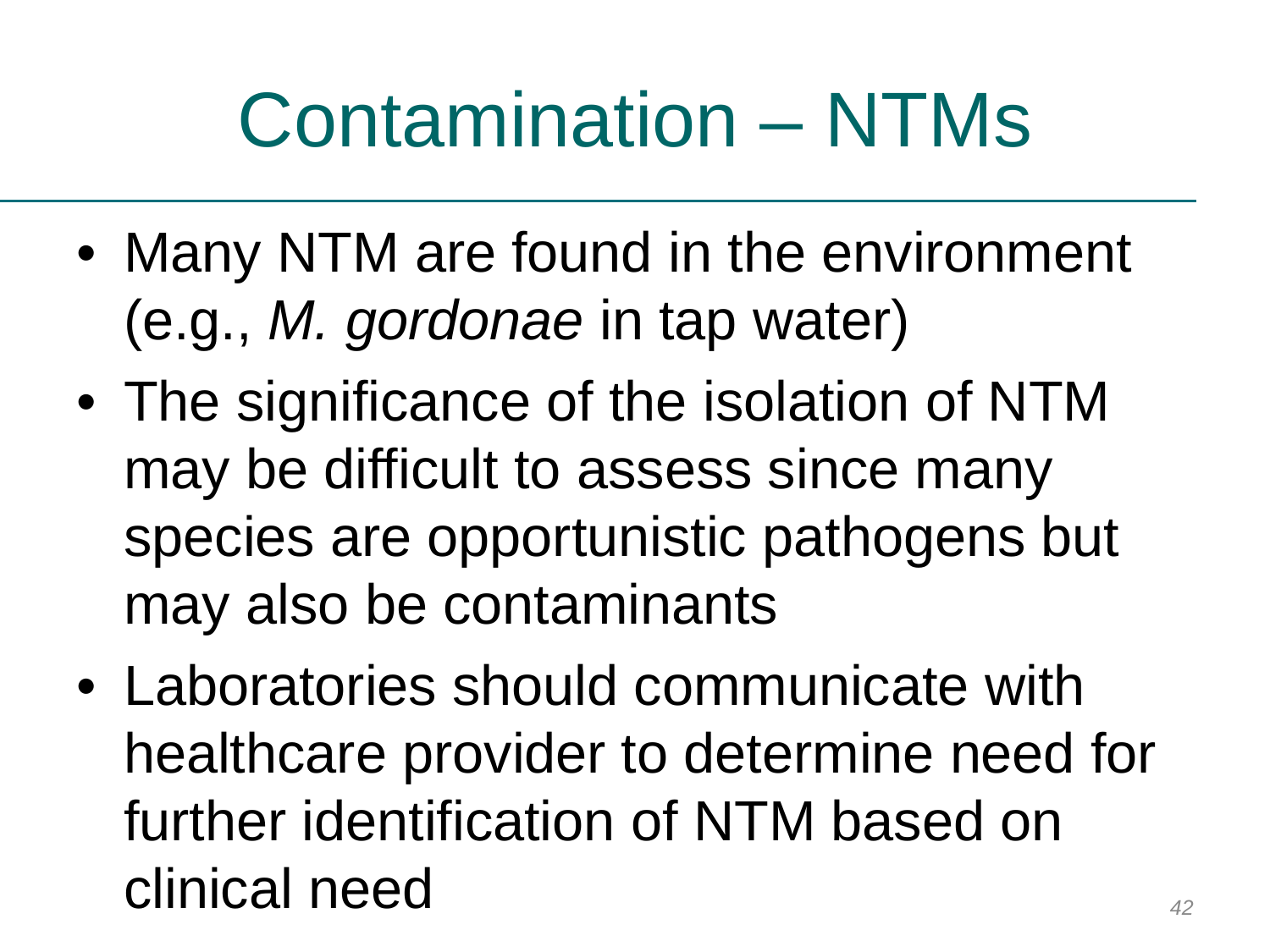# Contamination – NTMs

- Many NTM are found in the environment (e.g., *M. gordonae* in tap water)
- The significance of the isolation of NTM may be difficult to assess since many species are opportunistic pathogens but may also be contaminants
- Laboratories should communicate with healthcare provider to determine need for further identification of NTM based on clinical need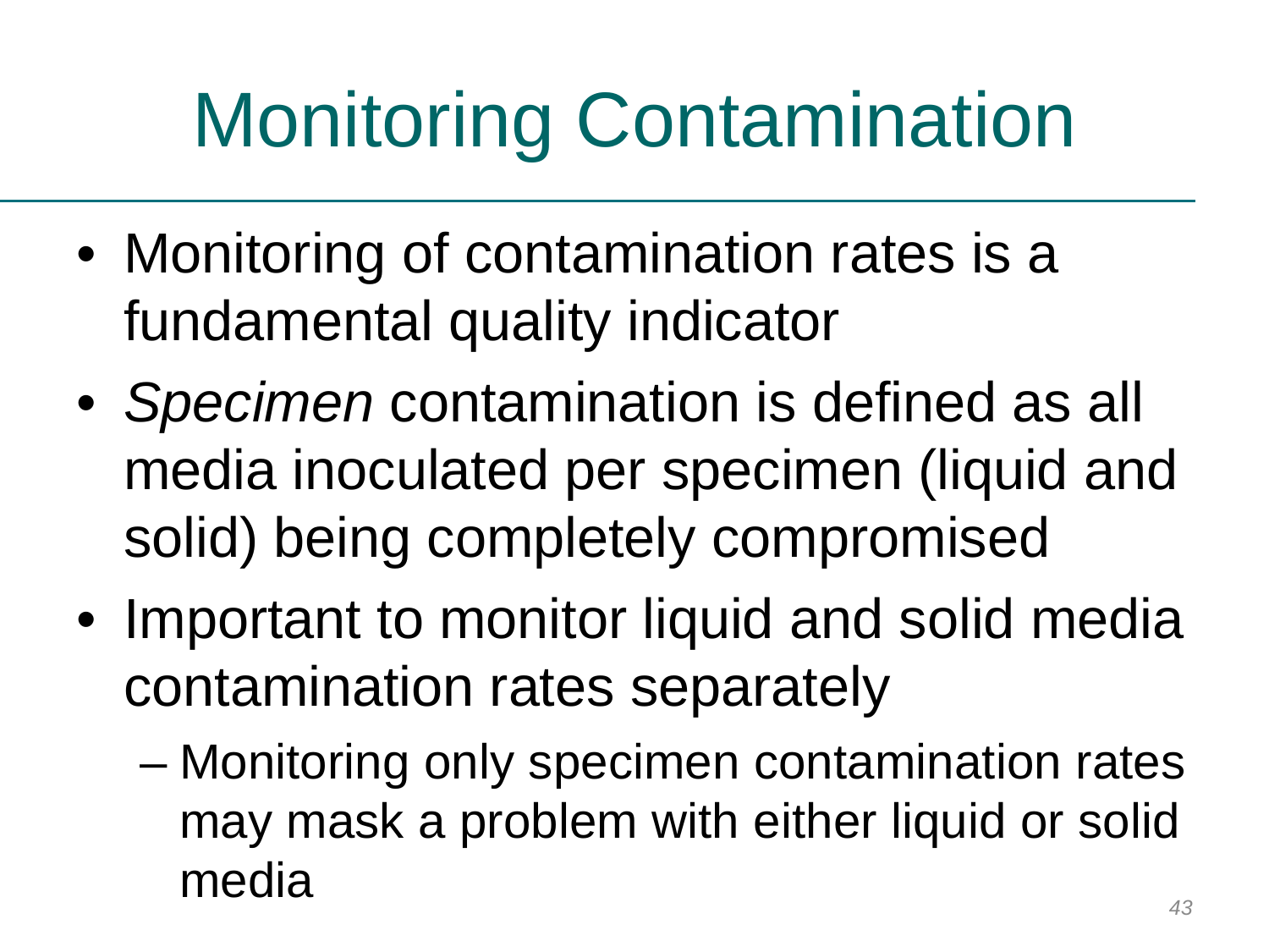# Monitoring Contamination

- Monitoring of contamination rates is a fundamental quality indicator
- *Specimen* contamination is defined as all media inoculated per specimen (liquid and solid) being completely compromised
- Important to monitor liquid and solid media contamination rates separately
  - Monitoring only specimen contamination rates may mask a problem with either liquid or solid media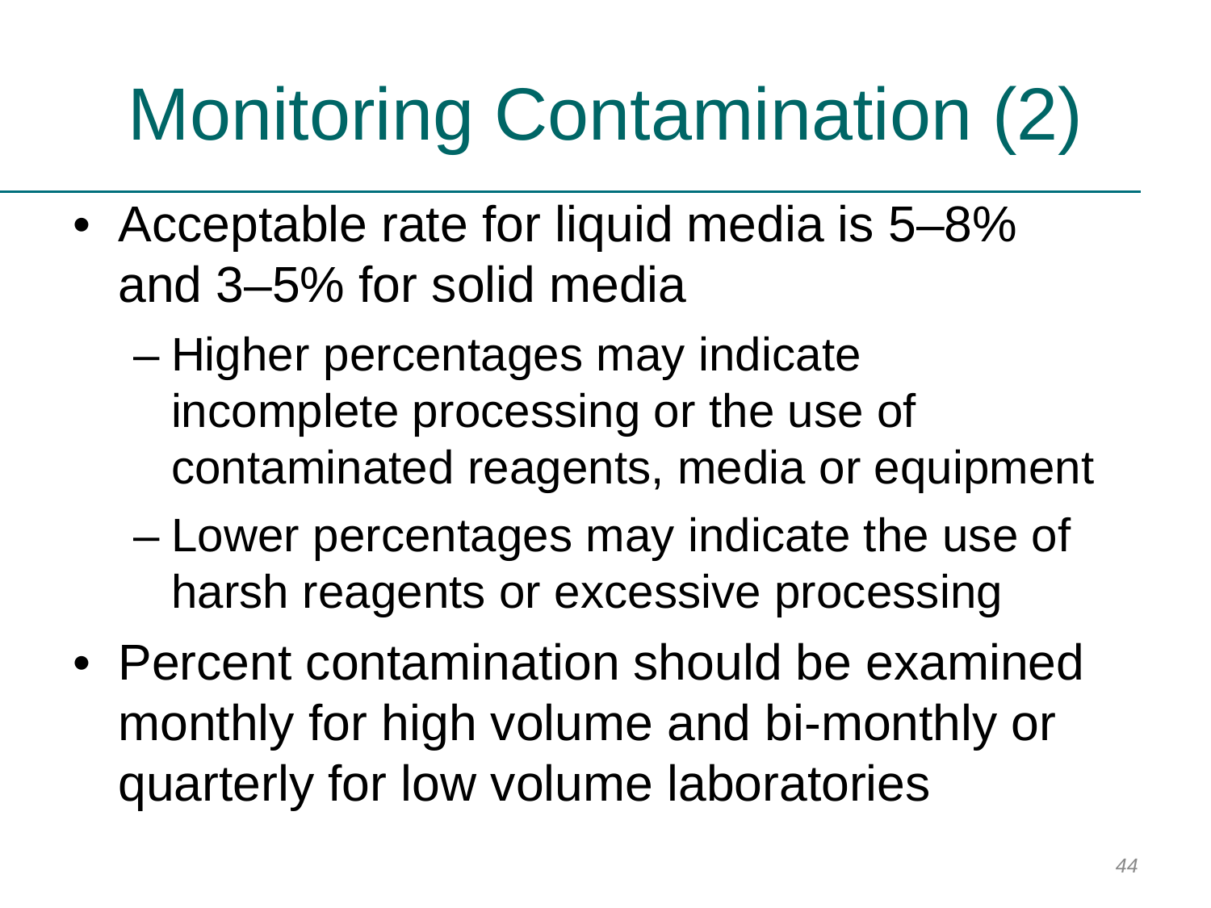# Monitoring Contamination (2)

- Acceptable rate for liquid media is 5–8% and 3–5% for solid media
  - Higher percentages may indicate incomplete processing or the use of contaminated reagents, media or equipment
  - Lower percentages may indicate the use of harsh reagents or excessive processing
- Percent contamination should be examined monthly for high volume and bi-monthly or quarterly for low volume laboratories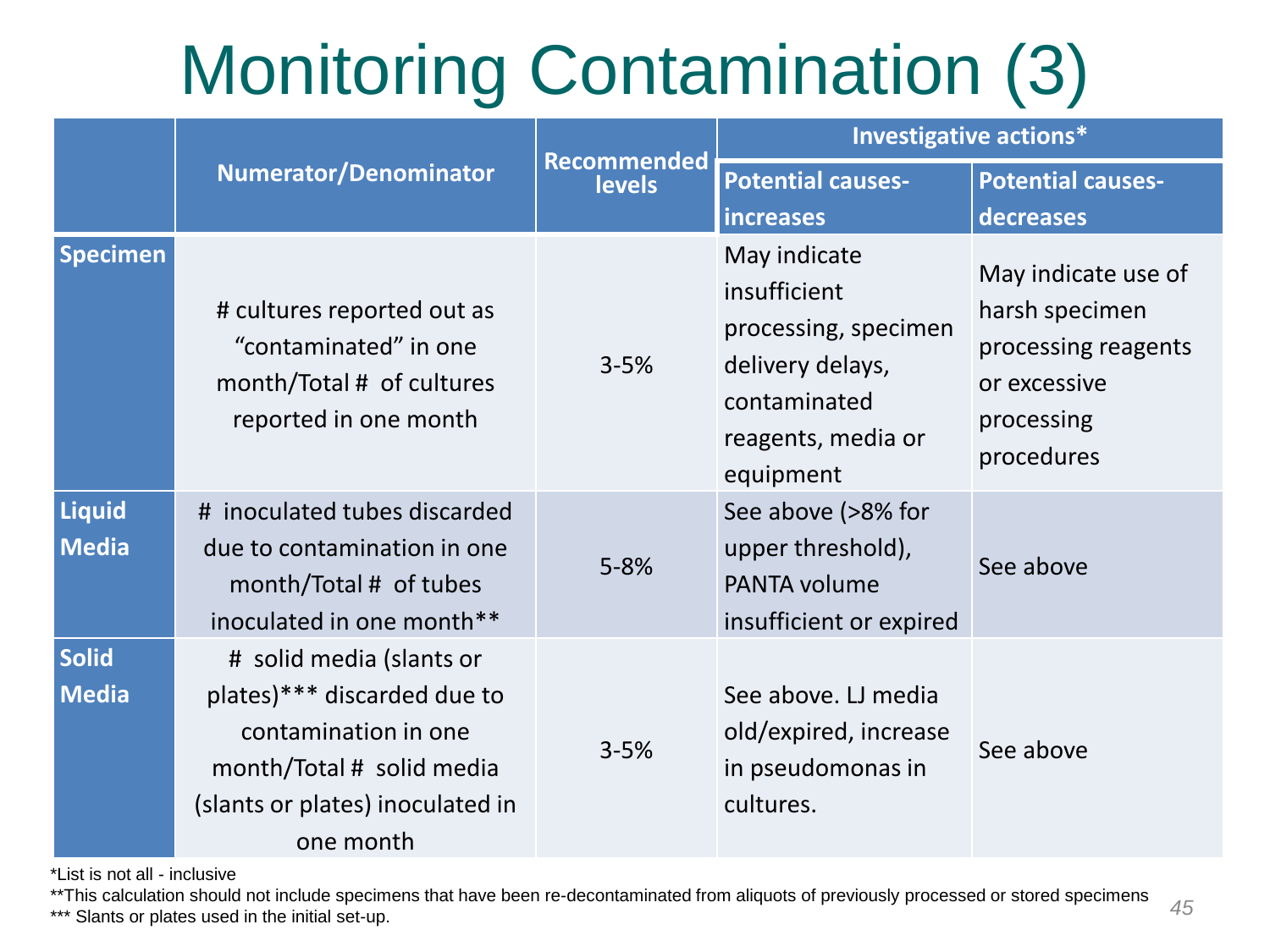# Monitoring Contamination (3)

| | Numerator/Denominator | Recommended levels | Investigative actions* | |
|---|---|---|---|---|
| | | | **Potential causes- increases** | **Potential causes- decreases** |
| **Specimen** | # cultures reported out as "contaminated" in one month/Total # of cultures reported in one month | 3-5% | May indicate insufficient processing, specimen delivery delays, contaminated reagents, media or equipment | May indicate use of harsh specimen processing reagents or excessive processing procedures |
| **Liquid Media** | # inoculated tubes discarded due to contamination in one month/Total # of tubes inoculated in one month** | 5-8% | See above (>8% for upper threshold), PANTA volume insufficient or expired | See above |
| **Solid Media** | # solid media (slants or plates)*** discarded due to contamination in one month/Total # solid media (slants or plates) inoculated in one month | 3-5% | See above. LJ media old/expired, increase in pseudomonas in cultures. | See above |

*List is not all - inclusive

**This calculation should not include specimens that have been re-decontaminated from aliquots of previously processed or stored specimens

*** Slants or plates used in the initial set-up.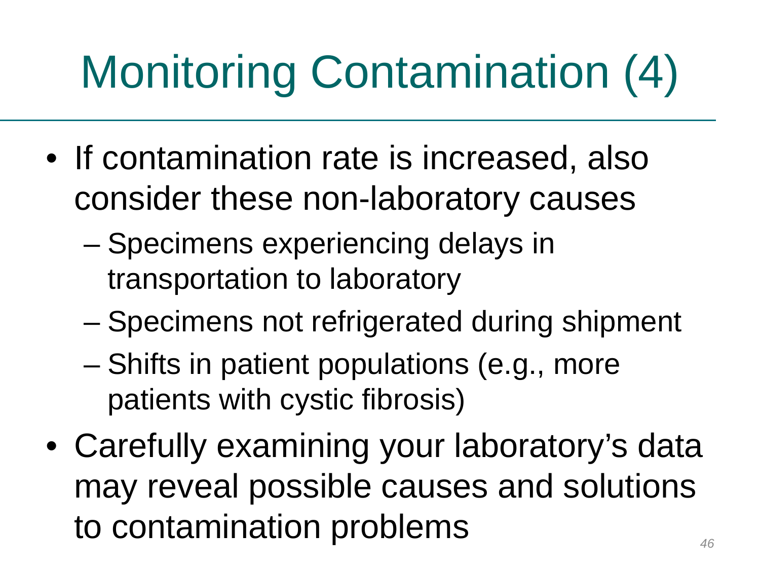# Monitoring Contamination (4)

- If contamination rate is increased, also consider these non-laboratory causes
  - Specimens experiencing delays in transportation to laboratory
  - Specimens not refrigerated during shipment
  - Shifts in patient populations (e.g., more patients with cystic fibrosis)
- Carefully examining your laboratory's data may reveal possible causes and solutions to contamination problems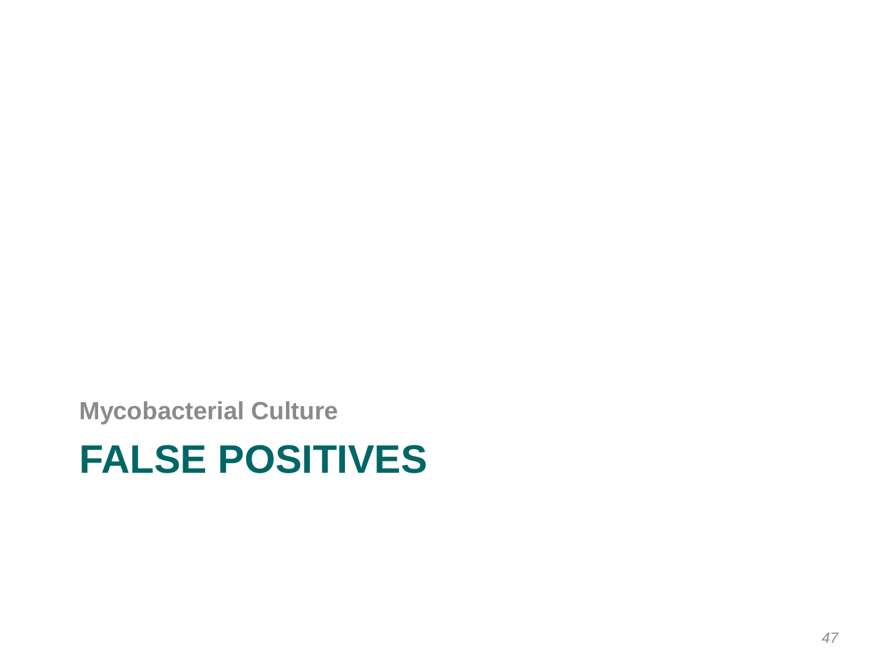Mycobacterial Culture

# FALSE POSITIVES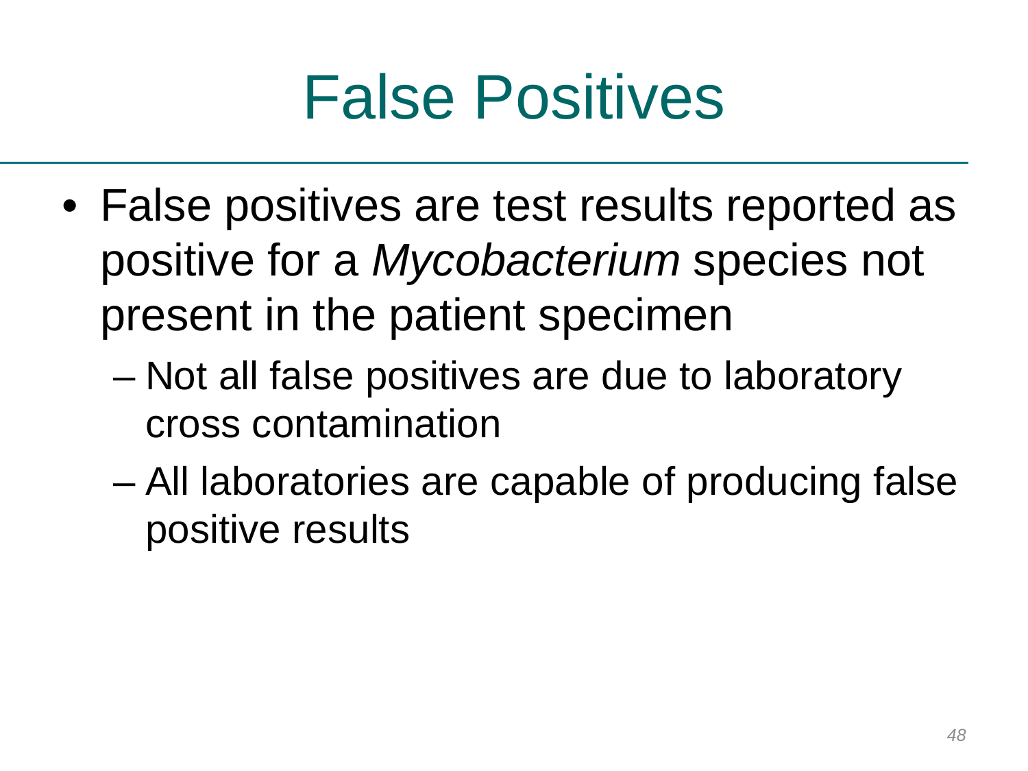# False Positives

- False positives are test results reported as positive for a *Mycobacterium* species not present in the patient specimen
  - Not all false positives are due to laboratory cross contamination
  - All laboratories are capable of producing false positive results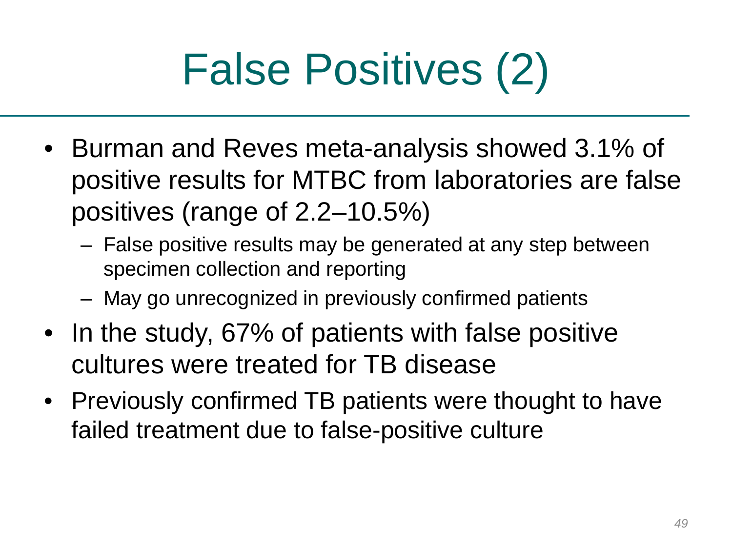# False Positives (2)

- Burman and Reves meta-analysis showed 3.1% of positive results for MTBC from laboratories are false positives (range of 2.2–10.5%)
  - False positive results may be generated at any step between specimen collection and reporting
  - May go unrecognized in previously confirmed patients
- In the study, 67% of patients with false positive cultures were treated for TB disease
- Previously confirmed TB patients were thought to have failed treatment due to false-positive culture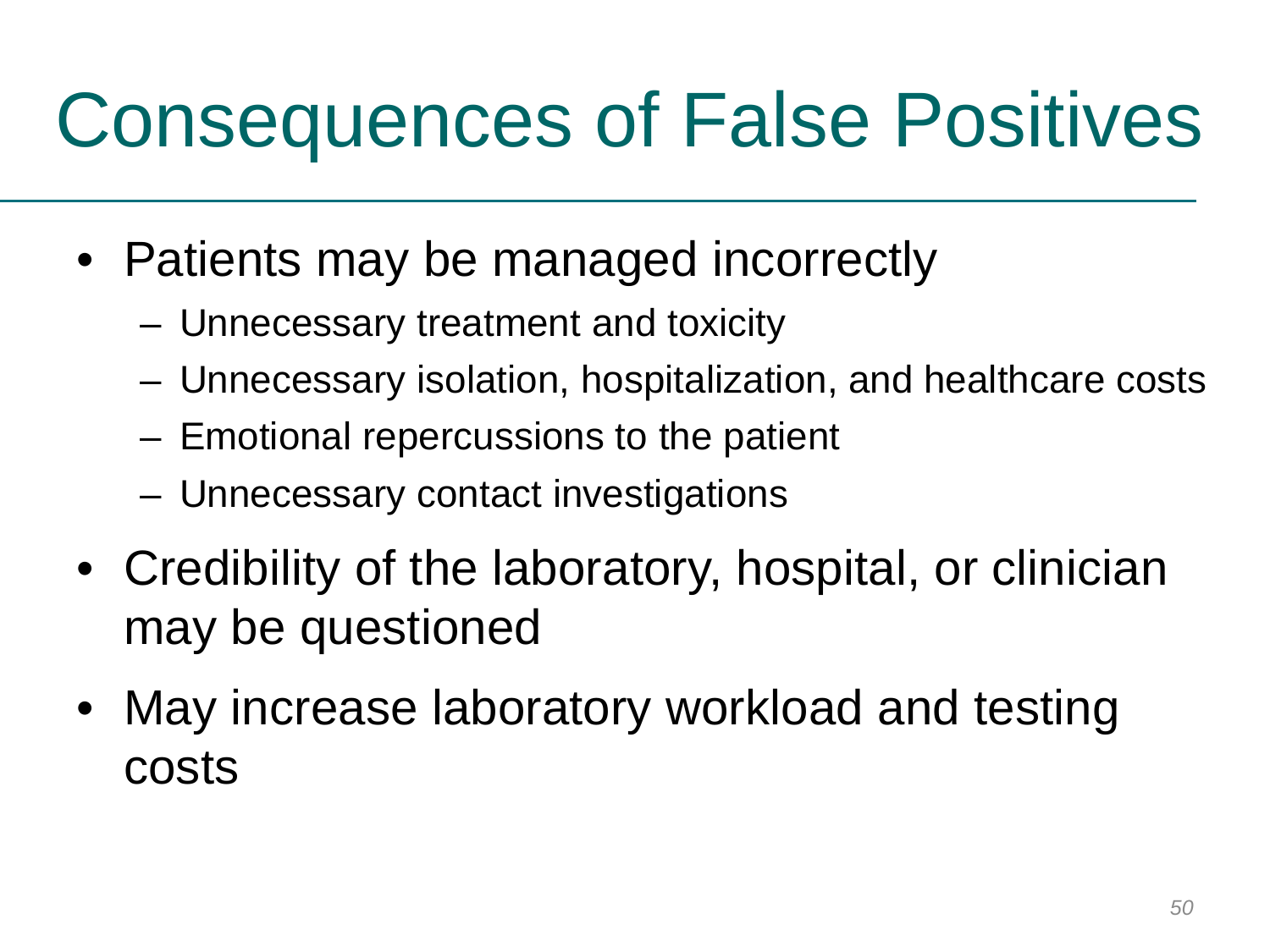# Consequences of False Positives

- Patients may be managed incorrectly
  - Unnecessary treatment and toxicity
  - Unnecessary isolation, hospitalization, and healthcare costs
  - Emotional repercussions to the patient
  - Unnecessary contact investigations
- Credibility of the laboratory, hospital, or clinician may be questioned
- May increase laboratory workload and testing costs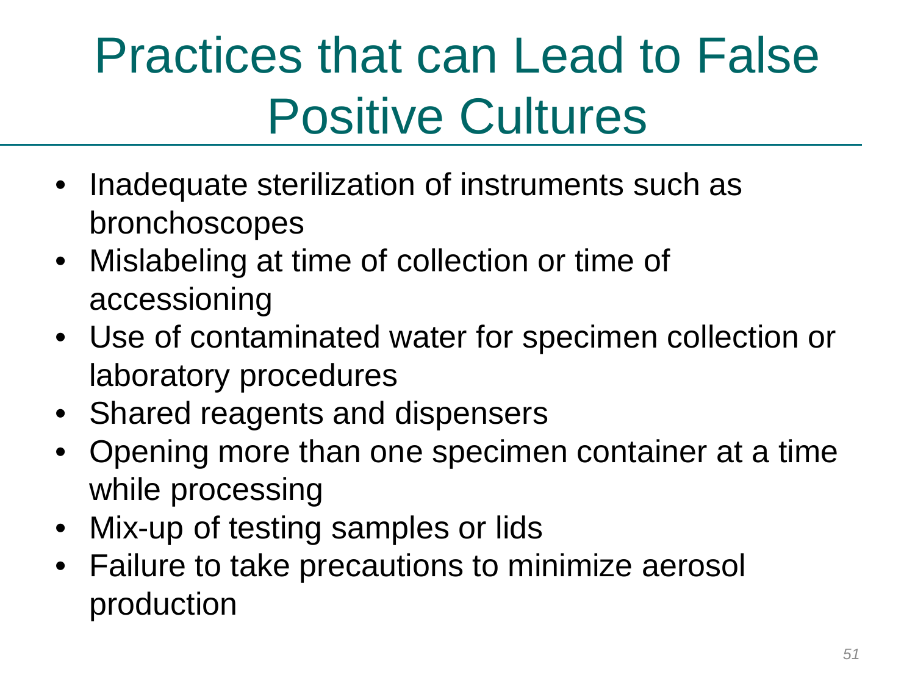# Practices that can Lead to False Positive Cultures

- Inadequate sterilization of instruments such as bronchoscopes
- Mislabeling at time of collection or time of accessioning
- Use of contaminated water for specimen collection or laboratory procedures
- Shared reagents and dispensers
- Opening more than one specimen container at a time while processing
- Mix-up of testing samples or lids
- Failure to take precautions to minimize aerosol production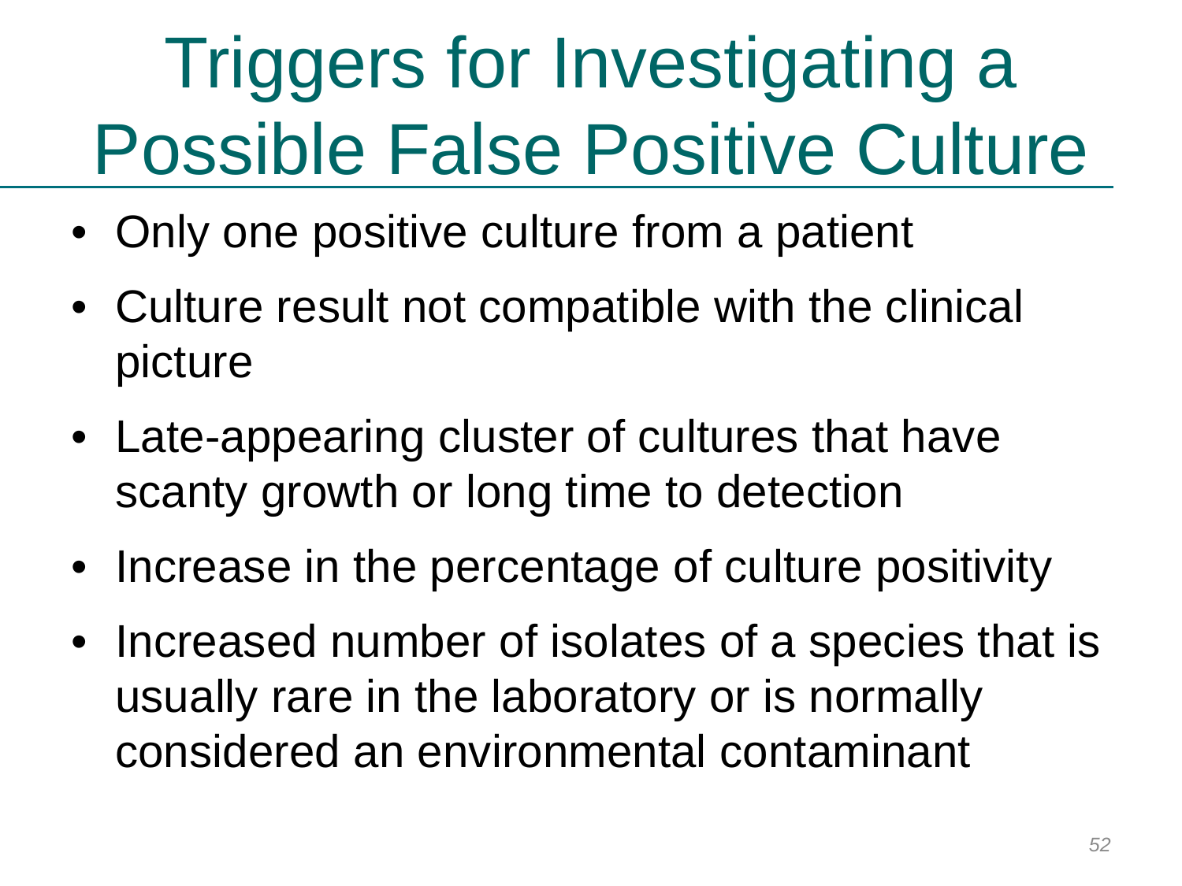# Triggers for Investigating a Possible False Positive Culture

- Only one positive culture from a patient
- Culture result not compatible with the clinical picture
- Late-appearing cluster of cultures that have scanty growth or long time to detection
- Increase in the percentage of culture positivity
- Increased number of isolates of a species that is usually rare in the laboratory or is normally considered an environmental contaminant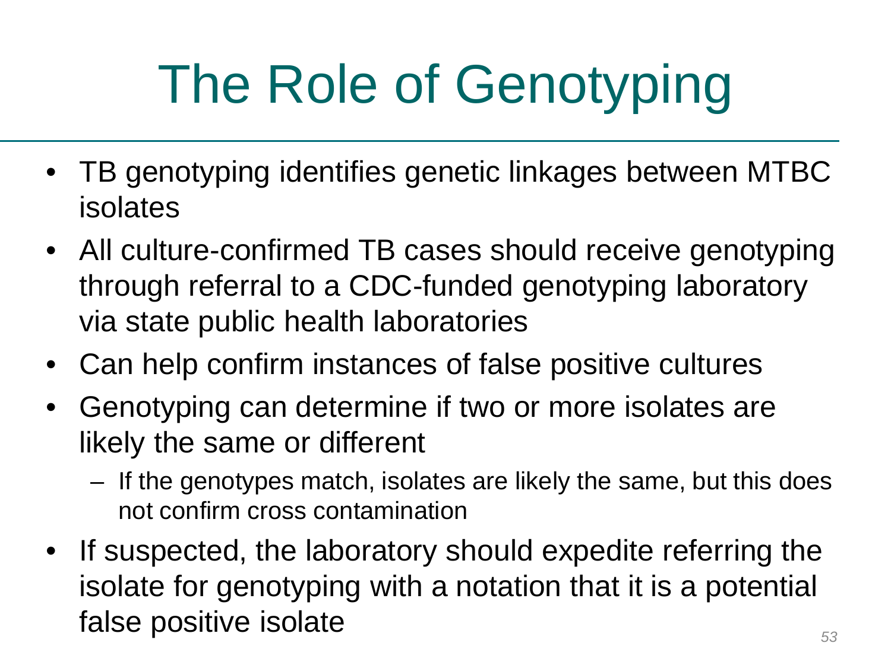# The Role of Genotyping

- TB genotyping identifies genetic linkages between MTBC isolates
- All culture-confirmed TB cases should receive genotyping through referral to a CDC-funded genotyping laboratory via state public health laboratories
- Can help confirm instances of false positive cultures
- Genotyping can determine if two or more isolates are likely the same or different
  - If the genotypes match, isolates are likely the same, but this does not confirm cross contamination
- If suspected, the laboratory should expedite referring the isolate for genotyping with a notation that it is a potential false positive isolate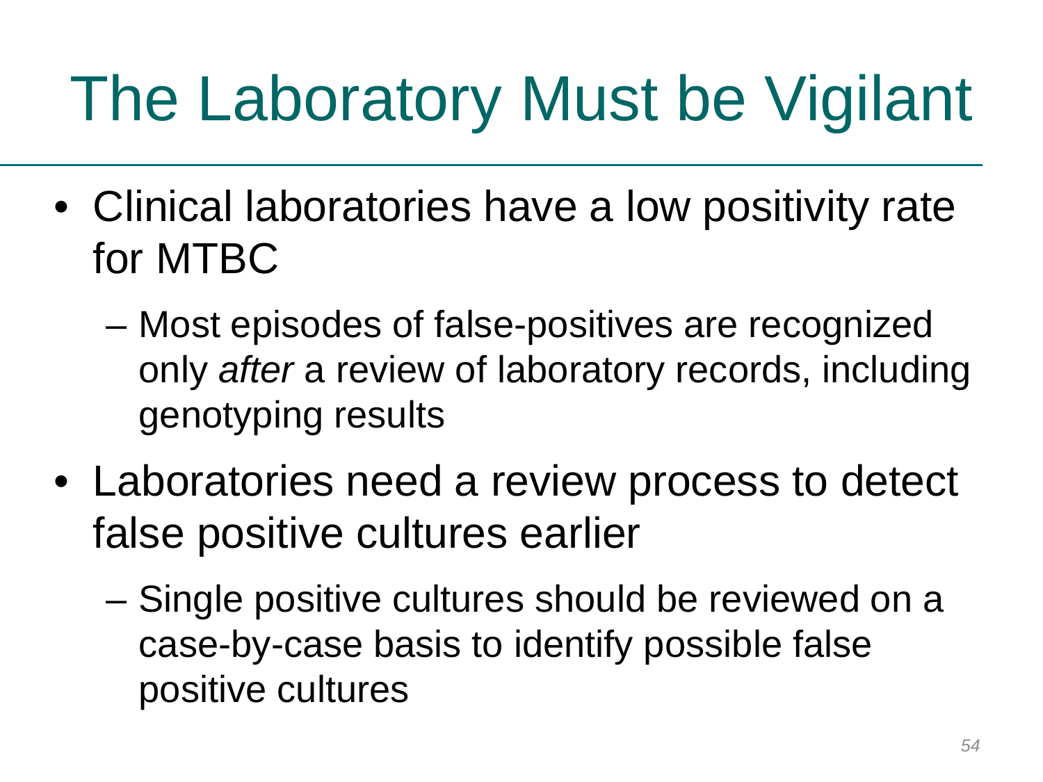# The Laboratory Must be Vigilant

- Clinical laboratories have a low positivity rate for MTBC
  - Most episodes of false-positives are recognized only *after* a review of laboratory records, including genotyping results
- Laboratories need a review process to detect false positive cultures earlier
  - Single positive cultures should be reviewed on a case-by-case basis to identify possible false positive cultures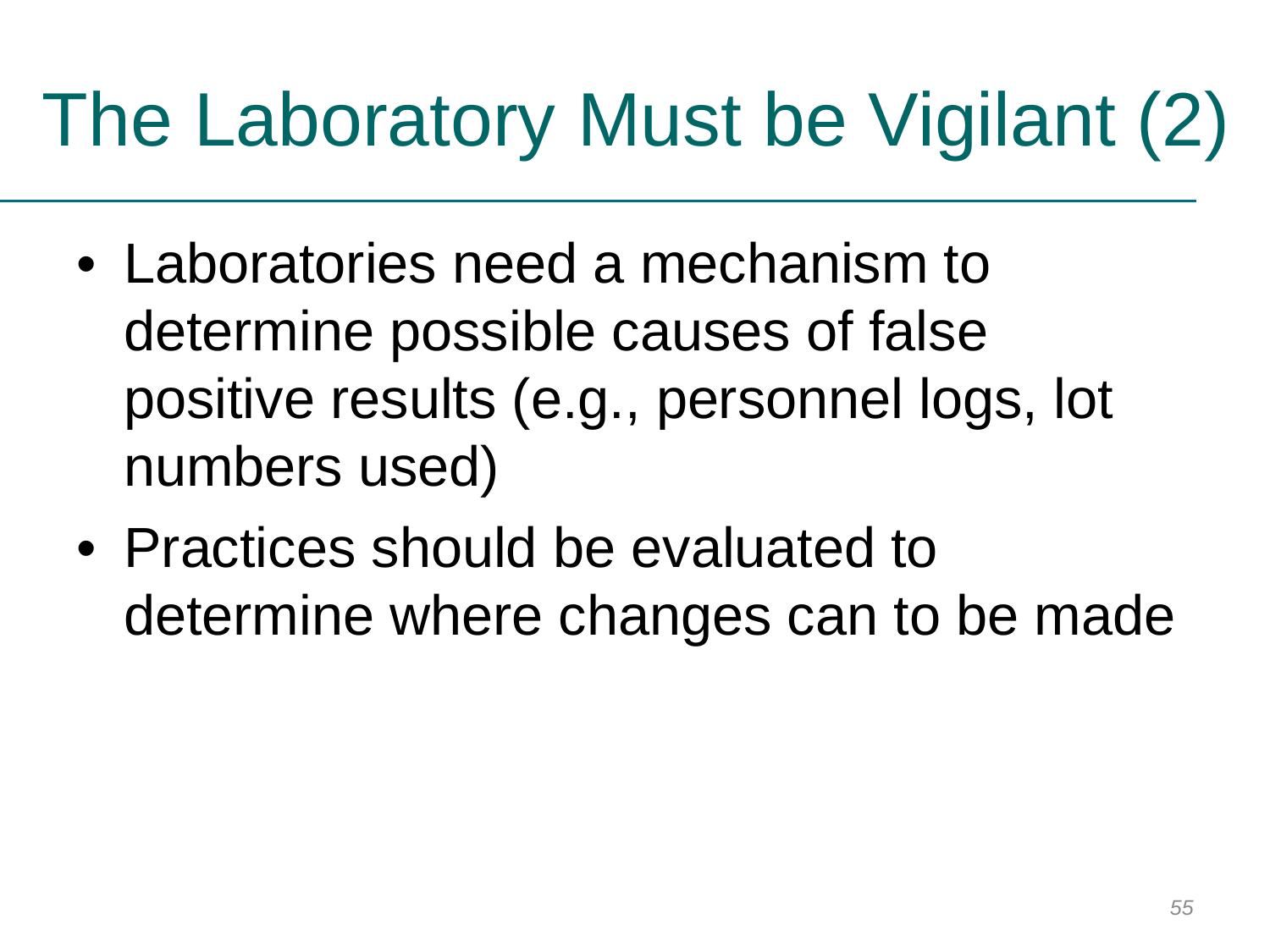# The Laboratory Must be Vigilant (2)

- Laboratories need a mechanism to determine possible causes of false positive results (e.g., personnel logs, lot numbers used)
- Practices should be evaluated to determine where changes can to be made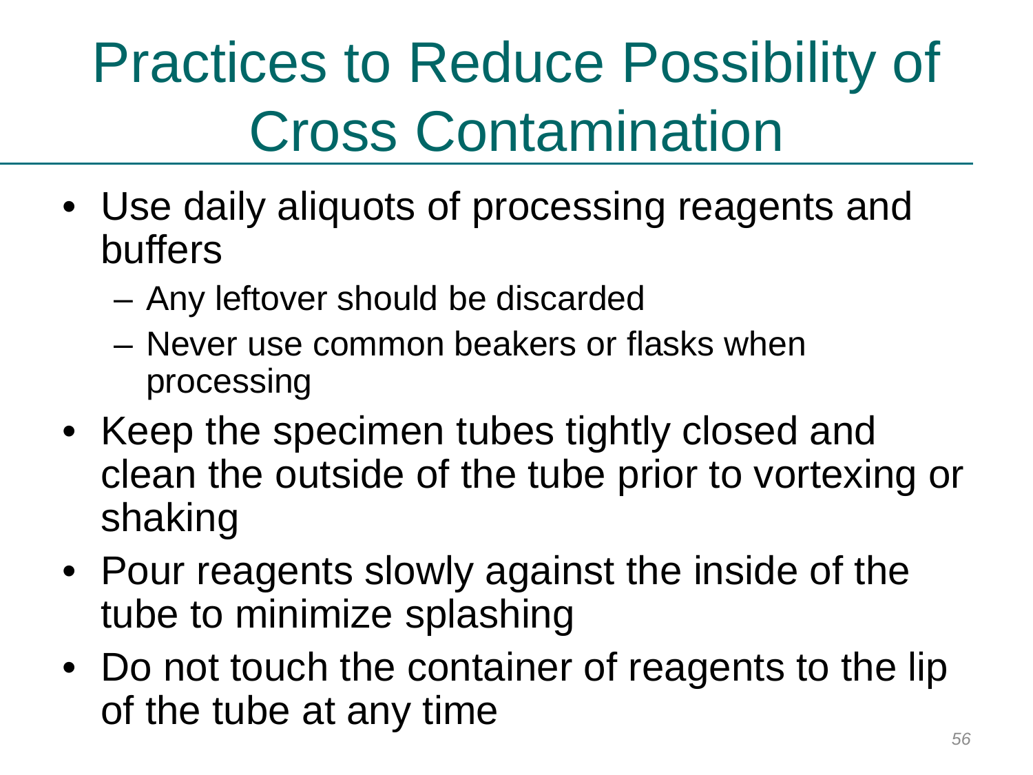# Practices to Reduce Possibility of Cross Contamination

- Use daily aliquots of processing reagents and buffers
  - Any leftover should be discarded
  - Never use common beakers or flasks when processing
- Keep the specimen tubes tightly closed and clean the outside of the tube prior to vortexing or shaking
- Pour reagents slowly against the inside of the tube to minimize splashing
- Do not touch the container of reagents to the lip of the tube at any time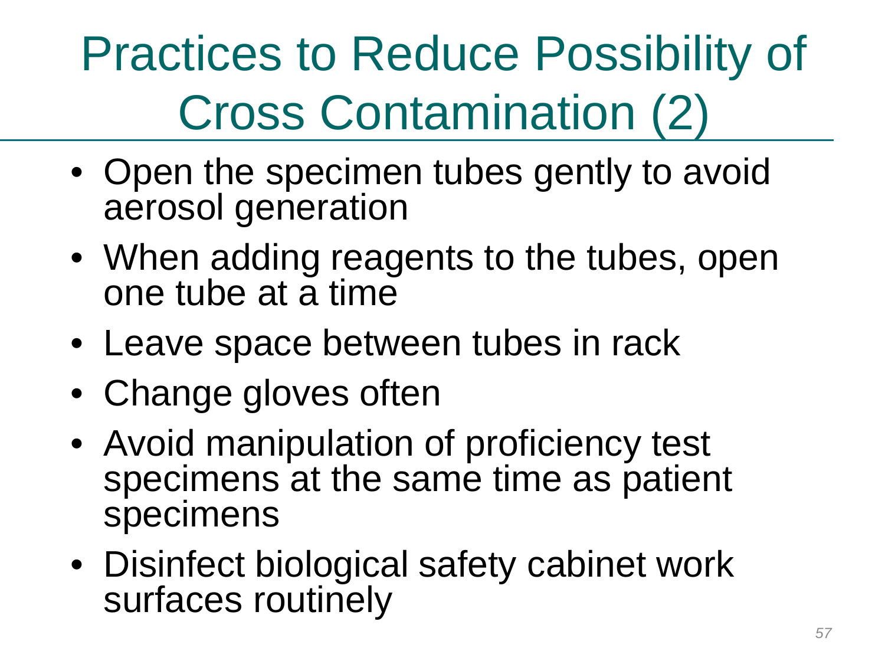# Practices to Reduce Possibility of Cross Contamination (2)

- Open the specimen tubes gently to avoid aerosol generation
- When adding reagents to the tubes, open one tube at a time
- Leave space between tubes in rack
- Change gloves often
- Avoid manipulation of proficiency test specimens at the same time as patient specimens
- Disinfect biological safety cabinet work surfaces routinely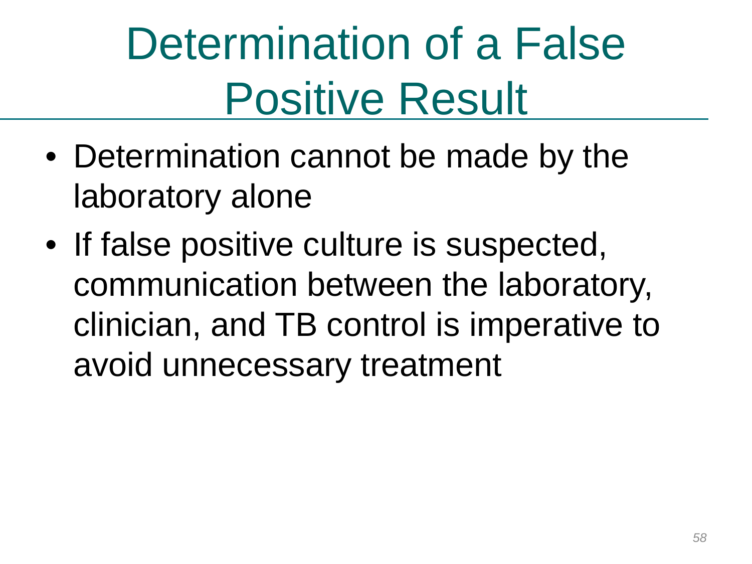# Determination of a False Positive Result

- Determination cannot be made by the laboratory alone
- If false positive culture is suspected, communication between the laboratory, clinician, and TB control is imperative to avoid unnecessary treatment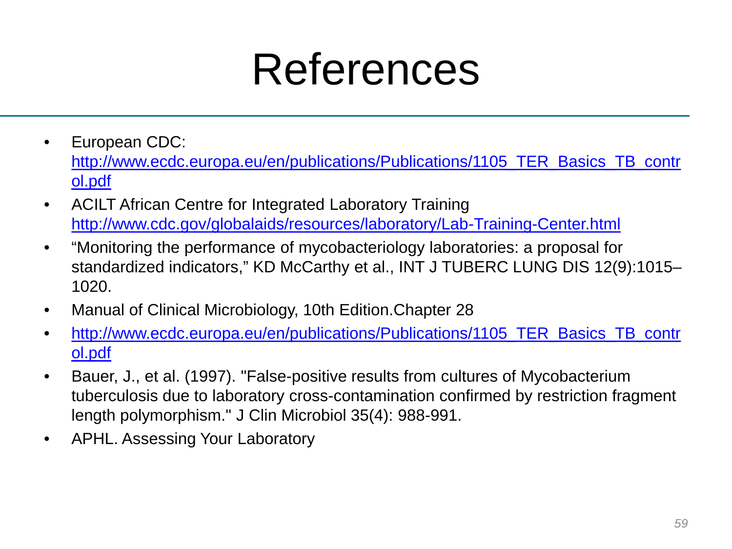# References

- European CDC: http://www.ecdc.europa.eu/en/publications/Publications/1105_TER_Basics_TB_control.pdf
- ACILT African Centre for Integrated Laboratory Training http://www.cdc.gov/globalaids/resources/laboratory/Lab-Training-Center.html
- "Monitoring the performance of mycobacteriology laboratories: a proposal for standardized indicators," KD McCarthy et al., INT J TUBERC LUNG DIS 12(9):1015–1020.
- Manual of Clinical Microbiology, 10th Edition.Chapter 28
- http://www.ecdc.europa.eu/en/publications/Publications/1105_TER_Basics_TB_control.pdf
- Bauer, J., et al. (1997). "False-positive results from cultures of Mycobacterium tuberculosis due to laboratory cross-contamination confirmed by restriction fragment length polymorphism." J Clin Microbiol 35(4): 988-991.
- APHL. Assessing Your Laboratory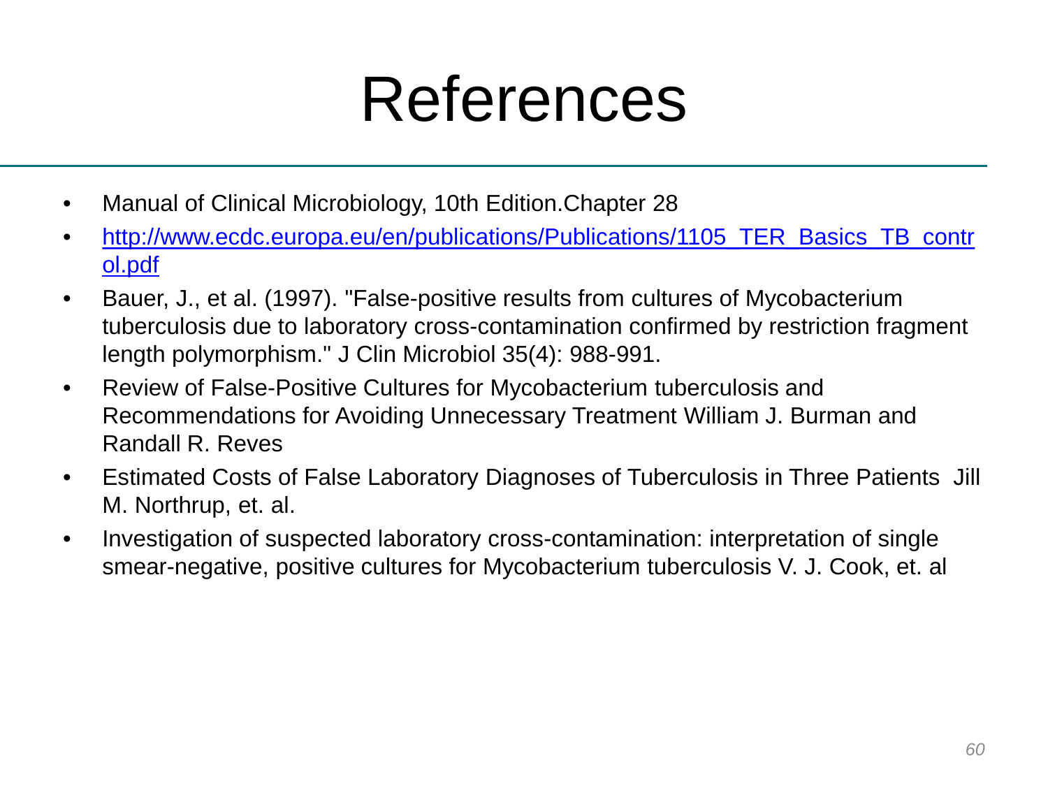# References

- Manual of Clinical Microbiology, 10th Edition.Chapter 28
- http://www.ecdc.europa.eu/en/publications/Publications/1105_TER_Basics_TB_control.pdf
- Bauer, J., et al. (1997). "False-positive results from cultures of Mycobacterium tuberculosis due to laboratory cross-contamination confirmed by restriction fragment length polymorphism." J Clin Microbiol 35(4): 988-991.
- Review of False-Positive Cultures for Mycobacterium tuberculosis and Recommendations for Avoiding Unnecessary Treatment William J. Burman and Randall R. Reves
- Estimated Costs of False Laboratory Diagnoses of Tuberculosis in Three Patients Jill M. Northrup, et. al.
- Investigation of suspected laboratory cross-contamination: interpretation of single smear-negative, positive cultures for Mycobacterium tuberculosis V. J. Cook, et. al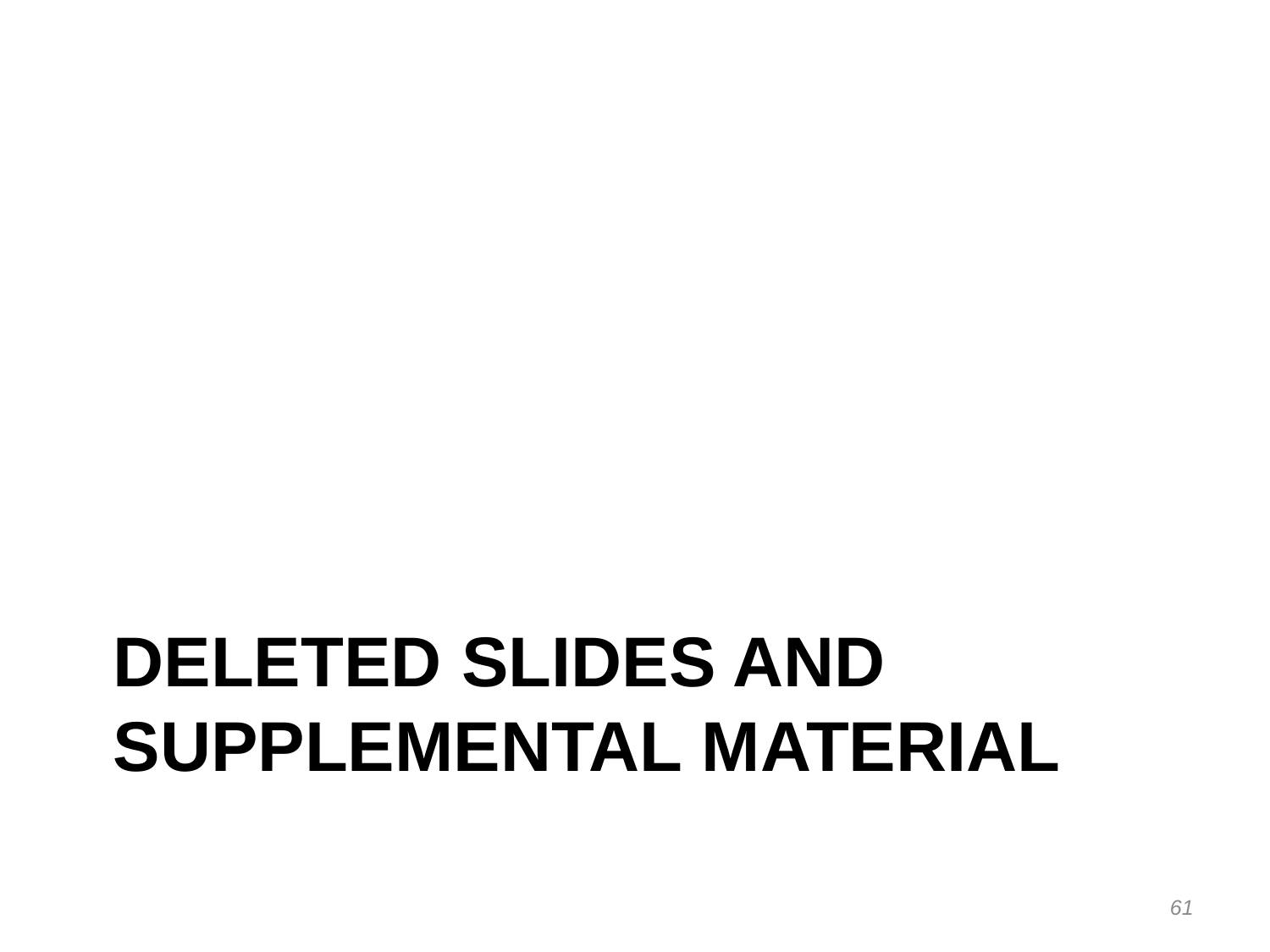# DELETED SLIDES AND SUPPLEMENTAL MATERIAL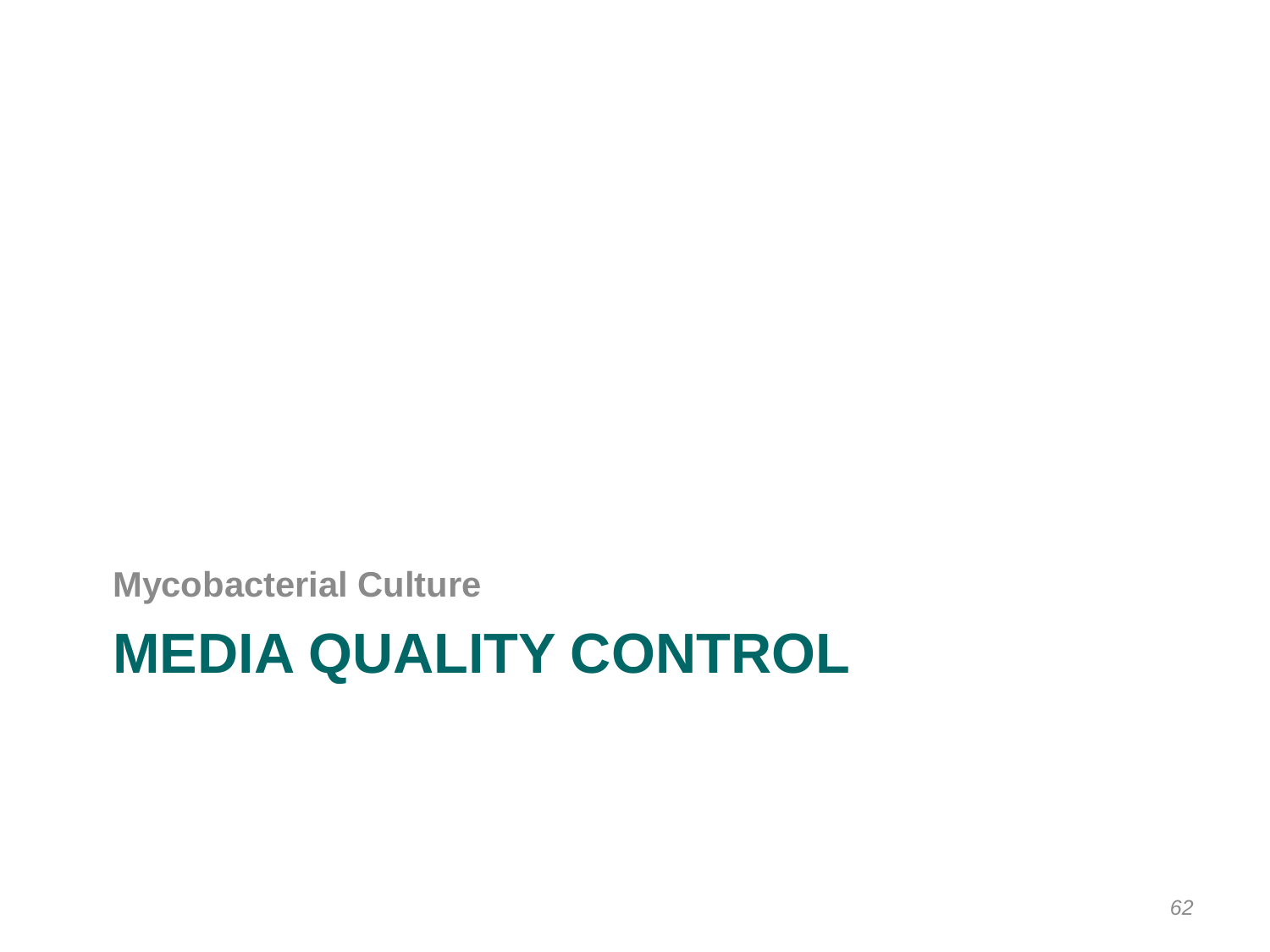Mycobacterial Culture

# MEDIA QUALITY CONTROL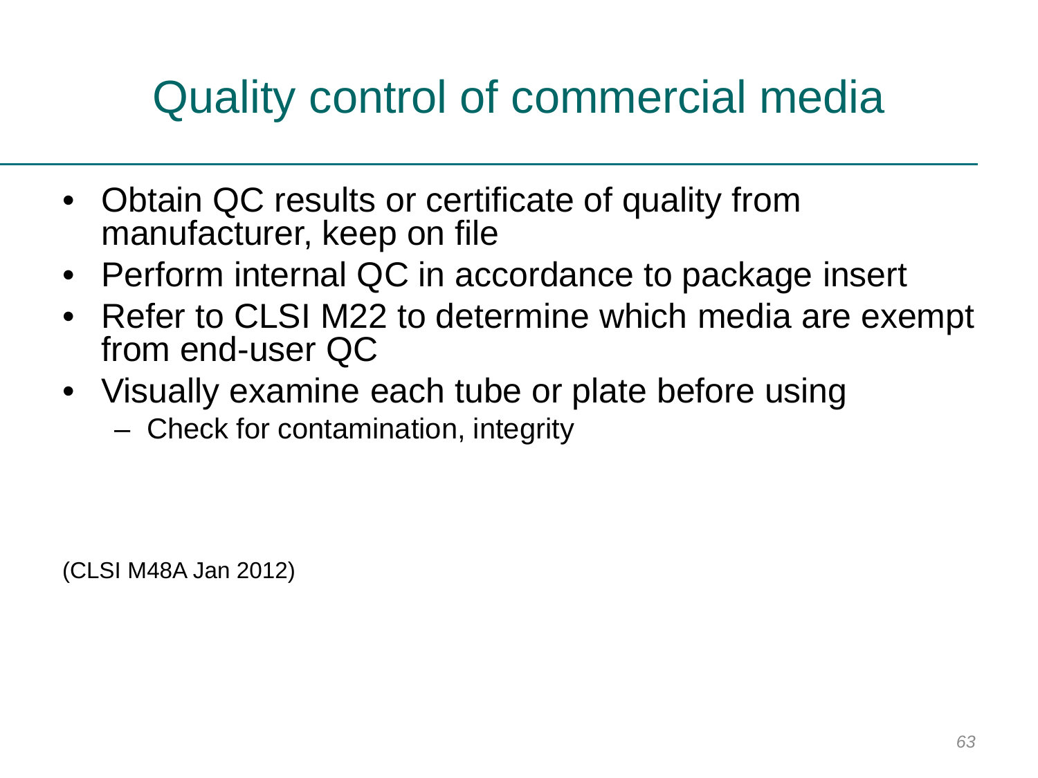# Quality control of commercial media

- Obtain QC results or certificate of quality from manufacturer, keep on file
- Perform internal QC in accordance to package insert
- Refer to CLSI M22 to determine which media are exempt from end-user QC
- Visually examine each tube or plate before using
  - Check for contamination, integrity

(CLSI M48A Jan 2012)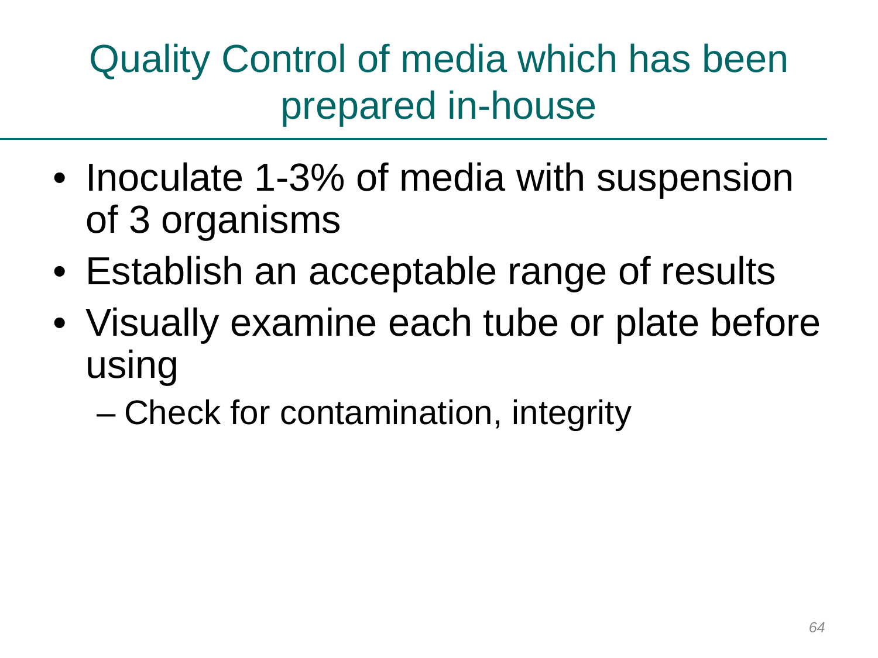# Quality Control of media which has been prepared in-house

- Inoculate 1-3% of media with suspension of 3 organisms
- Establish an acceptable range of results
- Visually examine each tube or plate before using
  - Check for contamination, integrity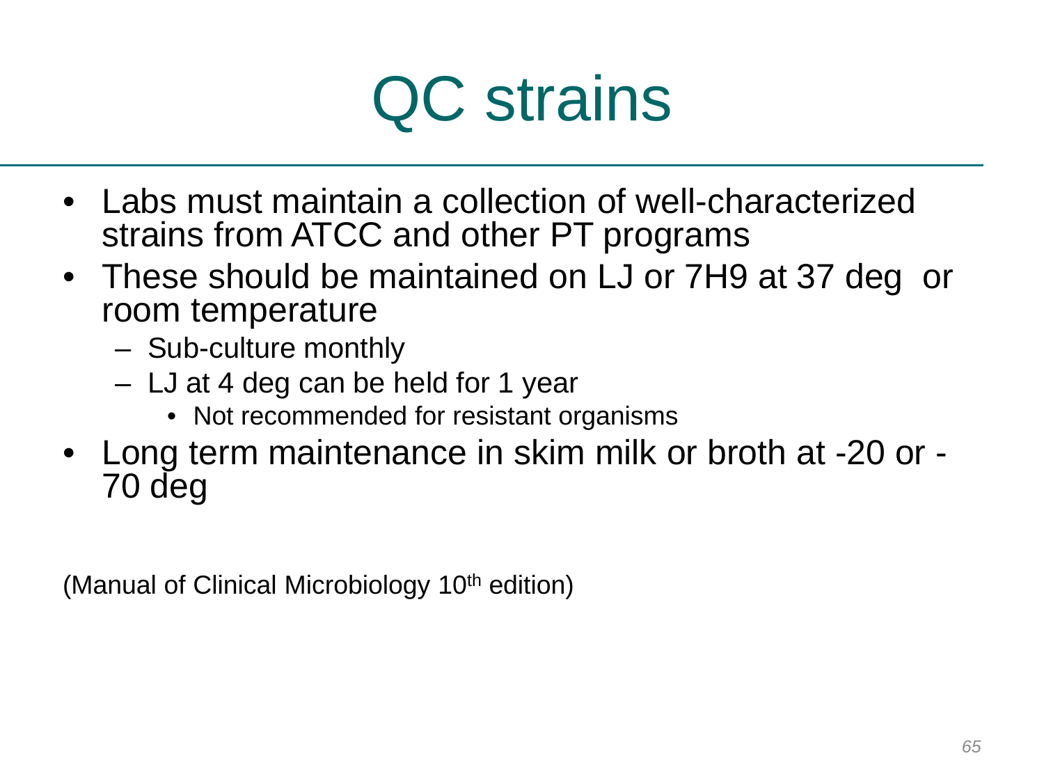# QC strains

- Labs must maintain a collection of well-characterized strains from ATCC and other PT programs
- These should be maintained on LJ or 7H9 at 37 deg or room temperature
  - Sub-culture monthly
  - LJ at 4 deg can be held for 1 year
    - Not recommended for resistant organisms
- Long term maintenance in skim milk or broth at -20 or -70 deg

(Manual of Clinical Microbiology 10th edition)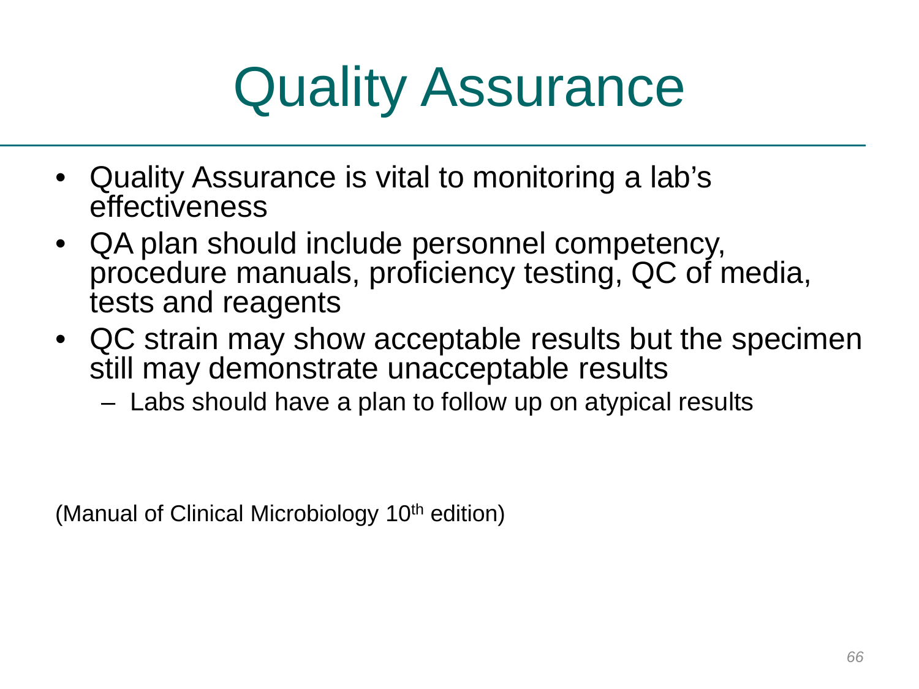# Quality Assurance

- Quality Assurance is vital to monitoring a lab's effectiveness
- QA plan should include personnel competency, procedure manuals, proficiency testing, QC of media, tests and reagents
- QC strain may show acceptable results but the specimen still may demonstrate unacceptable results
  - Labs should have a plan to follow up on atypical results

(Manual of Clinical Microbiology 10th edition)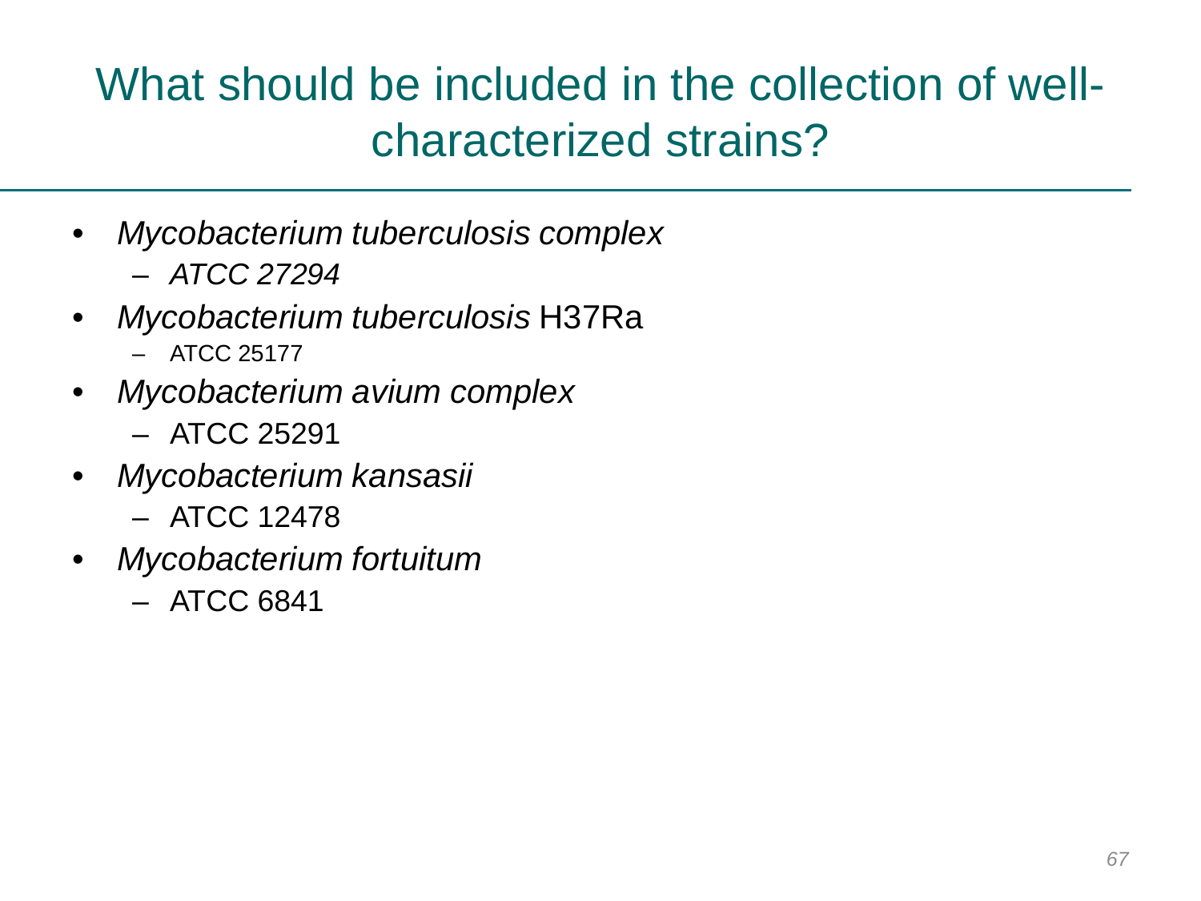# What should be included in the collection of well-characterized strains?

- *Mycobacterium tuberculosis complex*
  - *ATCC 27294*
- *Mycobacterium tuberculosis* H37Ra
  - ATCC 25177
- *Mycobacterium avium complex*
  - ATCC 25291
- *Mycobacterium kansasii*
  - ATCC 12478
- *Mycobacterium fortuitum*
  - ATCC 6841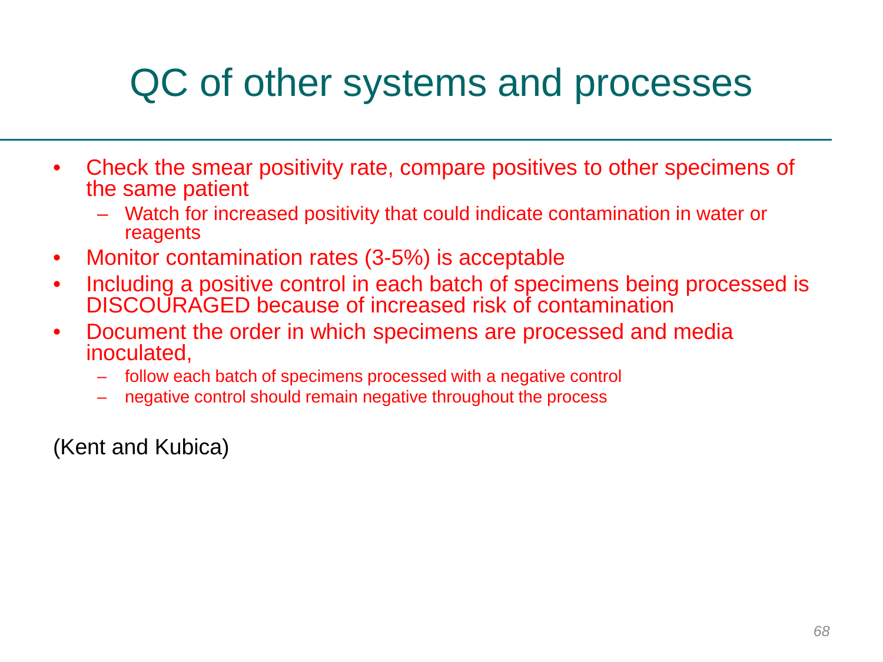# QC of other systems and processes

- Check the smear positivity rate, compare positives to other specimens of the same patient
  - Watch for increased positivity that could indicate contamination in water or reagents
- Monitor contamination rates (3-5%) is acceptable
- Including a positive control in each batch of specimens being processed is DISCOURAGED because of increased risk of contamination
- Document the order in which specimens are processed and media inoculated,
  - follow each batch of specimens processed with a negative control
  - negative control should remain negative throughout the process

(Kent and Kubica)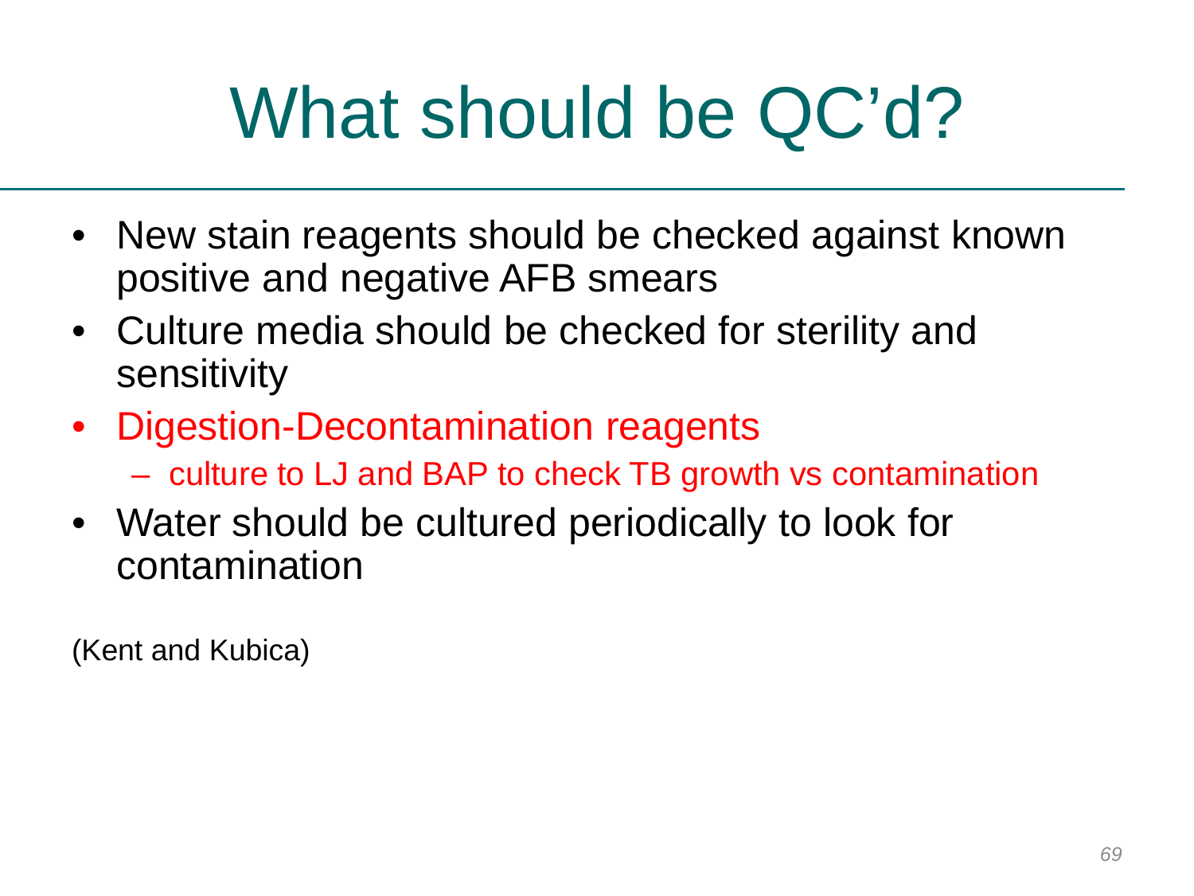# What should be QC'd?

- New stain reagents should be checked against known positive and negative AFB smears
- Culture media should be checked for sterility and sensitivity
- Digestion-Decontamination reagents
  - culture to LJ and BAP to check TB growth vs contamination
- Water should be cultured periodically to look for contamination

(Kent and Kubica)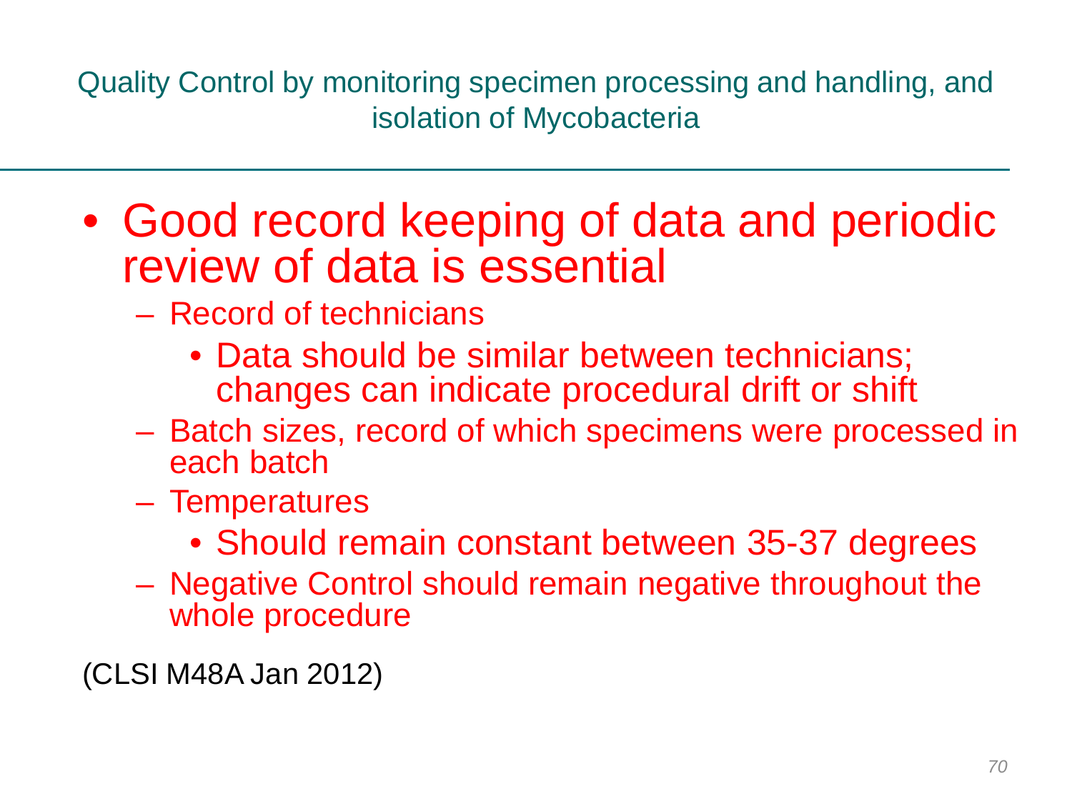## Quality Control by monitoring specimen processing and handling, and isolation of Mycobacteria

- Good record keeping of data and periodic review of data is essential
  - Record of technicians
    - Data should be similar between technicians; changes can indicate procedural drift or shift
  - Batch sizes, record of which specimens were processed in each batch
  - Temperatures
    - Should remain constant between 35-37 degrees
  - Negative Control should remain negative throughout the whole procedure

(CLSI M48A Jan 2012)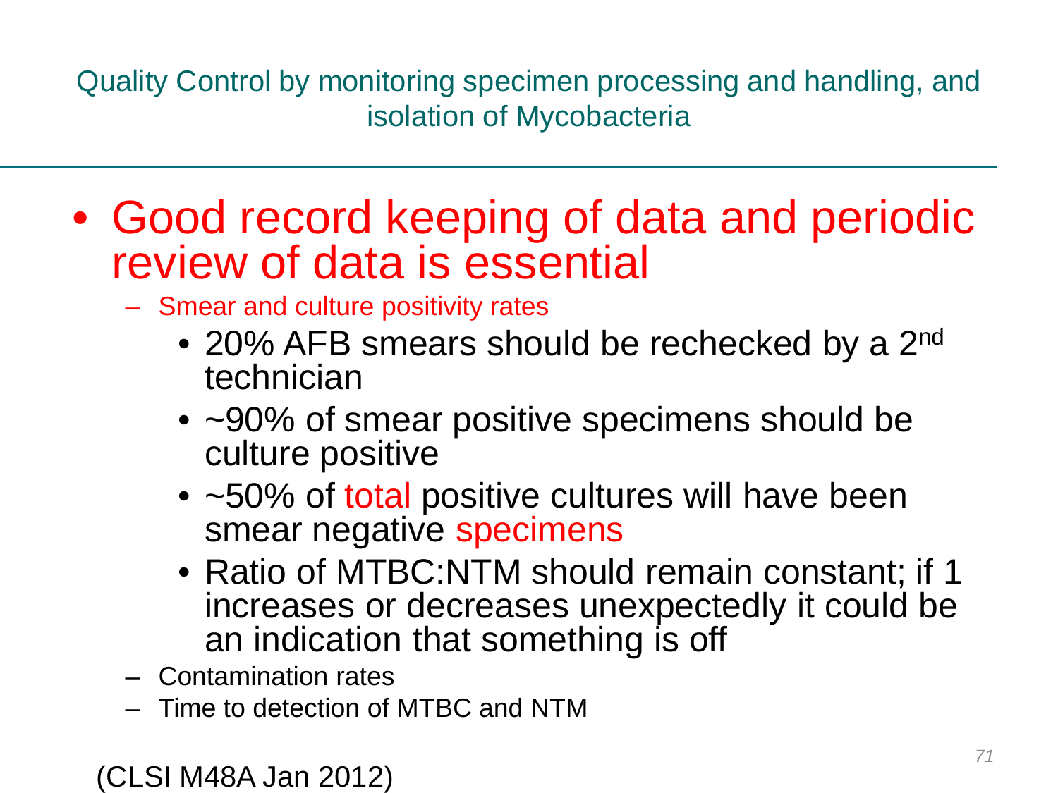## Quality Control by monitoring specimen processing and handling, and isolation of Mycobacteria

- Good record keeping of data and periodic review of data is essential
  - Smear and culture positivity rates
    - 20% AFB smears should be rechecked by a 2nd technician
    - ~90% of smear positive specimens should be culture positive
    - ~50% of total positive cultures will have been smear negative specimens
    - Ratio of MTBC:NTM should remain constant; if 1 increases or decreases unexpectedly it could be an indication that something is off
  - Contamination rates
  - Time to detection of MTBC and NTM

(CLSI M48A Jan 2012)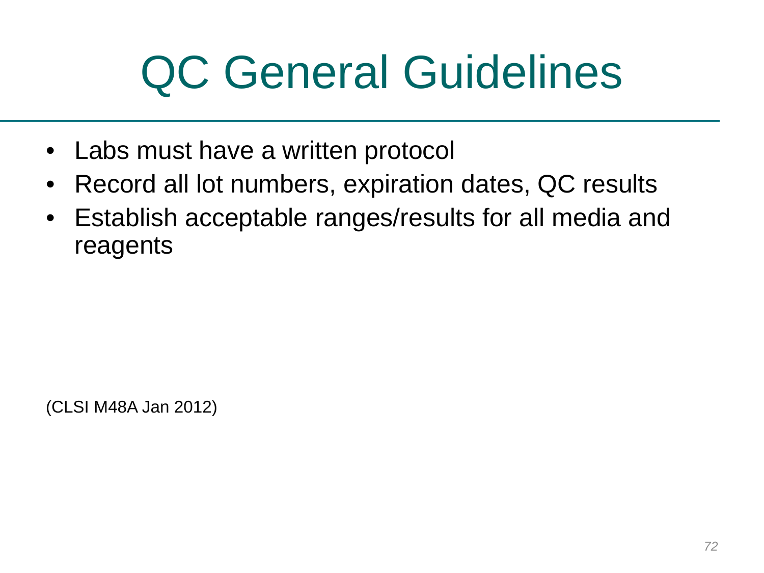# QC General Guidelines

- Labs must have a written protocol
- Record all lot numbers, expiration dates, QC results
- Establish acceptable ranges/results for all media and reagents

(CLSI M48A Jan 2012)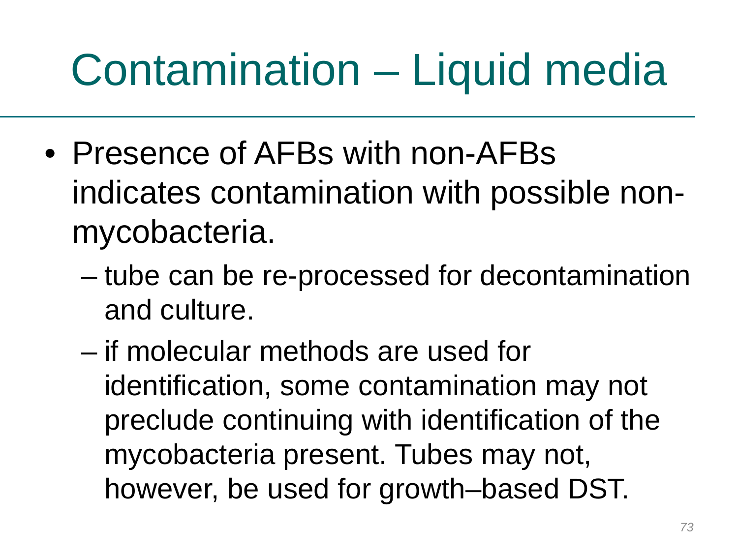# Contamination – Liquid media

- Presence of AFBs with non-AFBs indicates contamination with possible non-mycobacteria.
  - tube can be re-processed for decontamination and culture.
  - if molecular methods are used for identification, some contamination may not preclude continuing with identification of the mycobacteria present. Tubes may not, however, be used for growth–based DST.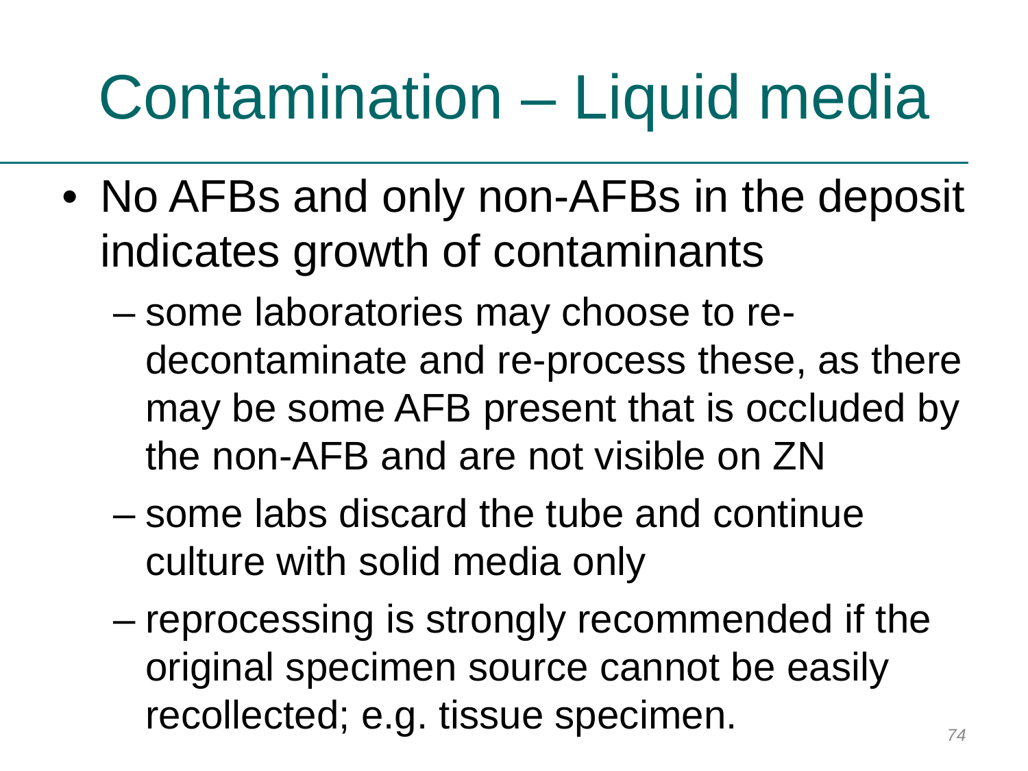# Contamination – Liquid media

- No AFBs and only non-AFBs in the deposit indicates growth of contaminants
  - some laboratories may choose to re-decontaminate and re-process these, as there may be some AFB present that is occluded by the non-AFB and are not visible on ZN
  - some labs discard the tube and continue culture with solid media only
  - reprocessing is strongly recommended if the original specimen source cannot be easily recollected; e.g. tissue specimen.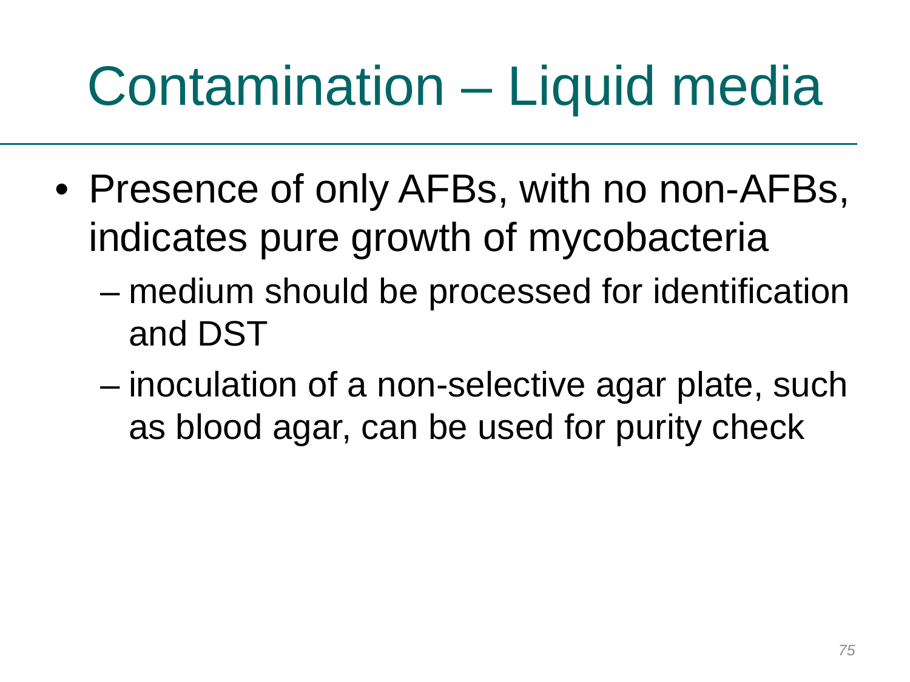# Contamination – Liquid media

- Presence of only AFBs, with no non-AFBs, indicates pure growth of mycobacteria
  - medium should be processed for identification and DST
  - inoculation of a non-selective agar plate, such as blood agar, can be used for purity check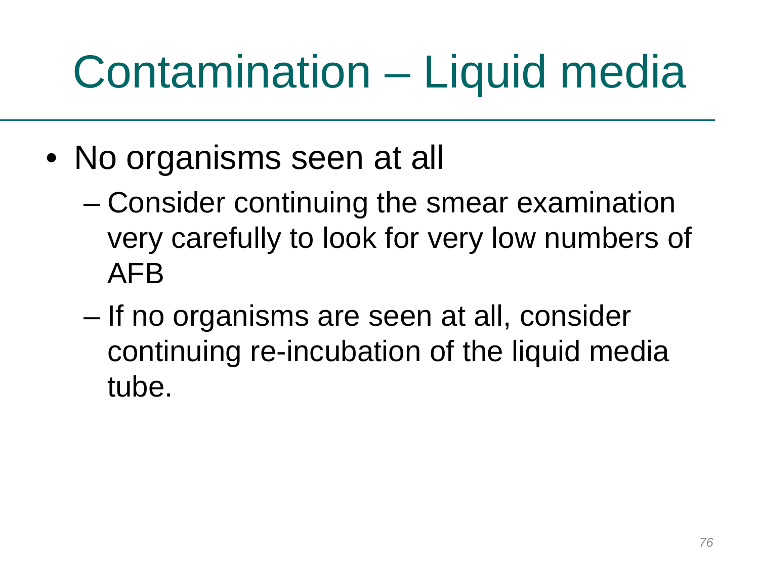# Contamination – Liquid media

- No organisms seen at all
  - Consider continuing the smear examination very carefully to look for very low numbers of AFB
  - If no organisms are seen at all, consider continuing re-incubation of the liquid media tube.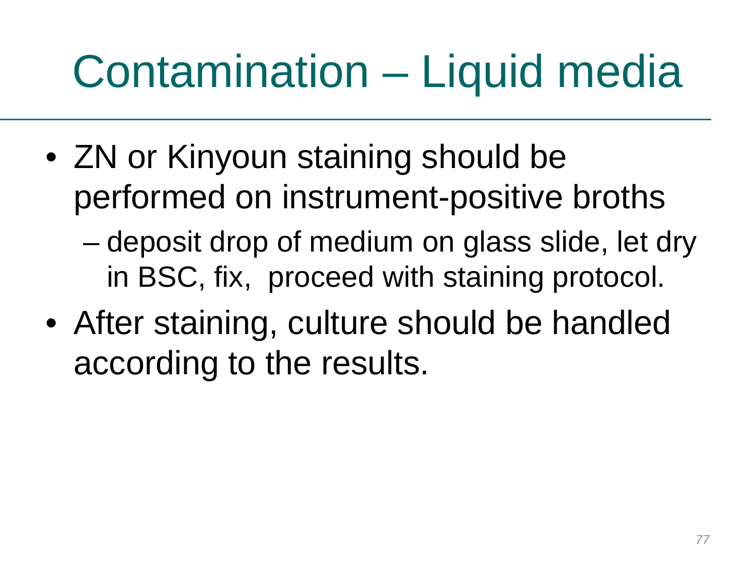# Contamination – Liquid media

- ZN or Kinyoun staining should be performed on instrument-positive broths
  - deposit drop of medium on glass slide, let dry in BSC, fix, proceed with staining protocol.
- After staining, culture should be handled according to the results.